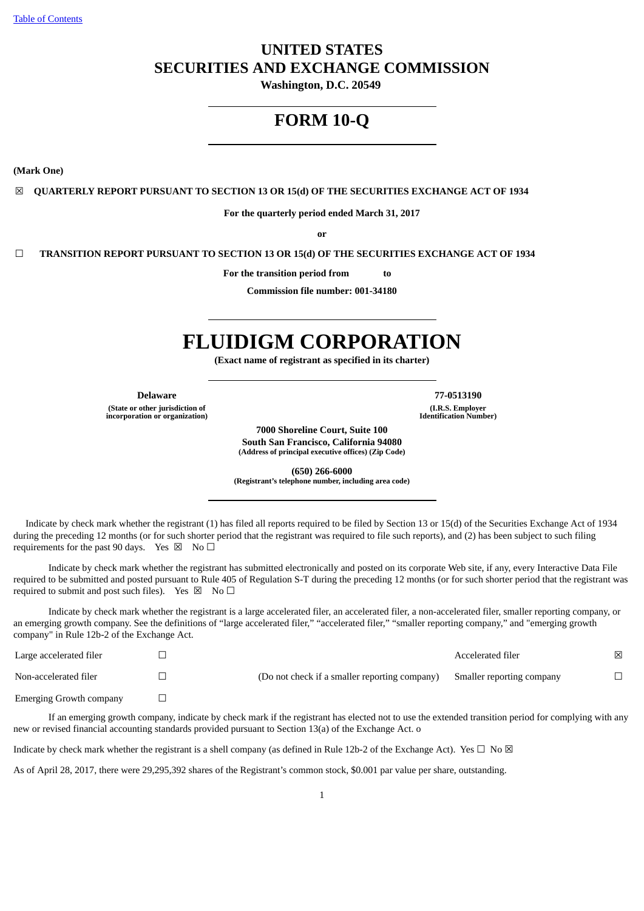[Table of Contents](#)

# UNITED STATES
# SECURITIES AND EXCHANGE COMMISSION

**Washington, D.C. 20549**

# FORM 10-Q

**(Mark One)**

☒ **QUARTERLY REPORT PURSUANT TO SECTION 13 OR 15(d) OF THE SECURITIES EXCHANGE ACT OF 1934**

**For the quarterly period ended March 31, 2017**

**or**

☐ **TRANSITION REPORT PURSUANT TO SECTION 13 OR 15(d) OF THE SECURITIES EXCHANGE ACT OF 1934**

**For the transition period from to**

**Commission file number: 001-34180**

# FLUIDIGM CORPORATION

**(Exact name of registrant as specified in its charter)**

| **Delaware** | **77-0513190** |
|---|---|
| **(State or other jurisdiction of incorporation or organization)** | **(I.R.S. Employer Identification Number)** |

**7000 Shoreline Court, Suite 100**
**South San Francisco, California 94080**
**(Address of principal executive offices) (Zip Code)**

**(650) 266-6000**
**(Registrant's telephone number, including area code)**

Indicate by check mark whether the registrant (1) has filed all reports required to be filed by Section 13 or 15(d) of the Securities Exchange Act of 1934 during the preceding 12 months (or for such shorter period that the registrant was required to file such reports), and (2) has been subject to such filing requirements for the past 90 days. Yes ☒ No ☐

Indicate by check mark whether the registrant has submitted electronically and posted on its corporate Web site, if any, every Interactive Data File required to be submitted and posted pursuant to Rule 405 of Regulation S-T during the preceding 12 months (or for such shorter period that the registrant was required to submit and post such files). Yes ☒ No ☐

Indicate by check mark whether the registrant is a large accelerated filer, an accelerated filer, a non-accelerated filer, smaller reporting company, or an emerging growth company. See the definitions of "large accelerated filer," "accelerated filer," "smaller reporting company," and "emerging growth company" in Rule 12b-2 of the Exchange Act.

| | | | | |
|---|---|---|---|---|
| Large accelerated filer | ☐ | | Accelerated filer | ☒ |
| Non-accelerated filer | ☐ | (Do not check if a smaller reporting company) | Smaller reporting company | ☐ |
| Emerging Growth company | ☐ | | | |

If an emerging growth company, indicate by check mark if the registrant has elected not to use the extended transition period for complying with any new or revised financial accounting standards provided pursuant to Section 13(a) of the Exchange Act. o

Indicate by check mark whether the registrant is a shell company (as defined in Rule 12b-2 of the Exchange Act). Yes ☐ No ☒

As of April 28, 2017, there were 29,295,392 shares of the Registrant's common stock, $0.001 par value per share, outstanding.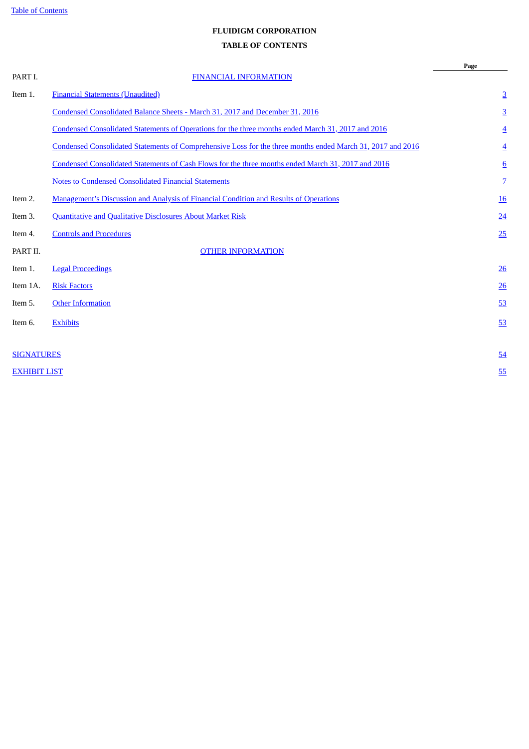**FLUIDIGM CORPORATION**

**TABLE OF CONTENTS**

| | | Page |
|---|---|---|
| PART I. | FINANCIAL INFORMATION | |
| Item 1. | Financial Statements (Unaudited) | 3 |
| | Condensed Consolidated Balance Sheets - March 31, 2017 and December 31, 2016 | 3 |
| | Condensed Consolidated Statements of Operations for the three months ended March 31, 2017 and 2016 | 4 |
| | Condensed Consolidated Statements of Comprehensive Loss for the three months ended March 31, 2017 and 2016 | 4 |
| | Condensed Consolidated Statements of Cash Flows for the three months ended March 31, 2017 and 2016 | 6 |
| | Notes to Condensed Consolidated Financial Statements | 7 |
| Item 2. | Management's Discussion and Analysis of Financial Condition and Results of Operations | 16 |
| Item 3. | Quantitative and Qualitative Disclosures About Market Risk | 24 |
| Item 4. | Controls and Procedures | 25 |
| PART II. | OTHER INFORMATION | |
| Item 1. | Legal Proceedings | 26 |
| Item 1A. | Risk Factors | 26 |
| Item 5. | Other Information | 53 |
| Item 6. | Exhibits | 53 |
| SIGNATURES | | 54 |
| EXHIBIT LIST | | 55 |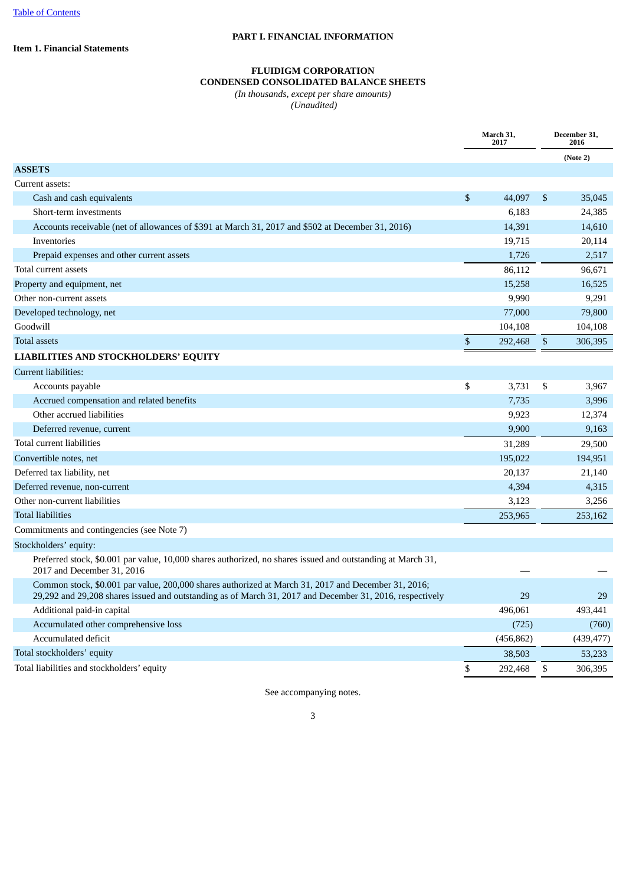Table of Contents

# PART I. FINANCIAL INFORMATION

## Item 1. Financial Statements

### FLUIDIGM CORPORATION
### CONDENSED CONSOLIDATED BALANCE SHEETS

*(In thousands, except per share amounts)*
*(Unaudited)*

| | March 31, 2017 | December 31, 2016 |
|---|---|---|
| | | (Note 2) |
| **ASSETS** | | |
| Current assets: | | |
| Cash and cash equivalents | $ 44,097 | $ 35,045 |
| Short-term investments | 6,183 | 24,385 |
| Accounts receivable (net of allowances of $391 at March 31, 2017 and $502 at December 31, 2016) | 14,391 | 14,610 |
| Inventories | 19,715 | 20,114 |
| Prepaid expenses and other current assets | 1,726 | 2,517 |
| Total current assets | 86,112 | 96,671 |
| Property and equipment, net | 15,258 | 16,525 |
| Other non-current assets | 9,990 | 9,291 |
| Developed technology, net | 77,000 | 79,800 |
| Goodwill | 104,108 | 104,108 |
| Total assets | $ 292,468 | $ 306,395 |
| **LIABILITIES AND STOCKHOLDERS' EQUITY** | | |
| Current liabilities: | | |
| Accounts payable | $ 3,731 | $ 3,967 |
| Accrued compensation and related benefits | 7,735 | 3,996 |
| Other accrued liabilities | 9,923 | 12,374 |
| Deferred revenue, current | 9,900 | 9,163 |
| Total current liabilities | 31,289 | 29,500 |
| Convertible notes, net | 195,022 | 194,951 |
| Deferred tax liability, net | 20,137 | 21,140 |
| Deferred revenue, non-current | 4,394 | 4,315 |
| Other non-current liabilities | 3,123 | 3,256 |
| Total liabilities | 253,965 | 253,162 |
| Commitments and contingencies (see Note 7) | | |
| Stockholders' equity: | | |
| Preferred stock, $0.001 par value, 10,000 shares authorized, no shares issued and outstanding at March 31, 2017 and December 31, 2016 | — | — |
| Common stock, $0.001 par value, 200,000 shares authorized at March 31, 2017 and December 31, 2016; 29,292 and 29,208 shares issued and outstanding as of March 31, 2017 and December 31, 2016, respectively | 29 | 29 |
| Additional paid-in capital | 496,061 | 493,441 |
| Accumulated other comprehensive loss | (725) | (760) |
| Accumulated deficit | (456,862) | (439,477) |
| Total stockholders' equity | 38,503 | 53,233 |
| Total liabilities and stockholders' equity | $ 292,468 | $ 306,395 |

See accompanying notes.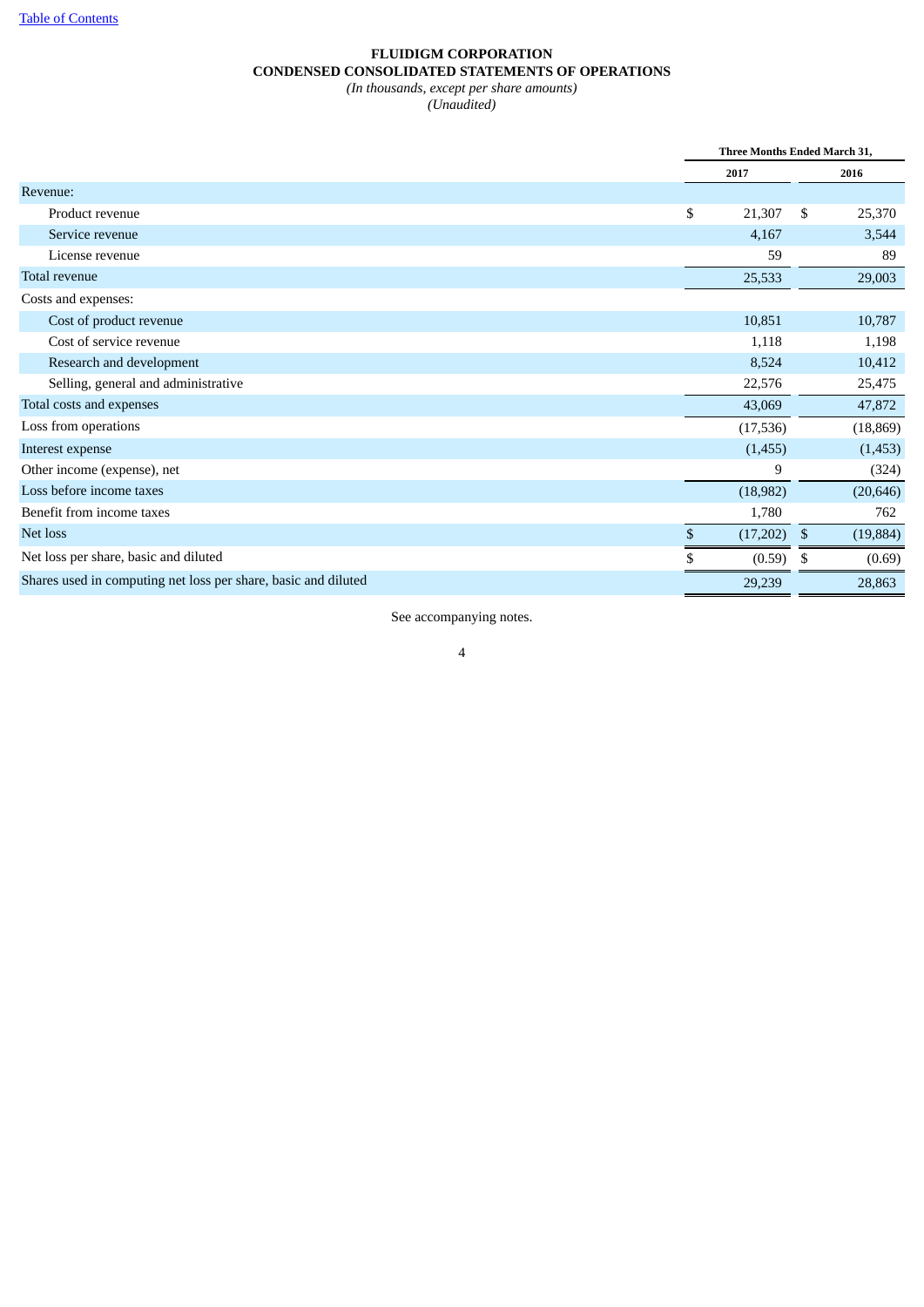**FLUIDIGM CORPORATION**
**CONDENSED CONSOLIDATED STATEMENTS OF OPERATIONS**
*(In thousands, except per share amounts)*
*(Unaudited)*

| | Three Months Ended March 31, | |
|---|---|---|
| | 2017 | 2016 |
| Revenue: | | |
| Product revenue | $ 21,307 | $ 25,370 |
| Service revenue | 4,167 | 3,544 |
| License revenue | 59 | 89 |
| Total revenue | 25,533 | 29,003 |
| Costs and expenses: | | |
| Cost of product revenue | 10,851 | 10,787 |
| Cost of service revenue | 1,118 | 1,198 |
| Research and development | 8,524 | 10,412 |
| Selling, general and administrative | 22,576 | 25,475 |
| Total costs and expenses | 43,069 | 47,872 |
| Loss from operations | (17,536) | (18,869) |
| Interest expense | (1,455) | (1,453) |
| Other income (expense), net | 9 | (324) |
| Loss before income taxes | (18,982) | (20,646) |
| Benefit from income taxes | 1,780 | 762 |
| Net loss | $ (17,202) | $ (19,884) |
| Net loss per share, basic and diluted | $ (0.59) | $ (0.69) |
| Shares used in computing net loss per share, basic and diluted | 29,239 | 28,863 |

See accompanying notes.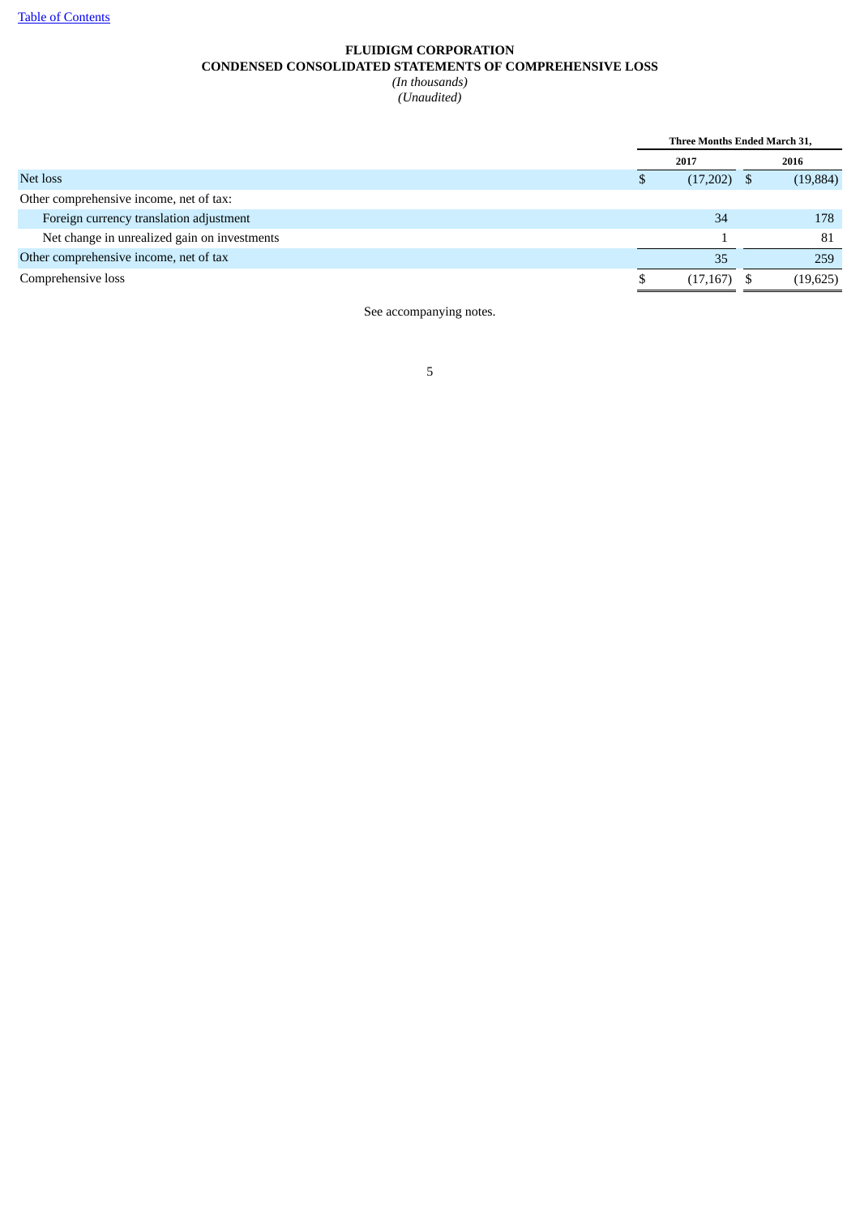**FLUIDIGM CORPORATION**
**CONDENSED CONSOLIDATED STATEMENTS OF COMPREHENSIVE LOSS**
*(In thousands)*
*(Unaudited)*

| | Three Months Ended March 31, | |
|---|---|---|
| | 2017 | 2016 |
| Net loss | $ (17,202) | $ (19,884) |
| Other comprehensive income, net of tax: | | |
| Foreign currency translation adjustment | 34 | 178 |
| Net change in unrealized gain on investments | 1 | 81 |
| Other comprehensive income, net of tax | 35 | 259 |
| Comprehensive loss | $ (17,167) | $ (19,625) |

See accompanying notes.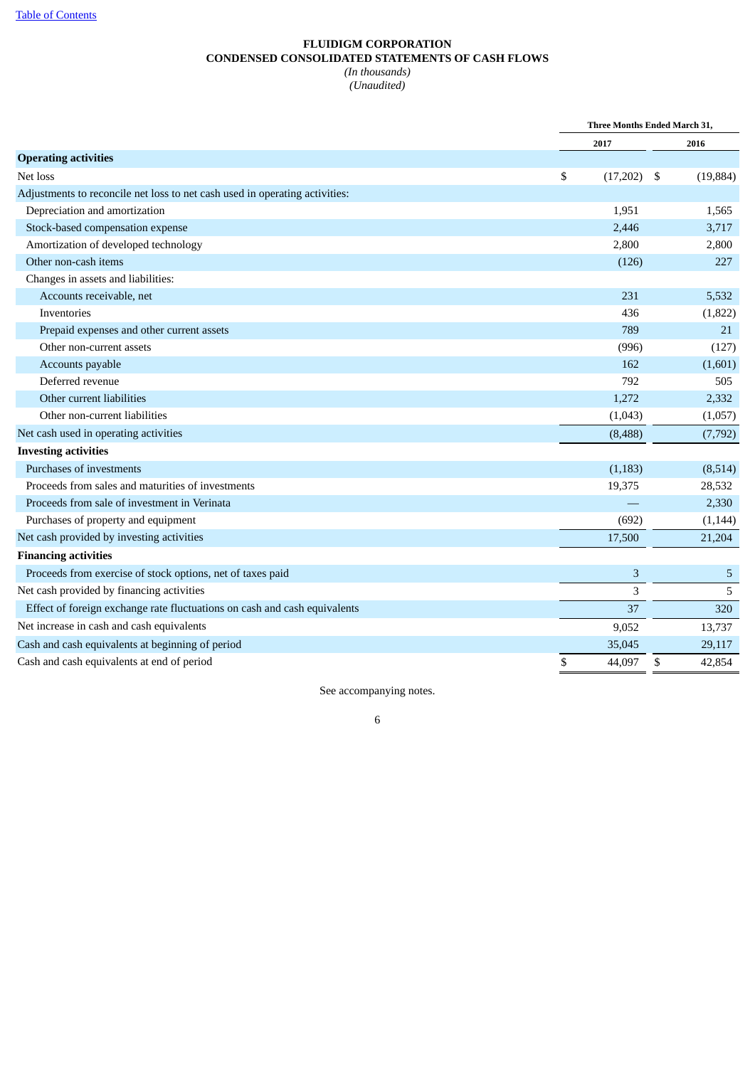[Table of Contents](#)

**FLUIDIGM CORPORATION**
**CONDENSED CONSOLIDATED STATEMENTS OF CASH FLOWS**
*(In thousands)*
*(Unaudited)*

| | Three Months Ended March 31, | |
|---|---|---|
| | 2017 | 2016 |
| **Operating activities** | | |
| Net loss | $ (17,202) | $ (19,884) |
| Adjustments to reconcile net loss to net cash used in operating activities: | | |
| Depreciation and amortization | 1,951 | 1,565 |
| Stock-based compensation expense | 2,446 | 3,717 |
| Amortization of developed technology | 2,800 | 2,800 |
| Other non-cash items | (126) | 227 |
| Changes in assets and liabilities: | | |
| Accounts receivable, net | 231 | 5,532 |
| Inventories | 436 | (1,822) |
| Prepaid expenses and other current assets | 789 | 21 |
| Other non-current assets | (996) | (127) |
| Accounts payable | 162 | (1,601) |
| Deferred revenue | 792 | 505 |
| Other current liabilities | 1,272 | 2,332 |
| Other non-current liabilities | (1,043) | (1,057) |
| Net cash used in operating activities | (8,488) | (7,792) |
| **Investing activities** | | |
| Purchases of investments | (1,183) | (8,514) |
| Proceeds from sales and maturities of investments | 19,375 | 28,532 |
| Proceeds from sale of investment in Verinata | — | 2,330 |
| Purchases of property and equipment | (692) | (1,144) |
| Net cash provided by investing activities | 17,500 | 21,204 |
| **Financing activities** | | |
| Proceeds from exercise of stock options, net of taxes paid | 3 | 5 |
| Net cash provided by financing activities | 3 | 5 |
| Effect of foreign exchange rate fluctuations on cash and cash equivalents | 37 | 320 |
| Net increase in cash and cash equivalents | 9,052 | 13,737 |
| Cash and cash equivalents at beginning of period | 35,045 | 29,117 |
| Cash and cash equivalents at end of period | $ 44,097 | $ 42,854 |

See accompanying notes.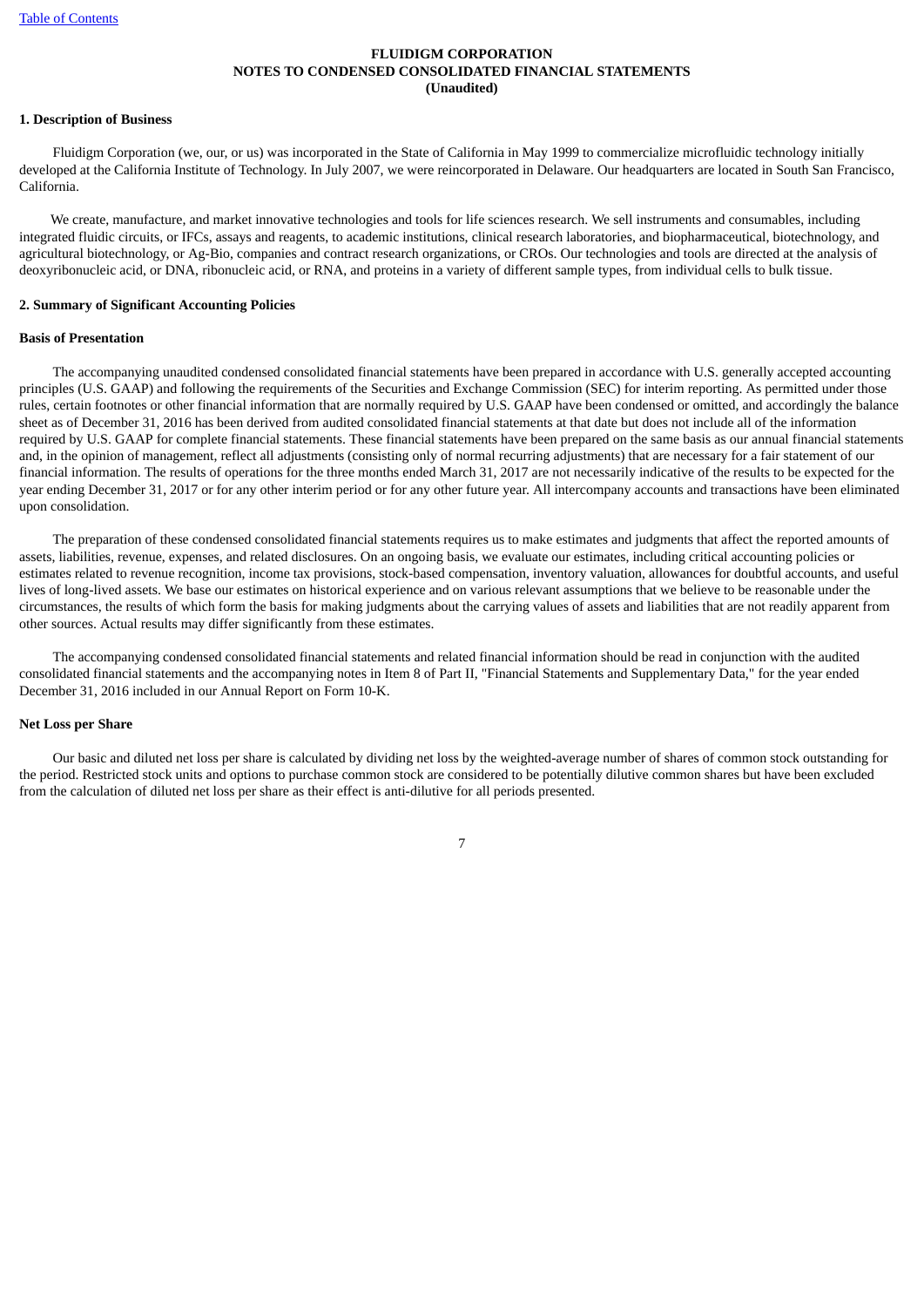**FLUIDIGM CORPORATION**
**NOTES TO CONDENSED CONSOLIDATED FINANCIAL STATEMENTS**
**(Unaudited)**

## 1. Description of Business

Fluidigm Corporation (we, our, or us) was incorporated in the State of California in May 1999 to commercialize microfluidic technology initially developed at the California Institute of Technology. In July 2007, we were reincorporated in Delaware. Our headquarters are located in South San Francisco, California.

We create, manufacture, and market innovative technologies and tools for life sciences research. We sell instruments and consumables, including integrated fluidic circuits, or IFCs, assays and reagents, to academic institutions, clinical research laboratories, and biopharmaceutical, biotechnology, and agricultural biotechnology, or Ag-Bio, companies and contract research organizations, or CROs. Our technologies and tools are directed at the analysis of deoxyribonucleic acid, or DNA, ribonucleic acid, or RNA, and proteins in a variety of different sample types, from individual cells to bulk tissue.

## 2. Summary of Significant Accounting Policies

### Basis of Presentation

The accompanying unaudited condensed consolidated financial statements have been prepared in accordance with U.S. generally accepted accounting principles (U.S. GAAP) and following the requirements of the Securities and Exchange Commission (SEC) for interim reporting. As permitted under those rules, certain footnotes or other financial information that are normally required by U.S. GAAP have been condensed or omitted, and accordingly the balance sheet as of December 31, 2016 has been derived from audited consolidated financial statements at that date but does not include all of the information required by U.S. GAAP for complete financial statements. These financial statements have been prepared on the same basis as our annual financial statements and, in the opinion of management, reflect all adjustments (consisting only of normal recurring adjustments) that are necessary for a fair statement of our financial information. The results of operations for the three months ended March 31, 2017 are not necessarily indicative of the results to be expected for the year ending December 31, 2017 or for any other interim period or for any other future year. All intercompany accounts and transactions have been eliminated upon consolidation.

The preparation of these condensed consolidated financial statements requires us to make estimates and judgments that affect the reported amounts of assets, liabilities, revenue, expenses, and related disclosures. On an ongoing basis, we evaluate our estimates, including critical accounting policies or estimates related to revenue recognition, income tax provisions, stock-based compensation, inventory valuation, allowances for doubtful accounts, and useful lives of long-lived assets. We base our estimates on historical experience and on various relevant assumptions that we believe to be reasonable under the circumstances, the results of which form the basis for making judgments about the carrying values of assets and liabilities that are not readily apparent from other sources. Actual results may differ significantly from these estimates.

The accompanying condensed consolidated financial statements and related financial information should be read in conjunction with the audited consolidated financial statements and the accompanying notes in Item 8 of Part II, "Financial Statements and Supplementary Data," for the year ended December 31, 2016 included in our Annual Report on Form 10-K.

### Net Loss per Share

Our basic and diluted net loss per share is calculated by dividing net loss by the weighted-average number of shares of common stock outstanding for the period. Restricted stock units and options to purchase common stock are considered to be potentially dilutive common shares but have been excluded from the calculation of diluted net loss per share as their effect is anti-dilutive for all periods presented.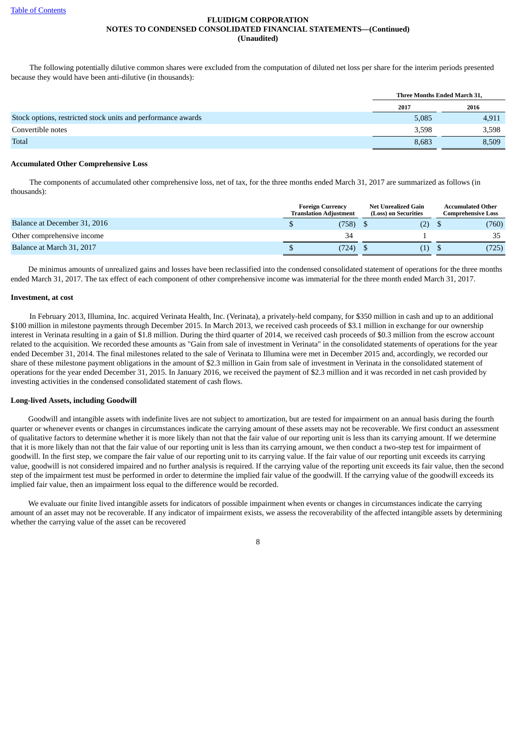The following potentially dilutive common shares were excluded from the computation of diluted net loss per share for the interim periods presented because they would have been anti-dilutive (in thousands):

| | Three Months Ended March 31, | |
|---|---|---|
| | 2017 | 2016 |
| Stock options, restricted stock units and performance awards | 5,085 | 4,911 |
| Convertible notes | 3,598 | 3,598 |
| Total | 8,683 | 8,509 |

**Accumulated Other Comprehensive Loss**

The components of accumulated other comprehensive loss, net of tax, for the three months ended March 31, 2017 are summarized as follows (in thousands):

| | Foreign Currency Translation Adjustment | Net Unrealized Gain (Loss) on Securities | Accumulated Other Comprehensive Loss |
|---|---|---|---|
| Balance at December 31, 2016 | $ (758) | $ (2) | $ (760) |
| Other comprehensive income | 34 | 1 | 35 |
| Balance at March 31, 2017 | $ (724) | $ (1) | $ (725) |

De minimus amounts of unrealized gains and losses have been reclassified into the condensed consolidated statement of operations for the three months ended March 31, 2017. The tax effect of each component of other comprehensive income was immaterial for the three month ended March 31, 2017.

**Investment, at cost**

In February 2013, Illumina, Inc. acquired Verinata Health, Inc. (Verinata), a privately-held company, for $350 million in cash and up to an additional $100 million in milestone payments through December 2015. In March 2013, we received cash proceeds of $3.1 million in exchange for our ownership interest in Verinata resulting in a gain of $1.8 million. During the third quarter of 2014, we received cash proceeds of $0.3 million from the escrow account related to the acquisition. We recorded these amounts as "Gain from sale of investment in Verinata" in the consolidated statements of operations for the year ended December 31, 2014. The final milestones related to the sale of Verinata to Illumina were met in December 2015 and, accordingly, we recorded our share of these milestone payment obligations in the amount of $2.3 million in Gain from sale of investment in Verinata in the consolidated statement of operations for the year ended December 31, 2015. In January 2016, we received the payment of $2.3 million and it was recorded in net cash provided by investing activities in the condensed consolidated statement of cash flows.

**Long-lived Assets, including Goodwill**

Goodwill and intangible assets with indefinite lives are not subject to amortization, but are tested for impairment on an annual basis during the fourth quarter or whenever events or changes in circumstances indicate the carrying amount of these assets may not be recoverable. We first conduct an assessment of qualitative factors to determine whether it is more likely than not that the fair value of our reporting unit is less than its carrying amount. If we determine that it is more likely than not that the fair value of our reporting unit is less than its carrying amount, we then conduct a two-step test for impairment of goodwill. In the first step, we compare the fair value of our reporting unit to its carrying value. If the fair value of our reporting unit exceeds its carrying value, goodwill is not considered impaired and no further analysis is required. If the carrying value of the reporting unit exceeds its fair value, then the second step of the impairment test must be performed in order to determine the implied fair value of the goodwill. If the carrying value of the goodwill exceeds its implied fair value, then an impairment loss equal to the difference would be recorded.

We evaluate our finite lived intangible assets for indicators of possible impairment when events or changes in circumstances indicate the carrying amount of an asset may not be recoverable. If any indicator of impairment exists, we assess the recoverability of the affected intangible assets by determining whether the carrying value of the asset can be recovered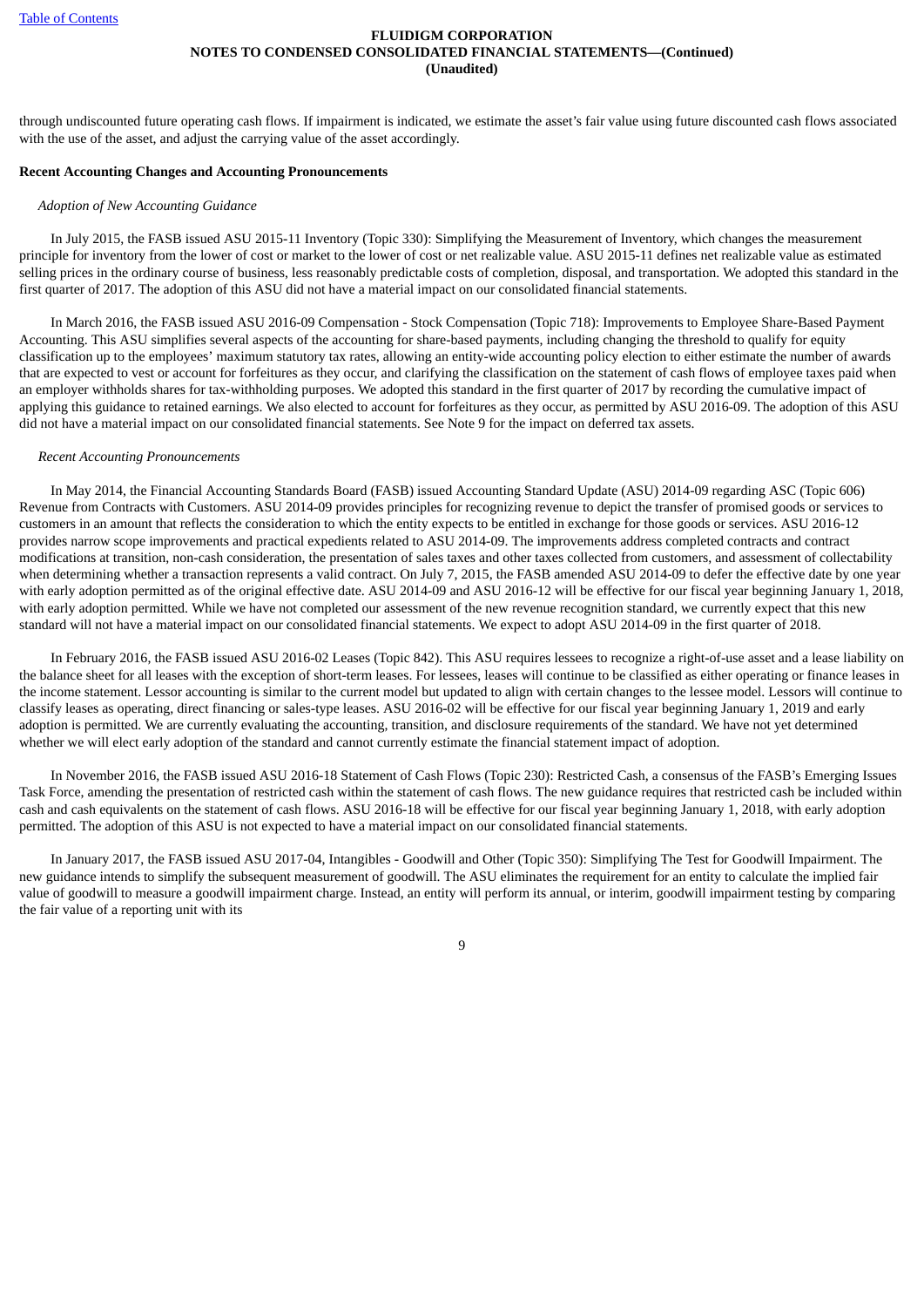through undiscounted future operating cash flows. If impairment is indicated, we estimate the asset's fair value using future discounted cash flows associated with the use of the asset, and adjust the carrying value of the asset accordingly.

**Recent Accounting Changes and Accounting Pronouncements**

*Adoption of New Accounting Guidance*

In July 2015, the FASB issued ASU 2015-11 Inventory (Topic 330): Simplifying the Measurement of Inventory, which changes the measurement principle for inventory from the lower of cost or market to the lower of cost or net realizable value. ASU 2015-11 defines net realizable value as estimated selling prices in the ordinary course of business, less reasonably predictable costs of completion, disposal, and transportation. We adopted this standard in the first quarter of 2017. The adoption of this ASU did not have a material impact on our consolidated financial statements.

In March 2016, the FASB issued ASU 2016-09 Compensation - Stock Compensation (Topic 718): Improvements to Employee Share-Based Payment Accounting. This ASU simplifies several aspects of the accounting for share-based payments, including changing the threshold to qualify for equity classification up to the employees' maximum statutory tax rates, allowing an entity-wide accounting policy election to either estimate the number of awards that are expected to vest or account for forfeitures as they occur, and clarifying the classification on the statement of cash flows of employee taxes paid when an employer withholds shares for tax-withholding purposes. We adopted this standard in the first quarter of 2017 by recording the cumulative impact of applying this guidance to retained earnings. We also elected to account for forfeitures as they occur, as permitted by ASU 2016-09. The adoption of this ASU did not have a material impact on our consolidated financial statements. See Note 9 for the impact on deferred tax assets.

*Recent Accounting Pronouncements*

In May 2014, the Financial Accounting Standards Board (FASB) issued Accounting Standard Update (ASU) 2014-09 regarding ASC (Topic 606) Revenue from Contracts with Customers. ASU 2014-09 provides principles for recognizing revenue to depict the transfer of promised goods or services to customers in an amount that reflects the consideration to which the entity expects to be entitled in exchange for those goods or services. ASU 2016-12 provides narrow scope improvements and practical expedients related to ASU 2014-09. The improvements address completed contracts and contract modifications at transition, non-cash consideration, the presentation of sales taxes and other taxes collected from customers, and assessment of collectability when determining whether a transaction represents a valid contract. On July 7, 2015, the FASB amended ASU 2014-09 to defer the effective date by one year with early adoption permitted as of the original effective date. ASU 2014-09 and ASU 2016-12 will be effective for our fiscal year beginning January 1, 2018, with early adoption permitted. While we have not completed our assessment of the new revenue recognition standard, we currently expect that this new standard will not have a material impact on our consolidated financial statements. We expect to adopt ASU 2014-09 in the first quarter of 2018.

In February 2016, the FASB issued ASU 2016-02 Leases (Topic 842). This ASU requires lessees to recognize a right-of-use asset and a lease liability on the balance sheet for all leases with the exception of short-term leases. For lessees, leases will continue to be classified as either operating or finance leases in the income statement. Lessor accounting is similar to the current model but updated to align with certain changes to the lessee model. Lessors will continue to classify leases as operating, direct financing or sales-type leases. ASU 2016-02 will be effective for our fiscal year beginning January 1, 2019 and early adoption is permitted. We are currently evaluating the accounting, transition, and disclosure requirements of the standard. We have not yet determined whether we will elect early adoption of the standard and cannot currently estimate the financial statement impact of adoption.

In November 2016, the FASB issued ASU 2016-18 Statement of Cash Flows (Topic 230): Restricted Cash, a consensus of the FASB's Emerging Issues Task Force, amending the presentation of restricted cash within the statement of cash flows. The new guidance requires that restricted cash be included within cash and cash equivalents on the statement of cash flows. ASU 2016-18 will be effective for our fiscal year beginning January 1, 2018, with early adoption permitted. The adoption of this ASU is not expected to have a material impact on our consolidated financial statements.

In January 2017, the FASB issued ASU 2017-04, Intangibles - Goodwill and Other (Topic 350): Simplifying The Test for Goodwill Impairment. The new guidance intends to simplify the subsequent measurement of goodwill. The ASU eliminates the requirement for an entity to calculate the implied fair value of goodwill to measure a goodwill impairment charge. Instead, an entity will perform its annual, or interim, goodwill impairment testing by comparing the fair value of a reporting unit with its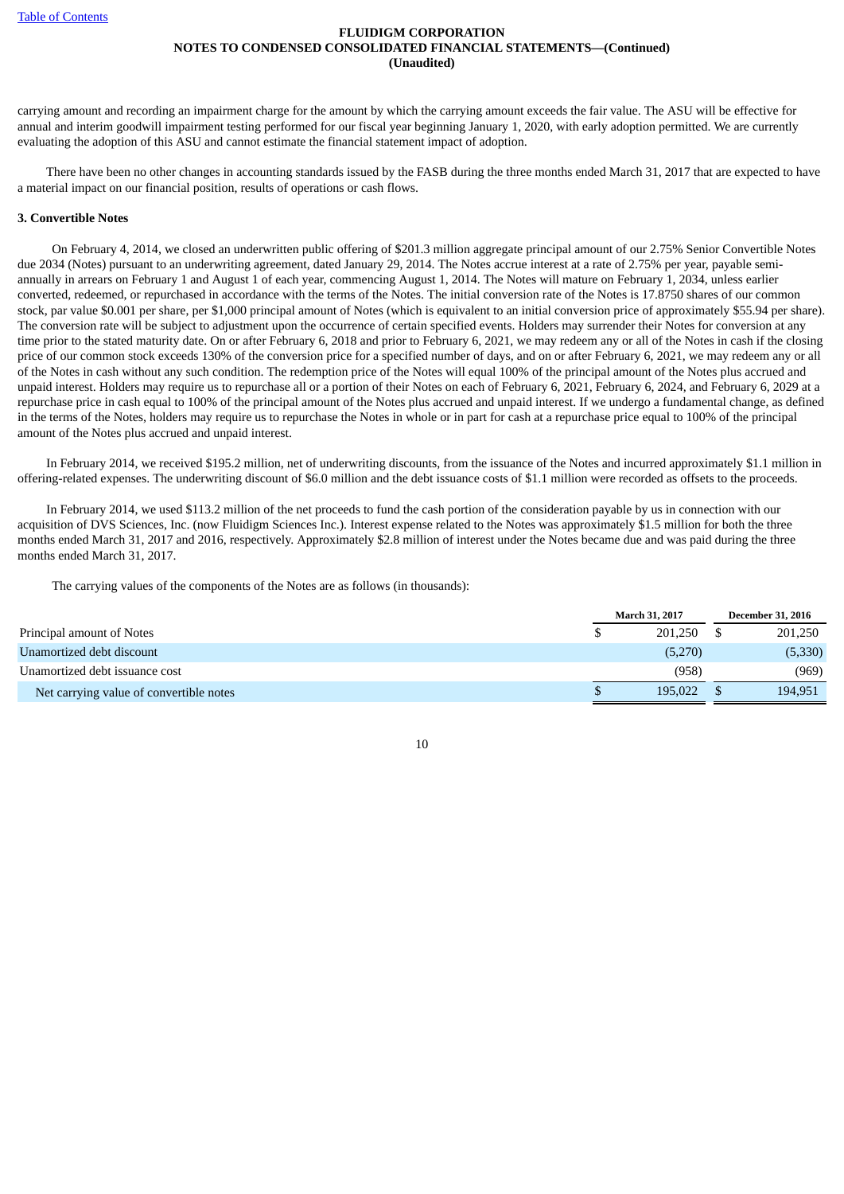carrying amount and recording an impairment charge for the amount by which the carrying amount exceeds the fair value. The ASU will be effective for annual and interim goodwill impairment testing performed for our fiscal year beginning January 1, 2020, with early adoption permitted. We are currently evaluating the adoption of this ASU and cannot estimate the financial statement impact of adoption.

There have been no other changes in accounting standards issued by the FASB during the three months ended March 31, 2017 that are expected to have a material impact on our financial position, results of operations or cash flows.

**3. Convertible Notes**

On February 4, 2014, we closed an underwritten public offering of $201.3 million aggregate principal amount of our 2.75% Senior Convertible Notes due 2034 (Notes) pursuant to an underwriting agreement, dated January 29, 2014. The Notes accrue interest at a rate of 2.75% per year, payable semi-annually in arrears on February 1 and August 1 of each year, commencing August 1, 2014. The Notes will mature on February 1, 2034, unless earlier converted, redeemed, or repurchased in accordance with the terms of the Notes. The initial conversion rate of the Notes is 17.8750 shares of our common stock, par value $0.001 per share, per $1,000 principal amount of Notes (which is equivalent to an initial conversion price of approximately $55.94 per share). The conversion rate will be subject to adjustment upon the occurrence of certain specified events. Holders may surrender their Notes for conversion at any time prior to the stated maturity date. On or after February 6, 2018 and prior to February 6, 2021, we may redeem any or all of the Notes in cash if the closing price of our common stock exceeds 130% of the conversion price for a specified number of days, and on or after February 6, 2021, we may redeem any or all of the Notes in cash without any such condition. The redemption price of the Notes will equal 100% of the principal amount of the Notes plus accrued and unpaid interest. Holders may require us to repurchase all or a portion of their Notes on each of February 6, 2021, February 6, 2024, and February 6, 2029 at a repurchase price in cash equal to 100% of the principal amount of the Notes plus accrued and unpaid interest. If we undergo a fundamental change, as defined in the terms of the Notes, holders may require us to repurchase the Notes in whole or in part for cash at a repurchase price equal to 100% of the principal amount of the Notes plus accrued and unpaid interest.

In February 2014, we received $195.2 million, net of underwriting discounts, from the issuance of the Notes and incurred approximately $1.1 million in offering-related expenses. The underwriting discount of $6.0 million and the debt issuance costs of $1.1 million were recorded as offsets to the proceeds.

In February 2014, we used $113.2 million of the net proceeds to fund the cash portion of the consideration payable by us in connection with our acquisition of DVS Sciences, Inc. (now Fluidigm Sciences Inc.). Interest expense related to the Notes was approximately $1.5 million for both the three months ended March 31, 2017 and 2016, respectively. Approximately $2.8 million of interest under the Notes became due and was paid during the three months ended March 31, 2017.

The carrying values of the components of the Notes are as follows (in thousands):

| | March 31, 2017 | December 31, 2016 |
|---|---|---|
| Principal amount of Notes | $ 201,250 | $ 201,250 |
| Unamortized debt discount | (5,270) | (5,330) |
| Unamortized debt issuance cost | (958) | (969) |
| Net carrying value of convertible notes | $ 195,022 | $ 194,951 |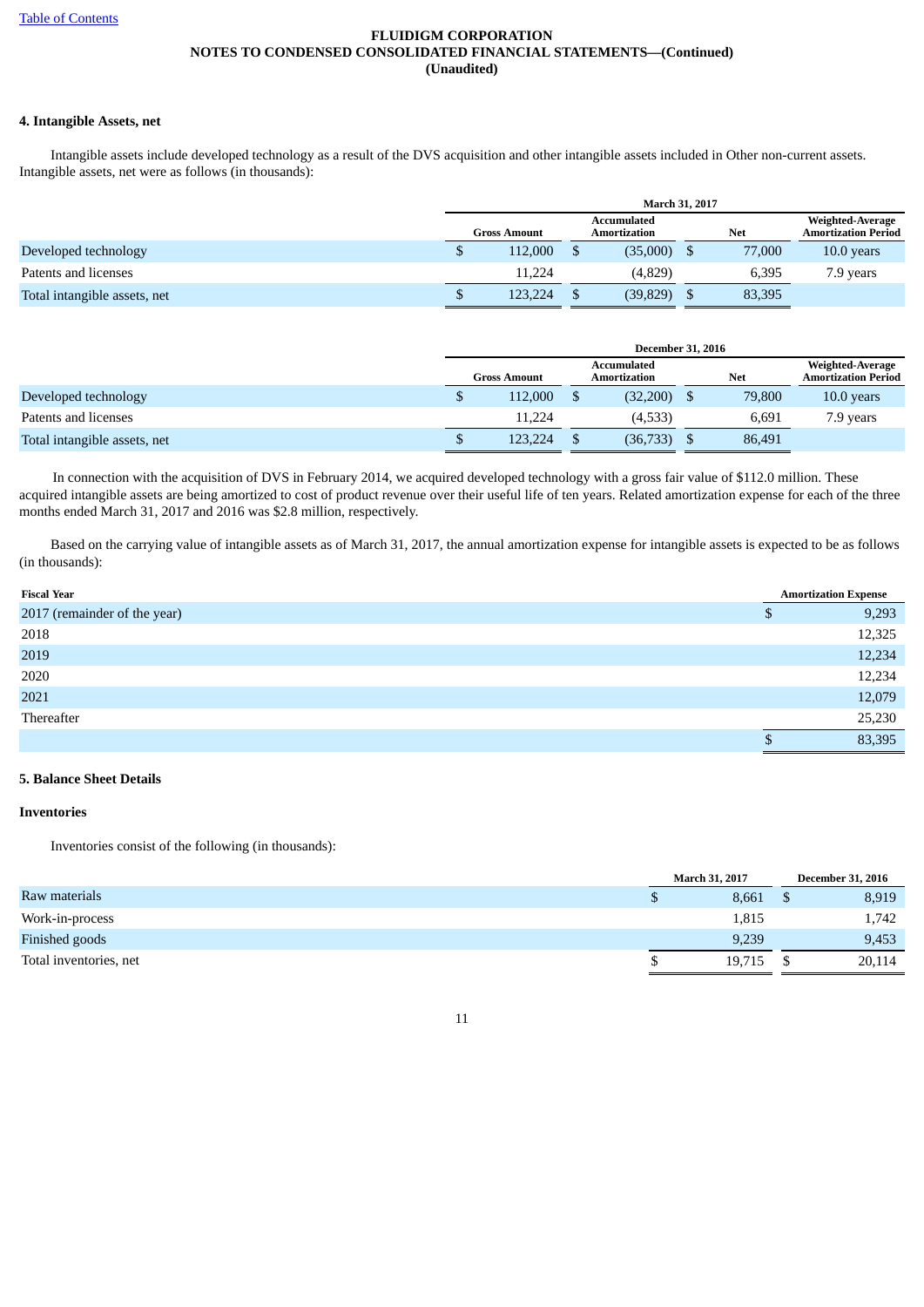**FLUIDIGM CORPORATION**
**NOTES TO CONDENSED CONSOLIDATED FINANCIAL STATEMENTS—(Continued)**
**(Unaudited)**

#### 4. Intangible Assets, net

Intangible assets include developed technology as a result of the DVS acquisition and other intangible assets included in Other non-current assets. Intangible assets, net were as follows (in thousands):

| | March 31, 2017 | | | |
|---|---|---|---|---|
| | Gross Amount | Accumulated Amortization | Net | Weighted-Average Amortization Period |
| Developed technology | $ 112,000 | $ (35,000) | $ 77,000 | 10.0 years |
| Patents and licenses | 11,224 | (4,829) | 6,395 | 7.9 years |
| Total intangible assets, net | $ 123,224 | $ (39,829) | $ 83,395 | |

| | December 31, 2016 | | | |
|---|---|---|---|---|
| | Gross Amount | Accumulated Amortization | Net | Weighted-Average Amortization Period |
| Developed technology | $ 112,000 | $ (32,200) | $ 79,800 | 10.0 years |
| Patents and licenses | 11,224 | (4,533) | 6,691 | 7.9 years |
| Total intangible assets, net | $ 123,224 | $ (36,733) | $ 86,491 | |

In connection with the acquisition of DVS in February 2014, we acquired developed technology with a gross fair value of $112.0 million. These acquired intangible assets are being amortized to cost of product revenue over their useful life of ten years. Related amortization expense for each of the three months ended March 31, 2017 and 2016 was $2.8 million, respectively.

Based on the carrying value of intangible assets as of March 31, 2017, the annual amortization expense for intangible assets is expected to be as follows (in thousands):

| Fiscal Year | Amortization Expense |
|---|---|
| 2017 (remainder of the year) | $ 9,293 |
| 2018 | 12,325 |
| 2019 | 12,234 |
| 2020 | 12,234 |
| 2021 | 12,079 |
| Thereafter | 25,230 |
| | $ 83,395 |

#### 5. Balance Sheet Details

**Inventories**

Inventories consist of the following (in thousands):

| | March 31, 2017 | December 31, 2016 |
|---|---|---|
| Raw materials | $ 8,661 | $ 8,919 |
| Work-in-process | 1,815 | 1,742 |
| Finished goods | 9,239 | 9,453 |
| Total inventories, net | $ 19,715 | $ 20,114 |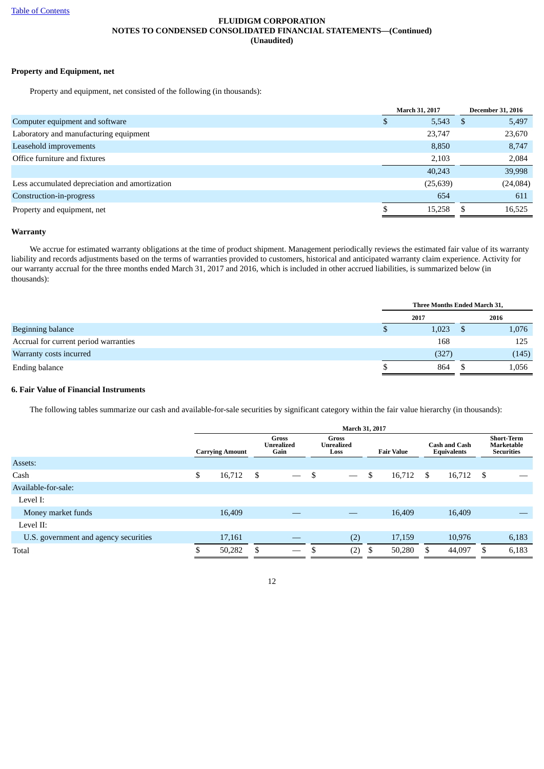[Table of Contents](#)

**FLUIDIGM CORPORATION**
**NOTES TO CONDENSED CONSOLIDATED FINANCIAL STATEMENTS—(Continued)**
**(Unaudited)**

**Property and Equipment, net**

Property and equipment, net consisted of the following (in thousands):

| | March 31, 2017 | December 31, 2016 |
|---|---|---|
| Computer equipment and software | $ 5,543 | $ 5,497 |
| Laboratory and manufacturing equipment | 23,747 | 23,670 |
| Leasehold improvements | 8,850 | 8,747 |
| Office furniture and fixtures | 2,103 | 2,084 |
| | 40,243 | 39,998 |
| Less accumulated depreciation and amortization | (25,639) | (24,084) |
| Construction-in-progress | 654 | 611 |
| Property and equipment, net | $ 15,258 | $ 16,525 |

**Warranty**

We accrue for estimated warranty obligations at the time of product shipment. Management periodically reviews the estimated fair value of its warranty liability and records adjustments based on the terms of warranties provided to customers, historical and anticipated warranty claim experience. Activity for our warranty accrual for the three months ended March 31, 2017 and 2016, which is included in other accrued liabilities, is summarized below (in thousands):

| | Three Months Ended March 31, | |
|---|---|---|
| | 2017 | 2016 |
| Beginning balance | $ 1,023 | $ 1,076 |
| Accrual for current period warranties | 168 | 125 |
| Warranty costs incurred | (327) | (145) |
| Ending balance | $ 864 | $ 1,056 |

**6. Fair Value of Financial Instruments**

The following tables summarize our cash and available-for-sale securities by significant category within the fair value hierarchy (in thousands):

| | March 31, 2017 | | | | | |
|---|---|---|---|---|---|---|
| | Carrying Amount | Gross Unrealized Gain | Gross Unrealized Loss | Fair Value | Cash and Cash Equivalents | Short-Term Marketable Securities |
| Assets: | | | | | | |
| Cash | $ 16,712 | $ — | $ — | $ 16,712 | $ 16,712 | $ — |
| Available-for-sale: | | | | | | |
| Level I: | | | | | | |
| Money market funds | 16,409 | — | — | 16,409 | 16,409 | — |
| Level II: | | | | | | |
| U.S. government and agency securities | 17,161 | — | (2) | 17,159 | 10,976 | 6,183 |
| Total | $ 50,282 | $ — | $ (2) | $ 50,280 | $ 44,097 | $ 6,183 |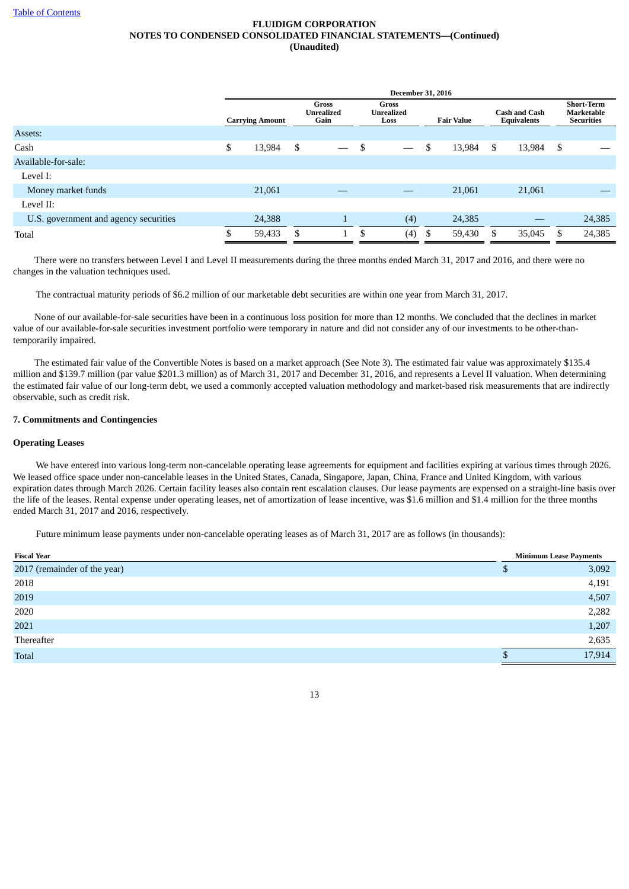| | December 31, 2016 | | | | | |
|---|---|---|---|---|---|---|
| | Carrying Amount | Gross Unrealized Gain | Gross Unrealized Loss | Fair Value | Cash and Cash Equivalents | Short-Term Marketable Securities |
| Assets: | | | | | | |
| Cash | $ 13,984 | $ — | $ — | $ 13,984 | $ 13,984 | $ — |
| Available-for-sale: | | | | | | |
| Level I: | | | | | | |
| Money market funds | 21,061 | — | — | 21,061 | 21,061 | — |
| Level II: | | | | | | |
| U.S. government and agency securities | 24,388 | 1 | (4) | 24,385 | — | 24,385 |
| Total | $ 59,433 | $ 1 | $ (4) | $ 59,430 | $ 35,045 | $ 24,385 |

There were no transfers between Level I and Level II measurements during the three months ended March 31, 2017 and 2016, and there were no changes in the valuation techniques used.

The contractual maturity periods of $6.2 million of our marketable debt securities are within one year from March 31, 2017.

None of our available-for-sale securities have been in a continuous loss position for more than 12 months. We concluded that the declines in market value of our available-for-sale securities investment portfolio were temporary in nature and did not consider any of our investments to be other-than-temporarily impaired.

The estimated fair value of the Convertible Notes is based on a market approach (See Note 3). The estimated fair value was approximately $135.4 million and $139.7 million (par value $201.3 million) as of March 31, 2017 and December 31, 2016, and represents a Level II valuation. When determining the estimated fair value of our long-term debt, we used a commonly accepted valuation methodology and market-based risk measurements that are indirectly observable, such as credit risk.

**7. Commitments and Contingencies**

**Operating Leases**

We have entered into various long-term non-cancelable operating lease agreements for equipment and facilities expiring at various times through 2026. We leased office space under non-cancelable leases in the United States, Canada, Singapore, Japan, China, France and United Kingdom, with various expiration dates through March 2026. Certain facility leases also contain rent escalation clauses. Our lease payments are expensed on a straight-line basis over the life of the leases. Rental expense under operating leases, net of amortization of lease incentive, was $1.6 million and $1.4 million for the three months ended March 31, 2017 and 2016, respectively.

Future minimum lease payments under non-cancelable operating leases as of March 31, 2017 are as follows (in thousands):

| Fiscal Year | Minimum Lease Payments |
|---|---|
| 2017 (remainder of the year) | $ 3,092 |
| 2018 | 4,191 |
| 2019 | 4,507 |
| 2020 | 2,282 |
| 2021 | 1,207 |
| Thereafter | 2,635 |
| Total | $ 17,914 |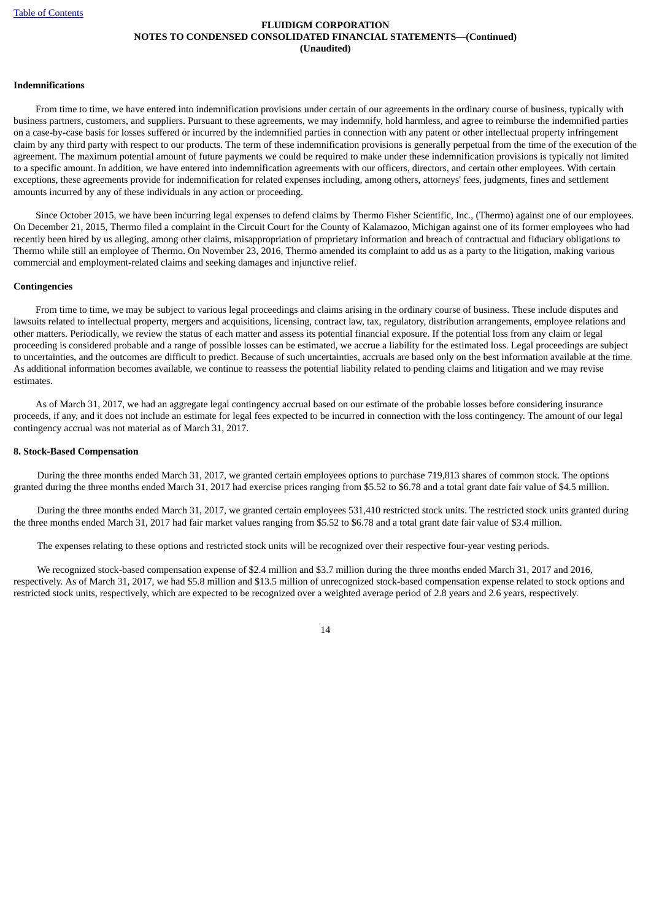**Indemnifications**

From time to time, we have entered into indemnification provisions under certain of our agreements in the ordinary course of business, typically with business partners, customers, and suppliers. Pursuant to these agreements, we may indemnify, hold harmless, and agree to reimburse the indemnified parties on a case-by-case basis for losses suffered or incurred by the indemnified parties in connection with any patent or other intellectual property infringement claim by any third party with respect to our products. The term of these indemnification provisions is generally perpetual from the time of the execution of the agreement. The maximum potential amount of future payments we could be required to make under these indemnification provisions is typically not limited to a specific amount. In addition, we have entered into indemnification agreements with our officers, directors, and certain other employees. With certain exceptions, these agreements provide for indemnification for related expenses including, among others, attorneys' fees, judgments, fines and settlement amounts incurred by any of these individuals in any action or proceeding.

Since October 2015, we have been incurring legal expenses to defend claims by Thermo Fisher Scientific, Inc., (Thermo) against one of our employees. On December 21, 2015, Thermo filed a complaint in the Circuit Court for the County of Kalamazoo, Michigan against one of its former employees who had recently been hired by us alleging, among other claims, misappropriation of proprietary information and breach of contractual and fiduciary obligations to Thermo while still an employee of Thermo. On November 23, 2016, Thermo amended its complaint to add us as a party to the litigation, making various commercial and employment-related claims and seeking damages and injunctive relief.

**Contingencies**

From time to time, we may be subject to various legal proceedings and claims arising in the ordinary course of business. These include disputes and lawsuits related to intellectual property, mergers and acquisitions, licensing, contract law, tax, regulatory, distribution arrangements, employee relations and other matters. Periodically, we review the status of each matter and assess its potential financial exposure. If the potential loss from any claim or legal proceeding is considered probable and a range of possible losses can be estimated, we accrue a liability for the estimated loss. Legal proceedings are subject to uncertainties, and the outcomes are difficult to predict. Because of such uncertainties, accruals are based only on the best information available at the time. As additional information becomes available, we continue to reassess the potential liability related to pending claims and litigation and we may revise estimates.

As of March 31, 2017, we had an aggregate legal contingency accrual based on our estimate of the probable losses before considering insurance proceeds, if any, and it does not include an estimate for legal fees expected to be incurred in connection with the loss contingency. The amount of our legal contingency accrual was not material as of March 31, 2017.

**8. Stock-Based Compensation**

During the three months ended March 31, 2017, we granted certain employees options to purchase 719,813 shares of common stock. The options granted during the three months ended March 31, 2017 had exercise prices ranging from $5.52 to $6.78 and a total grant date fair value of $4.5 million.

During the three months ended March 31, 2017, we granted certain employees 531,410 restricted stock units. The restricted stock units granted during the three months ended March 31, 2017 had fair market values ranging from $5.52 to $6.78 and a total grant date fair value of $3.4 million.

The expenses relating to these options and restricted stock units will be recognized over their respective four-year vesting periods.

We recognized stock-based compensation expense of $2.4 million and $3.7 million during the three months ended March 31, 2017 and 2016, respectively. As of March 31, 2017, we had $5.8 million and $13.5 million of unrecognized stock-based compensation expense related to stock options and restricted stock units, respectively, which are expected to be recognized over a weighted average period of 2.8 years and 2.6 years, respectively.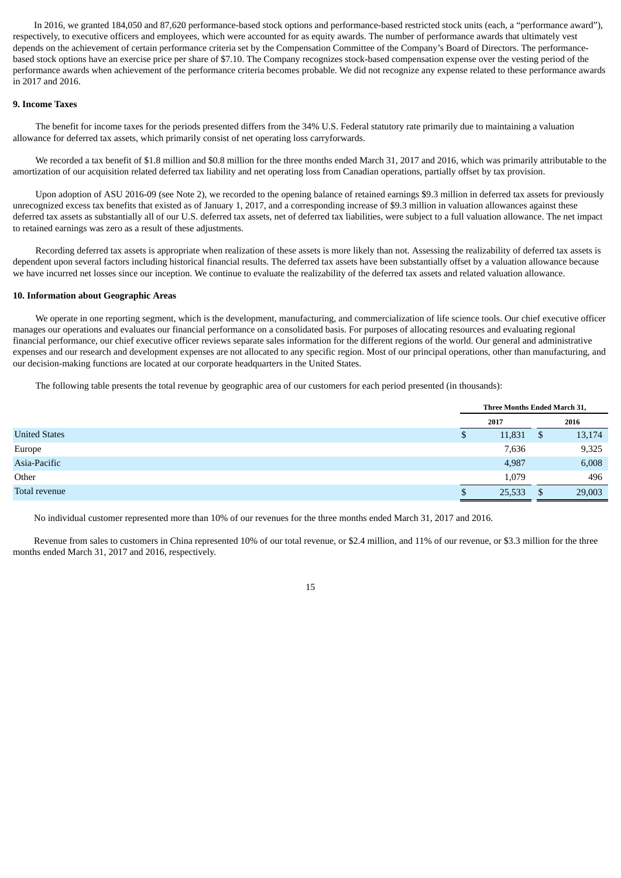In 2016, we granted 184,050 and 87,620 performance-based stock options and performance-based restricted stock units (each, a "performance award"), respectively, to executive officers and employees, which were accounted for as equity awards. The number of performance awards that ultimately vest depends on the achievement of certain performance criteria set by the Compensation Committee of the Company's Board of Directors. The performance-based stock options have an exercise price per share of $7.10. The Company recognizes stock-based compensation expense over the vesting period of the performance awards when achievement of the performance criteria becomes probable. We did not recognize any expense related to these performance awards in 2017 and 2016.

**9. Income Taxes**

The benefit for income taxes for the periods presented differs from the 34% U.S. Federal statutory rate primarily due to maintaining a valuation allowance for deferred tax assets, which primarily consist of net operating loss carryforwards.

We recorded a tax benefit of $1.8 million and $0.8 million for the three months ended March 31, 2017 and 2016, which was primarily attributable to the amortization of our acquisition related deferred tax liability and net operating loss from Canadian operations, partially offset by tax provision.

Upon adoption of ASU 2016-09 (see Note 2), we recorded to the opening balance of retained earnings $9.3 million in deferred tax assets for previously unrecognized excess tax benefits that existed as of January 1, 2017, and a corresponding increase of $9.3 million in valuation allowances against these deferred tax assets as substantially all of our U.S. deferred tax assets, net of deferred tax liabilities, were subject to a full valuation allowance. The net impact to retained earnings was zero as a result of these adjustments.

Recording deferred tax assets is appropriate when realization of these assets is more likely than not. Assessing the realizability of deferred tax assets is dependent upon several factors including historical financial results. The deferred tax assets have been substantially offset by a valuation allowance because we have incurred net losses since our inception. We continue to evaluate the realizability of the deferred tax assets and related valuation allowance.

**10. Information about Geographic Areas**

We operate in one reporting segment, which is the development, manufacturing, and commercialization of life science tools. Our chief executive officer manages our operations and evaluates our financial performance on a consolidated basis. For purposes of allocating resources and evaluating regional financial performance, our chief executive officer reviews separate sales information for the different regions of the world. Our general and administrative expenses and our research and development expenses are not allocated to any specific region. Most of our principal operations, other than manufacturing, and our decision-making functions are located at our corporate headquarters in the United States.

The following table presents the total revenue by geographic area of our customers for each period presented (in thousands):

| | Three Months Ended March 31, | |
|---|---|---|
| | 2017 | 2016 |
| United States | $ 11,831 | $ 13,174 |
| Europe | 7,636 | 9,325 |
| Asia-Pacific | 4,987 | 6,008 |
| Other | 1,079 | 496 |
| Total revenue | $ 25,533 | $ 29,003 |

No individual customer represented more than 10% of our revenues for the three months ended March 31, 2017 and 2016.

Revenue from sales to customers in China represented 10% of our total revenue, or $2.4 million, and 11% of our revenue, or $3.3 million for the three months ended March 31, 2017 and 2016, respectively.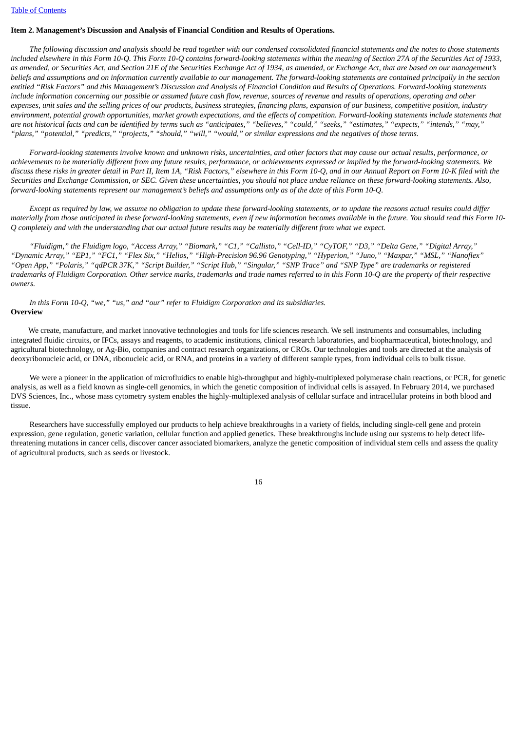**Item 2. Management's Discussion and Analysis of Financial Condition and Results of Operations.**

*The following discussion and analysis should be read together with our condensed consolidated financial statements and the notes to those statements included elsewhere in this Form 10-Q. This Form 10-Q contains forward-looking statements within the meaning of Section 27A of the Securities Act of 1933, as amended, or Securities Act, and Section 21E of the Securities Exchange Act of 1934, as amended, or Exchange Act, that are based on our management's beliefs and assumptions and on information currently available to our management. The forward-looking statements are contained principally in the section entitled "Risk Factors" and this Management's Discussion and Analysis of Financial Condition and Results of Operations. Forward-looking statements include information concerning our possible or assumed future cash flow, revenue, sources of revenue and results of operations, operating and other expenses, unit sales and the selling prices of our products, business strategies, financing plans, expansion of our business, competitive position, industry environment, potential growth opportunities, market growth expectations, and the effects of competition. Forward-looking statements include statements that are not historical facts and can be identified by terms such as "anticipates," "believes," "could," "seeks," "estimates," "expects," "intends," "may," "plans," "potential," "predicts," "projects," "should," "will," "would," or similar expressions and the negatives of those terms.*

*Forward-looking statements involve known and unknown risks, uncertainties, and other factors that may cause our actual results, performance, or achievements to be materially different from any future results, performance, or achievements expressed or implied by the forward-looking statements. We discuss these risks in greater detail in Part II, Item 1A, "Risk Factors," elsewhere in this Form 10-Q, and in our Annual Report on Form 10-K filed with the Securities and Exchange Commission, or SEC. Given these uncertainties, you should not place undue reliance on these forward-looking statements. Also, forward-looking statements represent our management's beliefs and assumptions only as of the date of this Form 10-Q.*

*Except as required by law, we assume no obligation to update these forward-looking statements, or to update the reasons actual results could differ materially from those anticipated in these forward-looking statements, even if new information becomes available in the future. You should read this Form 10-Q completely and with the understanding that our actual future results may be materially different from what we expect.*

*"Fluidigm," the Fluidigm logo, "Access Array," "Biomark," "C1," "Callisto," "Cell-ID," "CyTOF," "D3," "Delta Gene," "Digital Array," "Dynamic Array," "EP1," "FC1," "Flex Six," "Helios," "High-Precision 96.96 Genotyping," "Hyperion," "Juno," "Maxpar," "MSL," "Nanoflex" "Open App," "Polaris," "qdPCR 37K," "Script Builder," "Script Hub," "Singular," "SNP Trace" and "SNP Type" are trademarks or registered trademarks of Fluidigm Corporation. Other service marks, trademarks and trade names referred to in this Form 10-Q are the property of their respective owners.*

*In this Form 10-Q, "we," "us," and "our" refer to Fluidigm Corporation and its subsidiaries.*

**Overview**

We create, manufacture, and market innovative technologies and tools for life sciences research. We sell instruments and consumables, including integrated fluidic circuits, or IFCs, assays and reagents, to academic institutions, clinical research laboratories, and biopharmaceutical, biotechnology, and agricultural biotechnology, or Ag-Bio, companies and contract research organizations, or CROs. Our technologies and tools are directed at the analysis of deoxyribonucleic acid, or DNA, ribonucleic acid, or RNA, and proteins in a variety of different sample types, from individual cells to bulk tissue.

We were a pioneer in the application of microfluidics to enable high-throughput and highly-multiplexed polymerase chain reactions, or PCR, for genetic analysis, as well as a field known as single-cell genomics, in which the genetic composition of individual cells is assayed. In February 2014, we purchased DVS Sciences, Inc., whose mass cytometry system enables the highly-multiplexed analysis of cellular surface and intracellular proteins in both blood and tissue.

Researchers have successfully employed our products to help achieve breakthroughs in a variety of fields, including single-cell gene and protein expression, gene regulation, genetic variation, cellular function and applied genetics. These breakthroughs include using our systems to help detect life-threatening mutations in cancer cells, discover cancer associated biomarkers, analyze the genetic composition of individual stem cells and assess the quality of agricultural products, such as seeds or livestock.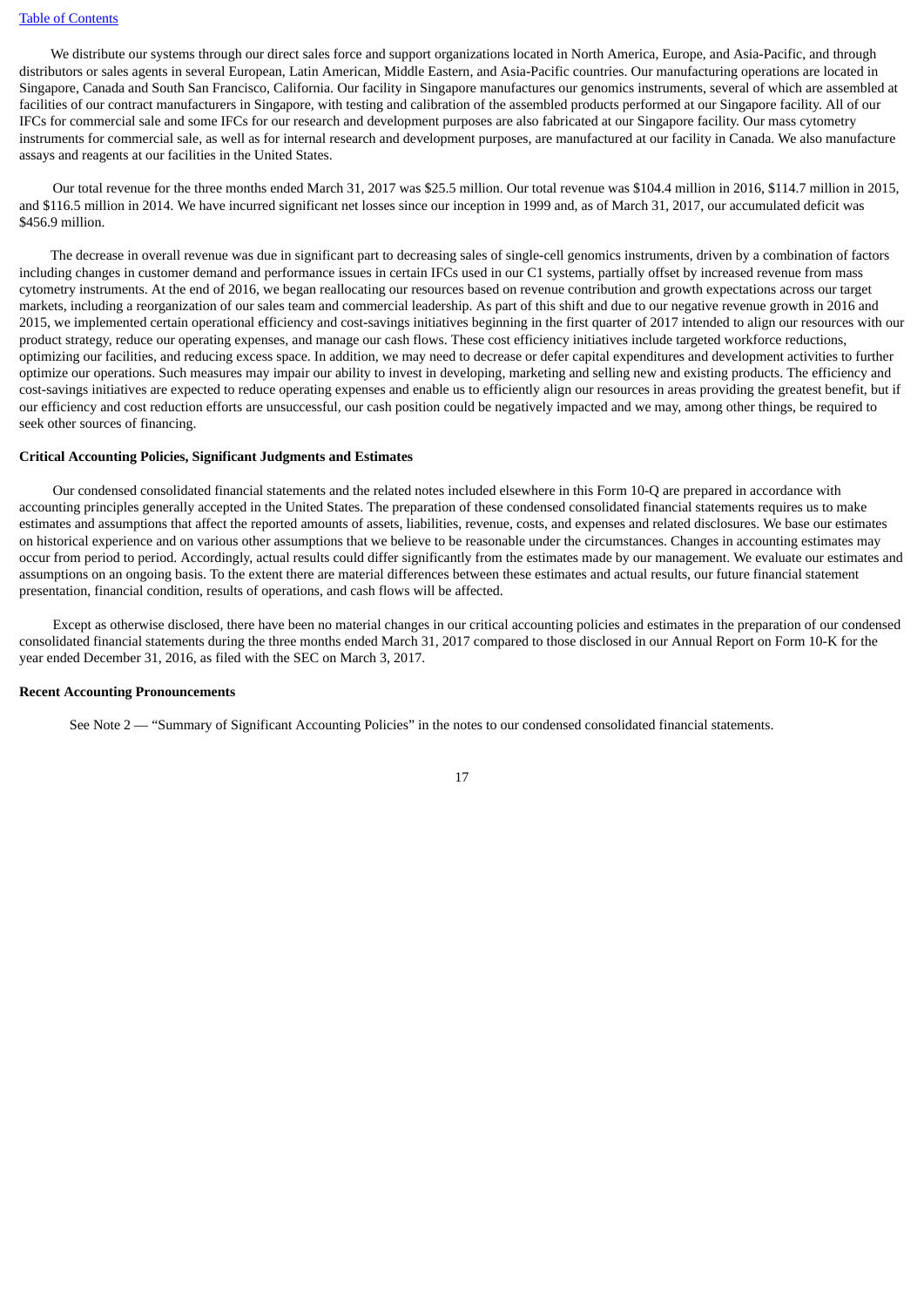We distribute our systems through our direct sales force and support organizations located in North America, Europe, and Asia-Pacific, and through distributors or sales agents in several European, Latin American, Middle Eastern, and Asia-Pacific countries. Our manufacturing operations are located in Singapore, Canada and South San Francisco, California. Our facility in Singapore manufactures our genomics instruments, several of which are assembled at facilities of our contract manufacturers in Singapore, with testing and calibration of the assembled products performed at our Singapore facility. All of our IFCs for commercial sale and some IFCs for our research and development purposes are also fabricated at our Singapore facility. Our mass cytometry instruments for commercial sale, as well as for internal research and development purposes, are manufactured at our facility in Canada. We also manufacture assays and reagents at our facilities in the United States.

Our total revenue for the three months ended March 31, 2017 was $25.5 million. Our total revenue was $104.4 million in 2016, $114.7 million in 2015, and $116.5 million in 2014. We have incurred significant net losses since our inception in 1999 and, as of March 31, 2017, our accumulated deficit was $456.9 million.

The decrease in overall revenue was due in significant part to decreasing sales of single-cell genomics instruments, driven by a combination of factors including changes in customer demand and performance issues in certain IFCs used in our C1 systems, partially offset by increased revenue from mass cytometry instruments. At the end of 2016, we began reallocating our resources based on revenue contribution and growth expectations across our target markets, including a reorganization of our sales team and commercial leadership. As part of this shift and due to our negative revenue growth in 2016 and 2015, we implemented certain operational efficiency and cost-savings initiatives beginning in the first quarter of 2017 intended to align our resources with our product strategy, reduce our operating expenses, and manage our cash flows. These cost efficiency initiatives include targeted workforce reductions, optimizing our facilities, and reducing excess space. In addition, we may need to decrease or defer capital expenditures and development activities to further optimize our operations. Such measures may impair our ability to invest in developing, marketing and selling new and existing products. The efficiency and cost-savings initiatives are expected to reduce operating expenses and enable us to efficiently align our resources in areas providing the greatest benefit, but if our efficiency and cost reduction efforts are unsuccessful, our cash position could be negatively impacted and we may, among other things, be required to seek other sources of financing.

**Critical Accounting Policies, Significant Judgments and Estimates**

Our condensed consolidated financial statements and the related notes included elsewhere in this Form 10-Q are prepared in accordance with accounting principles generally accepted in the United States. The preparation of these condensed consolidated financial statements requires us to make estimates and assumptions that affect the reported amounts of assets, liabilities, revenue, costs, and expenses and related disclosures. We base our estimates on historical experience and on various other assumptions that we believe to be reasonable under the circumstances. Changes in accounting estimates may occur from period to period. Accordingly, actual results could differ significantly from the estimates made by our management. We evaluate our estimates and assumptions on an ongoing basis. To the extent there are material differences between these estimates and actual results, our future financial statement presentation, financial condition, results of operations, and cash flows will be affected.

Except as otherwise disclosed, there have been no material changes in our critical accounting policies and estimates in the preparation of our condensed consolidated financial statements during the three months ended March 31, 2017 compared to those disclosed in our Annual Report on Form 10-K for the year ended December 31, 2016, as filed with the SEC on March 3, 2017.

**Recent Accounting Pronouncements**

See Note 2 — "Summary of Significant Accounting Policies" in the notes to our condensed consolidated financial statements.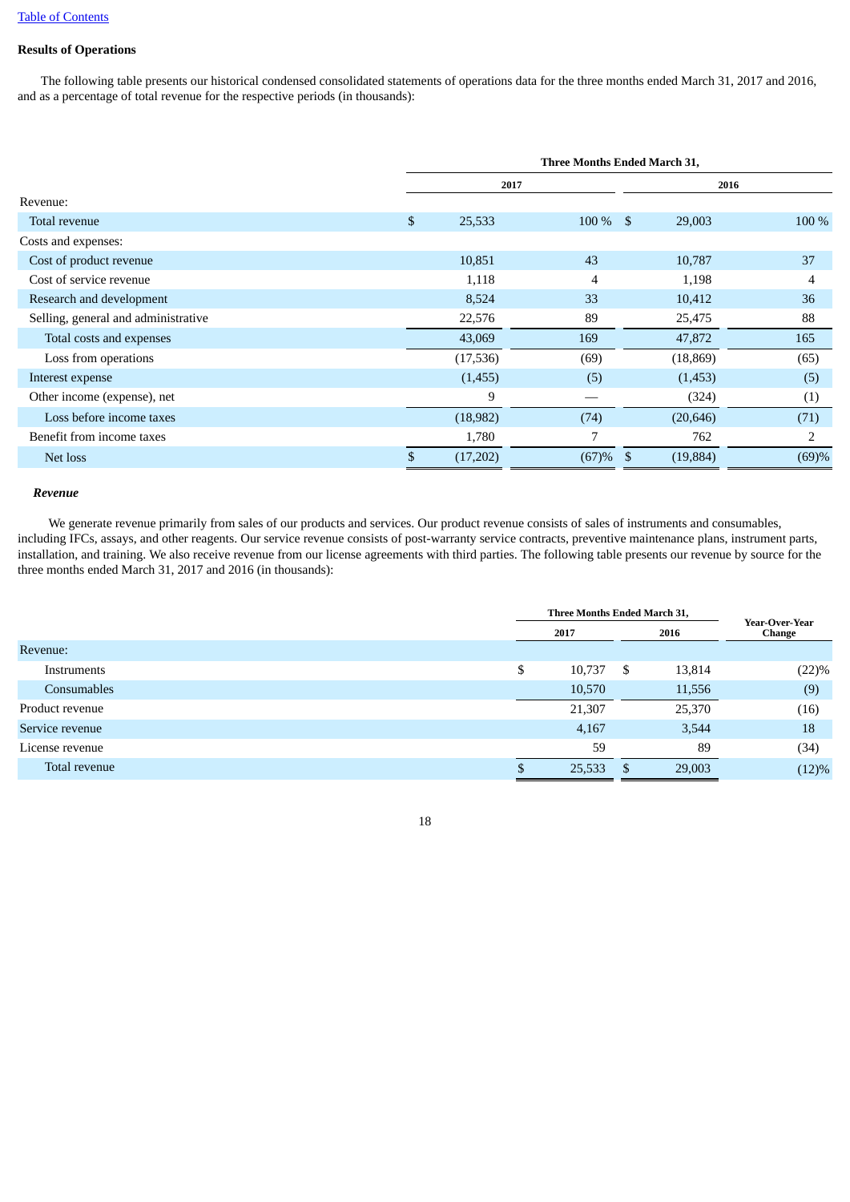[Table of Contents]

**Results of Operations**

The following table presents our historical condensed consolidated statements of operations data for the three months ended March 31, 2017 and 2016, and as a percentage of total revenue for the respective periods (in thousands):

| | Three Months Ended March 31, | | | |
|---|---|---|---|---|
| | 2017 | | 2016 | |
| Revenue: | | | | |
| Total revenue | $ 25,533 | 100 % | $ 29,003 | 100 % |
| Costs and expenses: | | | | |
| Cost of product revenue | 10,851 | 43 | 10,787 | 37 |
| Cost of service revenue | 1,118 | 4 | 1,198 | 4 |
| Research and development | 8,524 | 33 | 10,412 | 36 |
| Selling, general and administrative | 22,576 | 89 | 25,475 | 88 |
| Total costs and expenses | 43,069 | 169 | 47,872 | 165 |
| Loss from operations | (17,536) | (69) | (18,869) | (65) |
| Interest expense | (1,455) | (5) | (1,453) | (5) |
| Other income (expense), net | 9 | — | (324) | (1) |
| Loss before income taxes | (18,982) | (74) | (20,646) | (71) |
| Benefit from income taxes | 1,780 | 7 | 762 | 2 |
| Net loss | $ (17,202) | (67)% | $ (19,884) | (69)% |

***Revenue***

We generate revenue primarily from sales of our products and services. Our product revenue consists of sales of instruments and consumables, including IFCs, assays, and other reagents. Our service revenue consists of post-warranty service contracts, preventive maintenance plans, instrument parts, installation, and training. We also receive revenue from our license agreements with third parties. The following table presents our revenue by source for the three months ended March 31, 2017 and 2016 (in thousands):

| | Three Months Ended March 31, | | Year-Over-Year Change |
|---|---|---|---|
| | 2017 | 2016 | |
| Revenue: | | | |
| Instruments | $ 10,737 | $ 13,814 | (22)% |
| Consumables | 10,570 | 11,556 | (9) |
| Product revenue | 21,307 | 25,370 | (16) |
| Service revenue | 4,167 | 3,544 | 18 |
| License revenue | 59 | 89 | (34) |
| Total revenue | $ 25,533 | $ 29,003 | (12)% |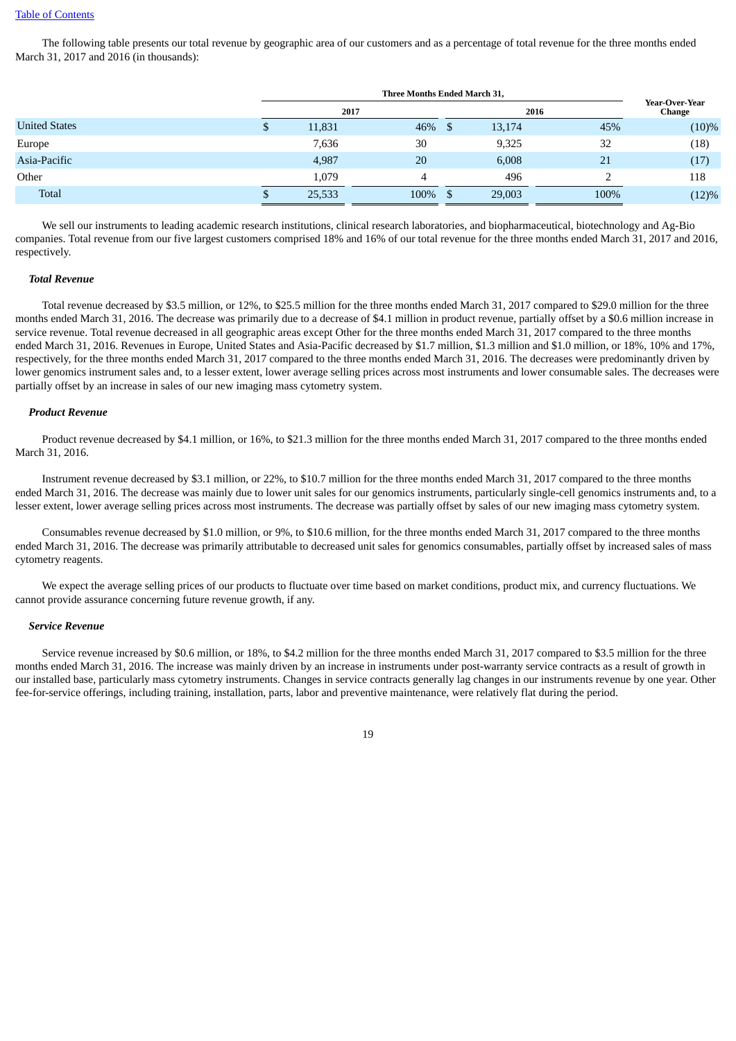The following table presents our total revenue by geographic area of our customers and as a percentage of total revenue for the three months ended March 31, 2017 and 2016 (in thousands):

| | Three Months Ended March 31, | | | | Year-Over-Year Change |
|---|---|---|---|---|---|
| | 2017 | | 2016 | | |
| United States | $ 11,831 | 46% | $ 13,174 | 45% | (10)% |
| Europe | 7,636 | 30 | 9,325 | 32 | (18) |
| Asia-Pacific | 4,987 | 20 | 6,008 | 21 | (17) |
| Other | 1,079 | 4 | 496 | 2 | 118 |
| Total | $ 25,533 | 100% | $ 29,003 | 100% | (12)% |

We sell our instruments to leading academic research institutions, clinical research laboratories, and biopharmaceutical, biotechnology and Ag-Bio companies. Total revenue from our five largest customers comprised 18% and 16% of our total revenue for the three months ended March 31, 2017 and 2016, respectively.

***Total Revenue***

Total revenue decreased by $3.5 million, or 12%, to $25.5 million for the three months ended March 31, 2017 compared to $29.0 million for the three months ended March 31, 2016. The decrease was primarily due to a decrease of $4.1 million in product revenue, partially offset by a $0.6 million increase in service revenue. Total revenue decreased in all geographic areas except Other for the three months ended March 31, 2017 compared to the three months ended March 31, 2016. Revenues in Europe, United States and Asia-Pacific decreased by $1.7 million, $1.3 million and $1.0 million, or 18%, 10% and 17%, respectively, for the three months ended March 31, 2017 compared to the three months ended March 31, 2016. The decreases were predominantly driven by lower genomics instrument sales and, to a lesser extent, lower average selling prices across most instruments and lower consumable sales. The decreases were partially offset by an increase in sales of our new imaging mass cytometry system.

***Product Revenue***

Product revenue decreased by $4.1 million, or 16%, to $21.3 million for the three months ended March 31, 2017 compared to the three months ended March 31, 2016.

Instrument revenue decreased by $3.1 million, or 22%, to $10.7 million for the three months ended March 31, 2017 compared to the three months ended March 31, 2016. The decrease was mainly due to lower unit sales for our genomics instruments, particularly single-cell genomics instruments and, to a lesser extent, lower average selling prices across most instruments. The decrease was partially offset by sales of our new imaging mass cytometry system.

Consumables revenue decreased by $1.0 million, or 9%, to $10.6 million, for the three months ended March 31, 2017 compared to the three months ended March 31, 2016. The decrease was primarily attributable to decreased unit sales for genomics consumables, partially offset by increased sales of mass cytometry reagents.

We expect the average selling prices of our products to fluctuate over time based on market conditions, product mix, and currency fluctuations. We cannot provide assurance concerning future revenue growth, if any.

***Service Revenue***

Service revenue increased by $0.6 million, or 18%, to $4.2 million for the three months ended March 31, 2017 compared to $3.5 million for the three months ended March 31, 2016. The increase was mainly driven by an increase in instruments under post-warranty service contracts as a result of growth in our installed base, particularly mass cytometry instruments. Changes in service contracts generally lag changes in our instruments revenue by one year. Other fee-for-service offerings, including training, installation, parts, labor and preventive maintenance, were relatively flat during the period.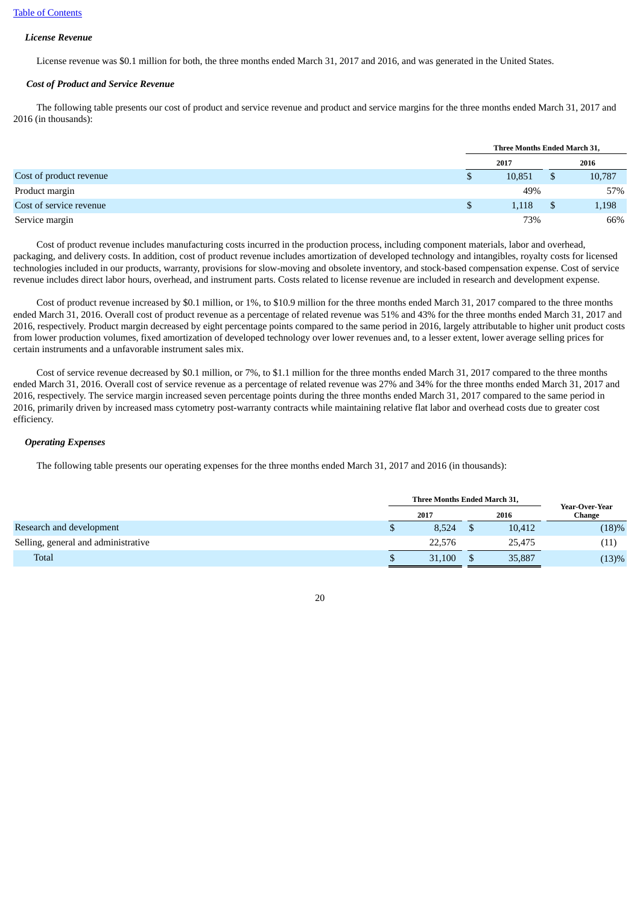[Table of Contents](#)

***License Revenue***

License revenue was $0.1 million for both, the three months ended March 31, 2017 and 2016, and was generated in the United States.

***Cost of Product and Service Revenue***

The following table presents our cost of product and service revenue and product and service margins for the three months ended March 31, 2017 and 2016 (in thousands):

| | Three Months Ended March 31, | |
|---|---|---|
| | 2017 | 2016 |
| Cost of product revenue | $ 10,851 | $ 10,787 |
| Product margin | 49% | 57% |
| Cost of service revenue | $ 1,118 | $ 1,198 |
| Service margin | 73% | 66% |

Cost of product revenue includes manufacturing costs incurred in the production process, including component materials, labor and overhead, packaging, and delivery costs. In addition, cost of product revenue includes amortization of developed technology and intangibles, royalty costs for licensed technologies included in our products, warranty, provisions for slow-moving and obsolete inventory, and stock-based compensation expense. Cost of service revenue includes direct labor hours, overhead, and instrument parts. Costs related to license revenue are included in research and development expense.

Cost of product revenue increased by $0.1 million, or 1%, to $10.9 million for the three months ended March 31, 2017 compared to the three months ended March 31, 2016. Overall cost of product revenue as a percentage of related revenue was 51% and 43% for the three months ended March 31, 2017 and 2016, respectively. Product margin decreased by eight percentage points compared to the same period in 2016, largely attributable to higher unit product costs from lower production volumes, fixed amortization of developed technology over lower revenues and, to a lesser extent, lower average selling prices for certain instruments and a unfavorable instrument sales mix.

Cost of service revenue decreased by $0.1 million, or 7%, to $1.1 million for the three months ended March 31, 2017 compared to the three months ended March 31, 2016. Overall cost of service revenue as a percentage of related revenue was 27% and 34% for the three months ended March 31, 2017 and 2016, respectively. The service margin increased seven percentage points during the three months ended March 31, 2017 compared to the same period in 2016, primarily driven by increased mass cytometry post-warranty contracts while maintaining relative flat labor and overhead costs due to greater cost efficiency.

***Operating Expenses***

The following table presents our operating expenses for the three months ended March 31, 2017 and 2016 (in thousands):

| | Three Months Ended March 31, | | Year-Over-Year Change |
|---|---|---|---|
| | 2017 | 2016 | |
| Research and development | $ 8,524 | $ 10,412 | (18)% |
| Selling, general and administrative | 22,576 | 25,475 | (11) |
| Total | $ 31,100 | $ 35,887 | (13)% |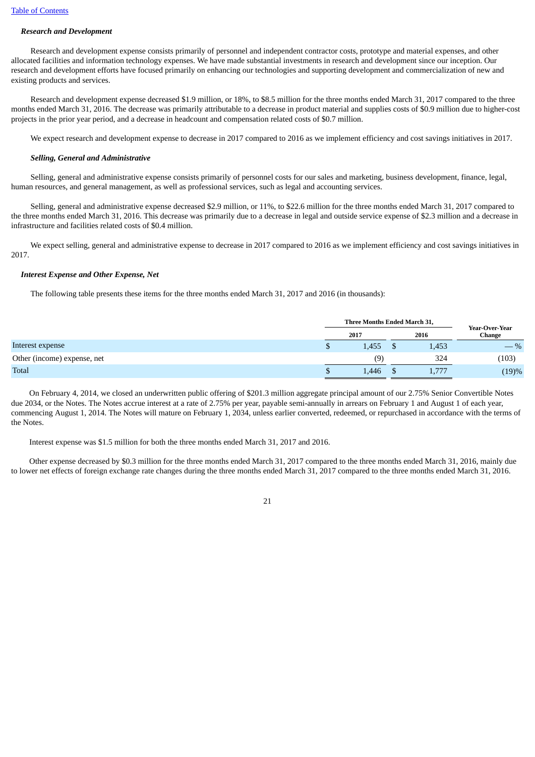[Table of Contents](#)

***Research and Development***

Research and development expense consists primarily of personnel and independent contractor costs, prototype and material expenses, and other allocated facilities and information technology expenses. We have made substantial investments in research and development since our inception. Our research and development efforts have focused primarily on enhancing our technologies and supporting development and commercialization of new and existing products and services.

Research and development expense decreased $1.9 million, or 18%, to $8.5 million for the three months ended March 31, 2017 compared to the three months ended March 31, 2016. The decrease was primarily attributable to a decrease in product material and supplies costs of $0.9 million due to higher-cost projects in the prior year period, and a decrease in headcount and compensation related costs of $0.7 million.

We expect research and development expense to decrease in 2017 compared to 2016 as we implement efficiency and cost savings initiatives in 2017.

***Selling, General and Administrative***

Selling, general and administrative expense consists primarily of personnel costs for our sales and marketing, business development, finance, legal, human resources, and general management, as well as professional services, such as legal and accounting services.

Selling, general and administrative expense decreased $2.9 million, or 11%, to $22.6 million for the three months ended March 31, 2017 compared to the three months ended March 31, 2016. This decrease was primarily due to a decrease in legal and outside service expense of $2.3 million and a decrease in infrastructure and facilities related costs of $0.4 million.

We expect selling, general and administrative expense to decrease in 2017 compared to 2016 as we implement efficiency and cost savings initiatives in 2017.

***Interest Expense and Other Expense, Net***

The following table presents these items for the three months ended March 31, 2017 and 2016 (in thousands):

| | Three Months Ended March 31, | | Year-Over-Year Change |
|---|---|---|---|
| | 2017 | 2016 | |
| Interest expense | $ 1,455 | $ 1,453 | — % |
| Other (income) expense, net | (9) | 324 | (103) |
| Total | $ 1,446 | $ 1,777 | (19)% |

On February 4, 2014, we closed an underwritten public offering of $201.3 million aggregate principal amount of our 2.75% Senior Convertible Notes due 2034, or the Notes. The Notes accrue interest at a rate of 2.75% per year, payable semi-annually in arrears on February 1 and August 1 of each year, commencing August 1, 2014. The Notes will mature on February 1, 2034, unless earlier converted, redeemed, or repurchased in accordance with the terms of the Notes.

Interest expense was $1.5 million for both the three months ended March 31, 2017 and 2016.

Other expense decreased by $0.3 million for the three months ended March 31, 2017 compared to the three months ended March 31, 2016, mainly due to lower net effects of foreign exchange rate changes during the three months ended March 31, 2017 compared to the three months ended March 31, 2016.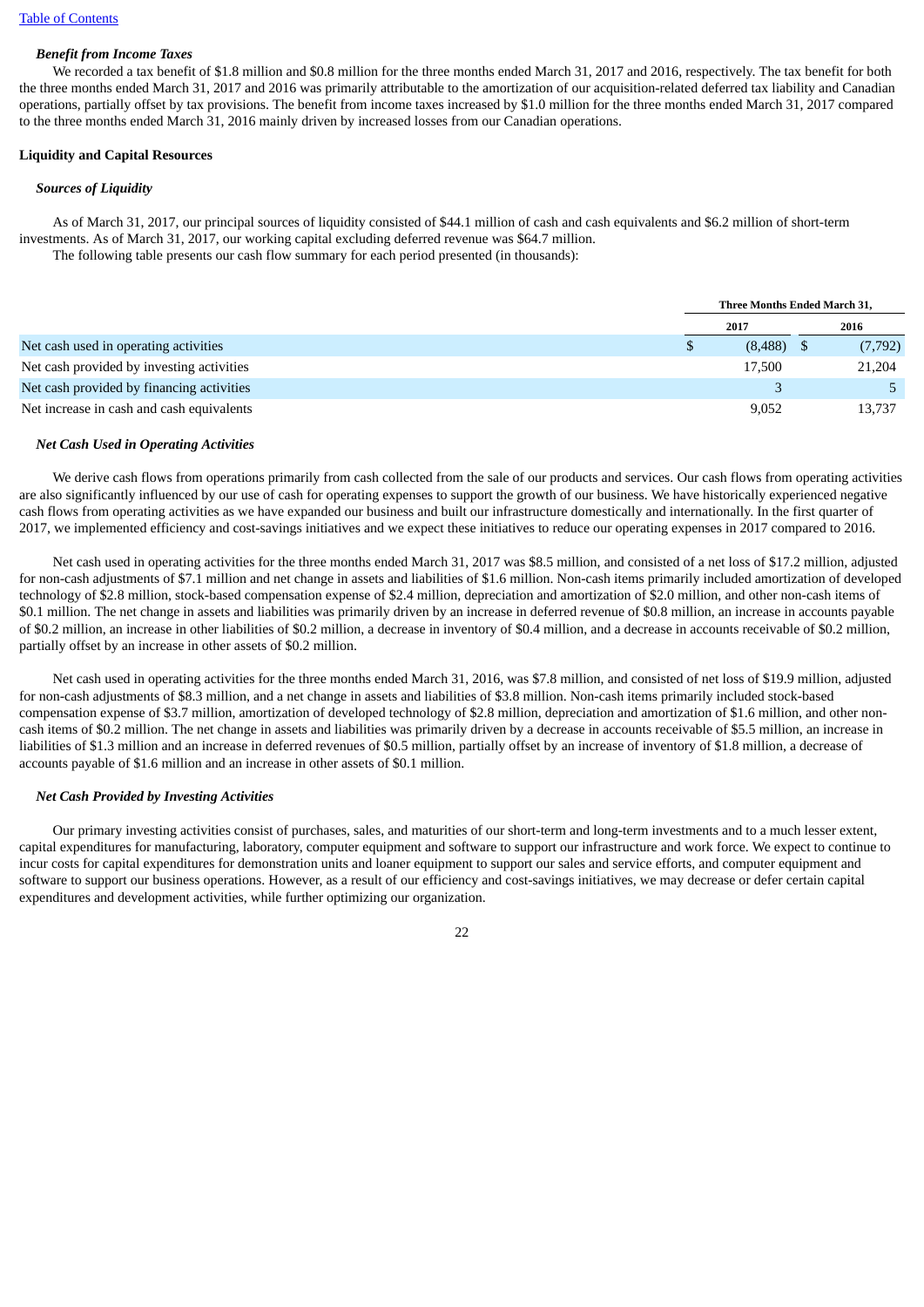### *Benefit from Income Taxes*

We recorded a tax benefit of $1.8 million and $0.8 million for the three months ended March 31, 2017 and 2016, respectively. The tax benefit for both the three months ended March 31, 2017 and 2016 was primarily attributable to the amortization of our acquisition-related deferred tax liability and Canadian operations, partially offset by tax provisions. The benefit from income taxes increased by $1.0 million for the three months ended March 31, 2017 compared to the three months ended March 31, 2016 mainly driven by increased losses from our Canadian operations.

## Liquidity and Capital Resources

### *Sources of Liquidity*

As of March 31, 2017, our principal sources of liquidity consisted of $44.1 million of cash and cash equivalents and $6.2 million of short-term investments. As of March 31, 2017, our working capital excluding deferred revenue was $64.7 million.

The following table presents our cash flow summary for each period presented (in thousands):

| | Three Months Ended March 31, | |
|---|---|---|
| | 2017 | 2016 |
| Net cash used in operating activities | $ (8,488) | $ (7,792) |
| Net cash provided by investing activities | 17,500 | 21,204 |
| Net cash provided by financing activities | 3 | 5 |
| Net increase in cash and cash equivalents | 9,052 | 13,737 |

### *Net Cash Used in Operating Activities*

We derive cash flows from operations primarily from cash collected from the sale of our products and services. Our cash flows from operating activities are also significantly influenced by our use of cash for operating expenses to support the growth of our business. We have historically experienced negative cash flows from operating activities as we have expanded our business and built our infrastructure domestically and internationally. In the first quarter of 2017, we implemented efficiency and cost-savings initiatives and we expect these initiatives to reduce our operating expenses in 2017 compared to 2016.

Net cash used in operating activities for the three months ended March 31, 2017 was $8.5 million, and consisted of a net loss of $17.2 million, adjusted for non-cash adjustments of $7.1 million and net change in assets and liabilities of $1.6 million. Non-cash items primarily included amortization of developed technology of $2.8 million, stock-based compensation expense of $2.4 million, depreciation and amortization of $2.0 million, and other non-cash items of $0.1 million. The net change in assets and liabilities was primarily driven by an increase in deferred revenue of $0.8 million, an increase in accounts payable of $0.2 million, an increase in other liabilities of $0.2 million, a decrease in inventory of $0.4 million, and a decrease in accounts receivable of $0.2 million, partially offset by an increase in other assets of $0.2 million.

Net cash used in operating activities for the three months ended March 31, 2016, was $7.8 million, and consisted of net loss of $19.9 million, adjusted for non-cash adjustments of $8.3 million, and a net change in assets and liabilities of $3.8 million. Non-cash items primarily included stock-based compensation expense of $3.7 million, amortization of developed technology of $2.8 million, depreciation and amortization of $1.6 million, and other non-cash items of $0.2 million. The net change in assets and liabilities was primarily driven by a decrease in accounts receivable of $5.5 million, an increase in liabilities of $1.3 million and an increase in deferred revenues of $0.5 million, partially offset by an increase of inventory of $1.8 million, a decrease of accounts payable of $1.6 million and an increase in other assets of $0.1 million.

### *Net Cash Provided by Investing Activities*

Our primary investing activities consist of purchases, sales, and maturities of our short-term and long-term investments and to a much lesser extent, capital expenditures for manufacturing, laboratory, computer equipment and software to support our infrastructure and work force. We expect to continue to incur costs for capital expenditures for demonstration units and loaner equipment to support our sales and service efforts, and computer equipment and software to support our business operations. However, as a result of our efficiency and cost-savings initiatives, we may decrease or defer certain capital expenditures and development activities, while further optimizing our organization.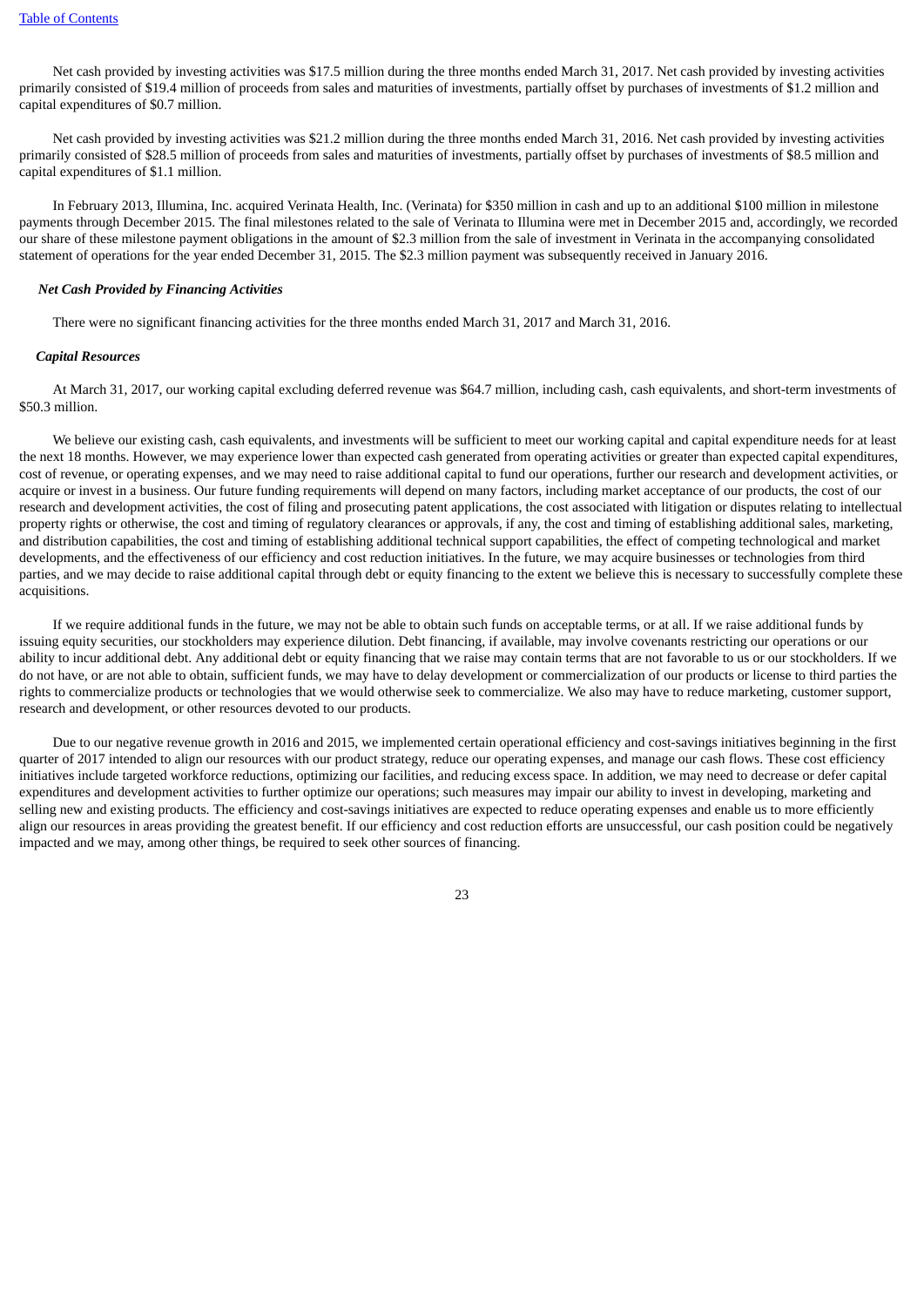Net cash provided by investing activities was $17.5 million during the three months ended March 31, 2017. Net cash provided by investing activities primarily consisted of $19.4 million of proceeds from sales and maturities of investments, partially offset by purchases of investments of $1.2 million and capital expenditures of $0.7 million.

Net cash provided by investing activities was $21.2 million during the three months ended March 31, 2016. Net cash provided by investing activities primarily consisted of $28.5 million of proceeds from sales and maturities of investments, partially offset by purchases of investments of $8.5 million and capital expenditures of $1.1 million.

In February 2013, Illumina, Inc. acquired Verinata Health, Inc. (Verinata) for $350 million in cash and up to an additional $100 million in milestone payments through December 2015. The final milestones related to the sale of Verinata to Illumina were met in December 2015 and, accordingly, we recorded our share of these milestone payment obligations in the amount of $2.3 million from the sale of investment in Verinata in the accompanying consolidated statement of operations for the year ended December 31, 2015. The $2.3 million payment was subsequently received in January 2016.

***Net Cash Provided by Financing Activities***

There were no significant financing activities for the three months ended March 31, 2017 and March 31, 2016.

***Capital Resources***

At March 31, 2017, our working capital excluding deferred revenue was $64.7 million, including cash, cash equivalents, and short-term investments of $50.3 million.

We believe our existing cash, cash equivalents, and investments will be sufficient to meet our working capital and capital expenditure needs for at least the next 18 months. However, we may experience lower than expected cash generated from operating activities or greater than expected capital expenditures, cost of revenue, or operating expenses, and we may need to raise additional capital to fund our operations, further our research and development activities, or acquire or invest in a business. Our future funding requirements will depend on many factors, including market acceptance of our products, the cost of our research and development activities, the cost of filing and prosecuting patent applications, the cost associated with litigation or disputes relating to intellectual property rights or otherwise, the cost and timing of regulatory clearances or approvals, if any, the cost and timing of establishing additional sales, marketing, and distribution capabilities, the cost and timing of establishing additional technical support capabilities, the effect of competing technological and market developments, and the effectiveness of our efficiency and cost reduction initiatives. In the future, we may acquire businesses or technologies from third parties, and we may decide to raise additional capital through debt or equity financing to the extent we believe this is necessary to successfully complete these acquisitions.

If we require additional funds in the future, we may not be able to obtain such funds on acceptable terms, or at all. If we raise additional funds by issuing equity securities, our stockholders may experience dilution. Debt financing, if available, may involve covenants restricting our operations or our ability to incur additional debt. Any additional debt or equity financing that we raise may contain terms that are not favorable to us or our stockholders. If we do not have, or are not able to obtain, sufficient funds, we may have to delay development or commercialization of our products or license to third parties the rights to commercialize products or technologies that we would otherwise seek to commercialize. We also may have to reduce marketing, customer support, research and development, or other resources devoted to our products.

Due to our negative revenue growth in 2016 and 2015, we implemented certain operational efficiency and cost-savings initiatives beginning in the first quarter of 2017 intended to align our resources with our product strategy, reduce our operating expenses, and manage our cash flows. These cost efficiency initiatives include targeted workforce reductions, optimizing our facilities, and reducing excess space. In addition, we may need to decrease or defer capital expenditures and development activities to further optimize our operations; such measures may impair our ability to invest in developing, marketing and selling new and existing products. The efficiency and cost-savings initiatives are expected to reduce operating expenses and enable us to more efficiently align our resources in areas providing the greatest benefit. If our efficiency and cost reduction efforts are unsuccessful, our cash position could be negatively impacted and we may, among other things, be required to seek other sources of financing.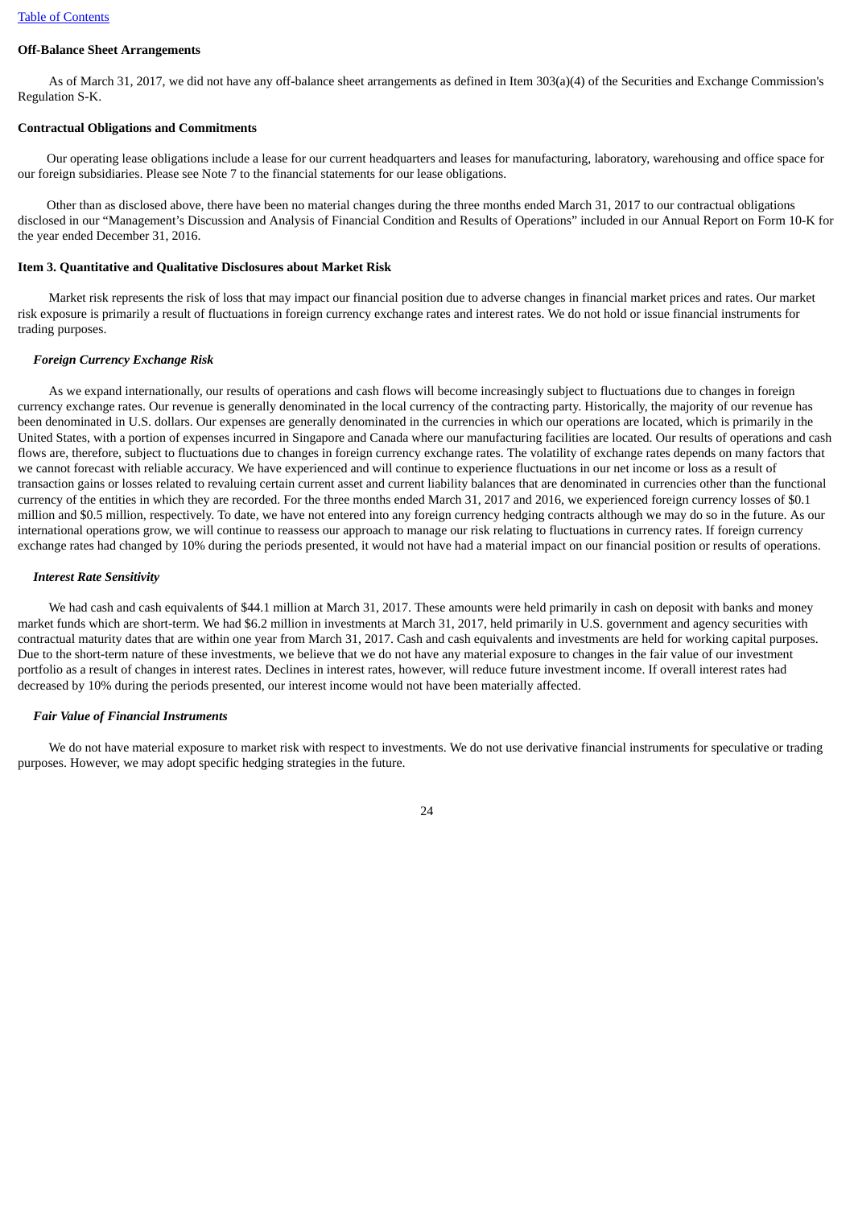**Off-Balance Sheet Arrangements**

As of March 31, 2017, we did not have any off-balance sheet arrangements as defined in Item 303(a)(4) of the Securities and Exchange Commission's Regulation S-K.

**Contractual Obligations and Commitments**

Our operating lease obligations include a lease for our current headquarters and leases for manufacturing, laboratory, warehousing and office space for our foreign subsidiaries. Please see Note 7 to the financial statements for our lease obligations.

Other than as disclosed above, there have been no material changes during the three months ended March 31, 2017 to our contractual obligations disclosed in our "Management's Discussion and Analysis of Financial Condition and Results of Operations" included in our Annual Report on Form 10-K for the year ended December 31, 2016.

**Item 3. Quantitative and Qualitative Disclosures about Market Risk**

Market risk represents the risk of loss that may impact our financial position due to adverse changes in financial market prices and rates. Our market risk exposure is primarily a result of fluctuations in foreign currency exchange rates and interest rates. We do not hold or issue financial instruments for trading purposes.

***Foreign Currency Exchange Risk***

As we expand internationally, our results of operations and cash flows will become increasingly subject to fluctuations due to changes in foreign currency exchange rates. Our revenue is generally denominated in the local currency of the contracting party. Historically, the majority of our revenue has been denominated in U.S. dollars. Our expenses are generally denominated in the currencies in which our operations are located, which is primarily in the United States, with a portion of expenses incurred in Singapore and Canada where our manufacturing facilities are located. Our results of operations and cash flows are, therefore, subject to fluctuations due to changes in foreign currency exchange rates. The volatility of exchange rates depends on many factors that we cannot forecast with reliable accuracy. We have experienced and will continue to experience fluctuations in our net income or loss as a result of transaction gains or losses related to revaluing certain current asset and current liability balances that are denominated in currencies other than the functional currency of the entities in which they are recorded. For the three months ended March 31, 2017 and 2016, we experienced foreign currency losses of $0.1 million and $0.5 million, respectively. To date, we have not entered into any foreign currency hedging contracts although we may do so in the future. As our international operations grow, we will continue to reassess our approach to manage our risk relating to fluctuations in currency rates. If foreign currency exchange rates had changed by 10% during the periods presented, it would not have had a material impact on our financial position or results of operations.

***Interest Rate Sensitivity***

We had cash and cash equivalents of $44.1 million at March 31, 2017. These amounts were held primarily in cash on deposit with banks and money market funds which are short-term. We had $6.2 million in investments at March 31, 2017, held primarily in U.S. government and agency securities with contractual maturity dates that are within one year from March 31, 2017. Cash and cash equivalents and investments are held for working capital purposes. Due to the short-term nature of these investments, we believe that we do not have any material exposure to changes in the fair value of our investment portfolio as a result of changes in interest rates. Declines in interest rates, however, will reduce future investment income. If overall interest rates had decreased by 10% during the periods presented, our interest income would not have been materially affected.

***Fair Value of Financial Instruments***

We do not have material exposure to market risk with respect to investments. We do not use derivative financial instruments for speculative or trading purposes. However, we may adopt specific hedging strategies in the future.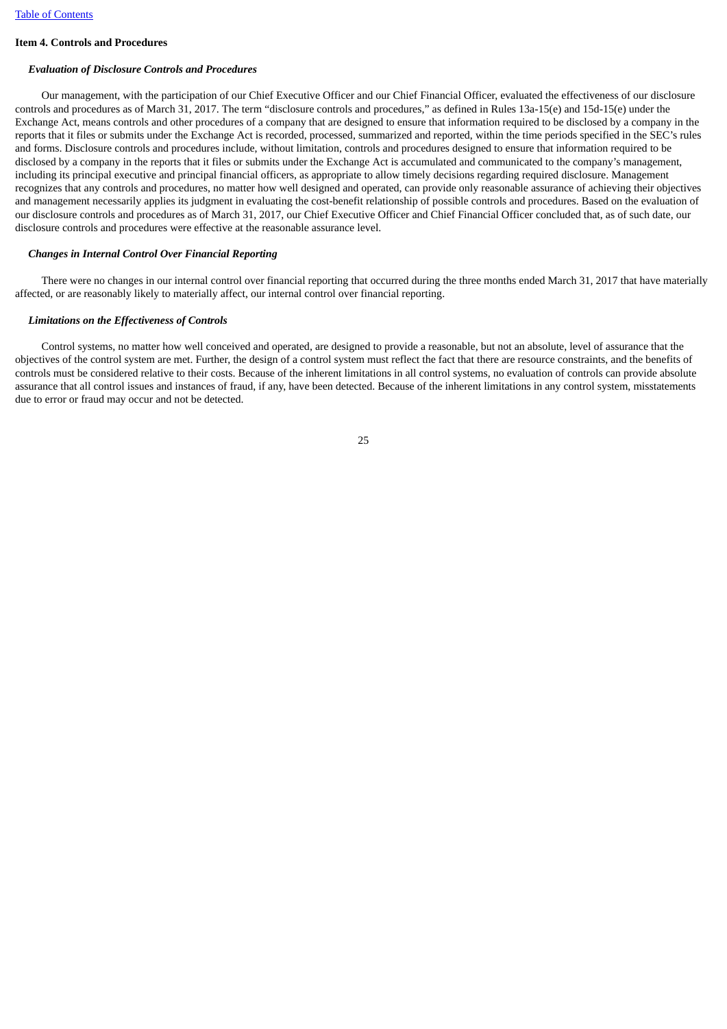### Item 4. Controls and Procedures

#### *Evaluation of Disclosure Controls and Procedures*

Our management, with the participation of our Chief Executive Officer and our Chief Financial Officer, evaluated the effectiveness of our disclosure controls and procedures as of March 31, 2017. The term "disclosure controls and procedures," as defined in Rules 13a-15(e) and 15d-15(e) under the Exchange Act, means controls and other procedures of a company that are designed to ensure that information required to be disclosed by a company in the reports that it files or submits under the Exchange Act is recorded, processed, summarized and reported, within the time periods specified in the SEC's rules and forms. Disclosure controls and procedures include, without limitation, controls and procedures designed to ensure that information required to be disclosed by a company in the reports that it files or submits under the Exchange Act is accumulated and communicated to the company's management, including its principal executive and principal financial officers, as appropriate to allow timely decisions regarding required disclosure. Management recognizes that any controls and procedures, no matter how well designed and operated, can provide only reasonable assurance of achieving their objectives and management necessarily applies its judgment in evaluating the cost-benefit relationship of possible controls and procedures. Based on the evaluation of our disclosure controls and procedures as of March 31, 2017, our Chief Executive Officer and Chief Financial Officer concluded that, as of such date, our disclosure controls and procedures were effective at the reasonable assurance level.

#### *Changes in Internal Control Over Financial Reporting*

There were no changes in our internal control over financial reporting that occurred during the three months ended March 31, 2017 that have materially affected, or are reasonably likely to materially affect, our internal control over financial reporting.

#### *Limitations on the Effectiveness of Controls*

Control systems, no matter how well conceived and operated, are designed to provide a reasonable, but not an absolute, level of assurance that the objectives of the control system are met. Further, the design of a control system must reflect the fact that there are resource constraints, and the benefits of controls must be considered relative to their costs. Because of the inherent limitations in all control systems, no evaluation of controls can provide absolute assurance that all control issues and instances of fraud, if any, have been detected. Because of the inherent limitations in any control system, misstatements due to error or fraud may occur and not be detected.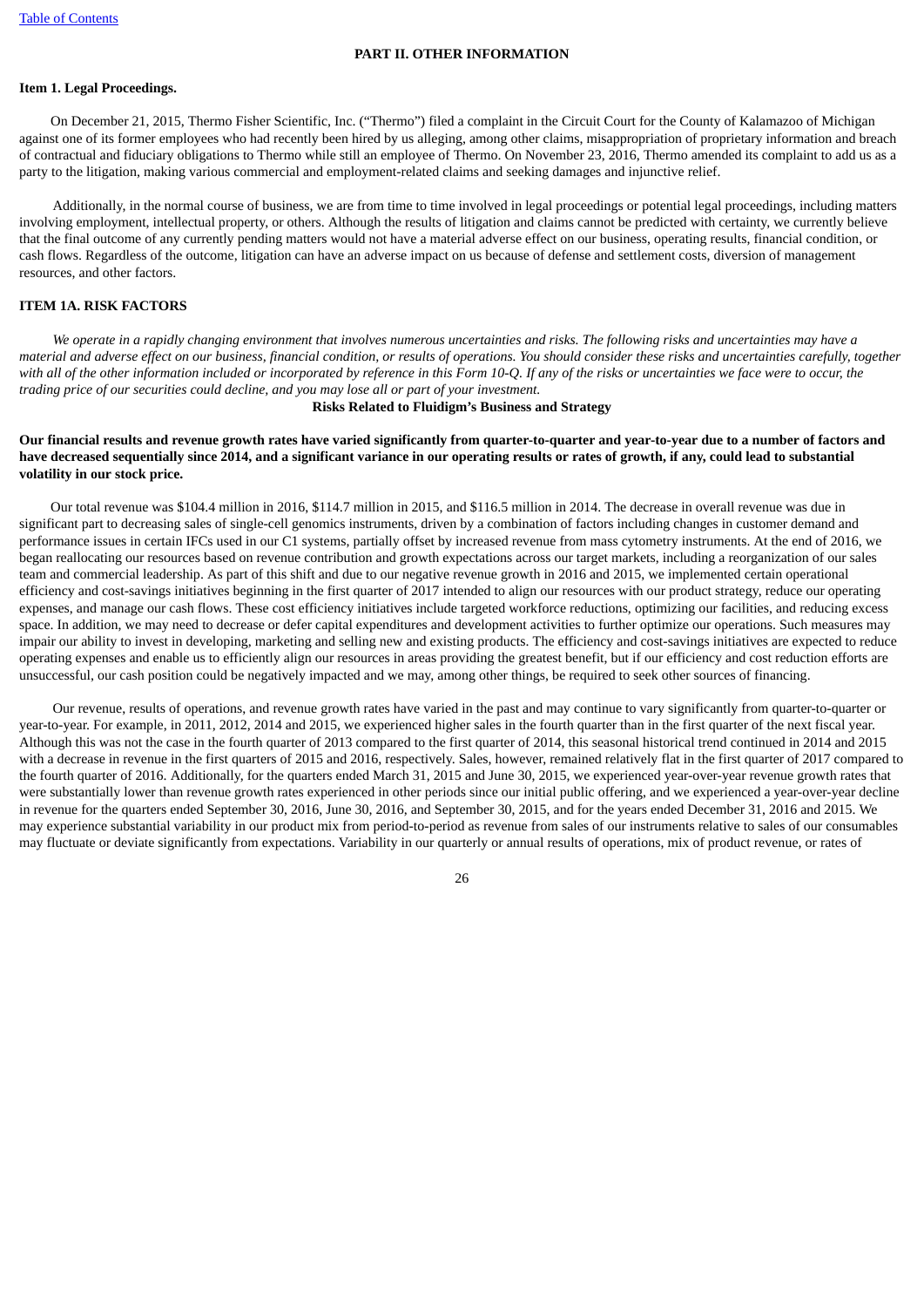## PART II. OTHER INFORMATION

### Item 1. Legal Proceedings.

On December 21, 2015, Thermo Fisher Scientific, Inc. ("Thermo") filed a complaint in the Circuit Court for the County of Kalamazoo of Michigan against one of its former employees who had recently been hired by us alleging, among other claims, misappropriation of proprietary information and breach of contractual and fiduciary obligations to Thermo while still an employee of Thermo. On November 23, 2016, Thermo amended its complaint to add us as a party to the litigation, making various commercial and employment-related claims and seeking damages and injunctive relief.

Additionally, in the normal course of business, we are from time to time involved in legal proceedings or potential legal proceedings, including matters involving employment, intellectual property, or others. Although the results of litigation and claims cannot be predicted with certainty, we currently believe that the final outcome of any currently pending matters would not have a material adverse effect on our business, operating results, financial condition, or cash flows. Regardless of the outcome, litigation can have an adverse impact on us because of defense and settlement costs, diversion of management resources, and other factors.

### ITEM 1A. RISK FACTORS

*We operate in a rapidly changing environment that involves numerous uncertainties and risks. The following risks and uncertainties may have a material and adverse effect on our business, financial condition, or results of operations. You should consider these risks and uncertainties carefully, together with all of the other information included or incorporated by reference in this Form 10-Q. If any of the risks or uncertainties we face were to occur, the trading price of our securities could decline, and you may lose all or part of your investment.*

**Risks Related to Fluidigm's Business and Strategy**

**Our financial results and revenue growth rates have varied significantly from quarter-to-quarter and year-to-year due to a number of factors and have decreased sequentially since 2014, and a significant variance in our operating results or rates of growth, if any, could lead to substantial volatility in our stock price.**

Our total revenue was $104.4 million in 2016, $114.7 million in 2015, and $116.5 million in 2014. The decrease in overall revenue was due in significant part to decreasing sales of single-cell genomics instruments, driven by a combination of factors including changes in customer demand and performance issues in certain IFCs used in our C1 systems, partially offset by increased revenue from mass cytometry instruments. At the end of 2016, we began reallocating our resources based on revenue contribution and growth expectations across our target markets, including a reorganization of our sales team and commercial leadership. As part of this shift and due to our negative revenue growth in 2016 and 2015, we implemented certain operational efficiency and cost-savings initiatives beginning in the first quarter of 2017 intended to align our resources with our product strategy, reduce our operating expenses, and manage our cash flows. These cost efficiency initiatives include targeted workforce reductions, optimizing our facilities, and reducing excess space. In addition, we may need to decrease or defer capital expenditures and development activities to further optimize our operations. Such measures may impair our ability to invest in developing, marketing and selling new and existing products. The efficiency and cost-savings initiatives are expected to reduce operating expenses and enable us to efficiently align our resources in areas providing the greatest benefit, but if our efficiency and cost reduction efforts are unsuccessful, our cash position could be negatively impacted and we may, among other things, be required to seek other sources of financing.

Our revenue, results of operations, and revenue growth rates have varied in the past and may continue to vary significantly from quarter-to-quarter or year-to-year. For example, in 2011, 2012, 2014 and 2015, we experienced higher sales in the fourth quarter than in the first quarter of the next fiscal year. Although this was not the case in the fourth quarter of 2013 compared to the first quarter of 2014, this seasonal historical trend continued in 2014 and 2015 with a decrease in revenue in the first quarters of 2015 and 2016, respectively. Sales, however, remained relatively flat in the first quarter of 2017 compared to the fourth quarter of 2016. Additionally, for the quarters ended March 31, 2015 and June 30, 2015, we experienced year-over-year revenue growth rates that were substantially lower than revenue growth rates experienced in other periods since our initial public offering, and we experienced a year-over-year decline in revenue for the quarters ended September 30, 2016, June 30, 2016, and September 30, 2015, and for the years ended December 31, 2016 and 2015. We may experience substantial variability in our product mix from period-to-period as revenue from sales of our instruments relative to sales of our consumables may fluctuate or deviate significantly from expectations. Variability in our quarterly or annual results of operations, mix of product revenue, or rates of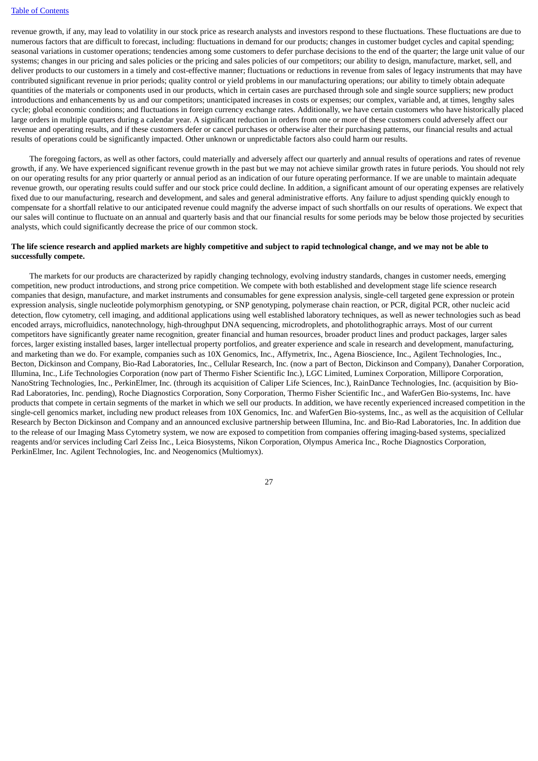revenue growth, if any, may lead to volatility in our stock price as research analysts and investors respond to these fluctuations. These fluctuations are due to numerous factors that are difficult to forecast, including: fluctuations in demand for our products; changes in customer budget cycles and capital spending; seasonal variations in customer operations; tendencies among some customers to defer purchase decisions to the end of the quarter; the large unit value of our systems; changes in our pricing and sales policies or the pricing and sales policies of our competitors; our ability to design, manufacture, market, sell, and deliver products to our customers in a timely and cost-effective manner; fluctuations or reductions in revenue from sales of legacy instruments that may have contributed significant revenue in prior periods; quality control or yield problems in our manufacturing operations; our ability to timely obtain adequate quantities of the materials or components used in our products, which in certain cases are purchased through sole and single source suppliers; new product introductions and enhancements by us and our competitors; unanticipated increases in costs or expenses; our complex, variable and, at times, lengthy sales cycle; global economic conditions; and fluctuations in foreign currency exchange rates. Additionally, we have certain customers who have historically placed large orders in multiple quarters during a calendar year. A significant reduction in orders from one or more of these customers could adversely affect our revenue and operating results, and if these customers defer or cancel purchases or otherwise alter their purchasing patterns, our financial results and actual results of operations could be significantly impacted. Other unknown or unpredictable factors also could harm our results.

The foregoing factors, as well as other factors, could materially and adversely affect our quarterly and annual results of operations and rates of revenue growth, if any. We have experienced significant revenue growth in the past but we may not achieve similar growth rates in future periods. You should not rely on our operating results for any prior quarterly or annual period as an indication of our future operating performance. If we are unable to maintain adequate revenue growth, our operating results could suffer and our stock price could decline. In addition, a significant amount of our operating expenses are relatively fixed due to our manufacturing, research and development, and sales and general administrative efforts. Any failure to adjust spending quickly enough to compensate for a shortfall relative to our anticipated revenue could magnify the adverse impact of such shortfalls on our results of operations. We expect that our sales will continue to fluctuate on an annual and quarterly basis and that our financial results for some periods may be below those projected by securities analysts, which could significantly decrease the price of our common stock.

**The life science research and applied markets are highly competitive and subject to rapid technological change, and we may not be able to successfully compete.**

The markets for our products are characterized by rapidly changing technology, evolving industry standards, changes in customer needs, emerging competition, new product introductions, and strong price competition. We compete with both established and development stage life science research companies that design, manufacture, and market instruments and consumables for gene expression analysis, single-cell targeted gene expression or protein expression analysis, single nucleotide polymorphism genotyping, or SNP genotyping, polymerase chain reaction, or PCR, digital PCR, other nucleic acid detection, flow cytometry, cell imaging, and additional applications using well established laboratory techniques, as well as newer technologies such as bead encoded arrays, microfluidics, nanotechnology, high-throughput DNA sequencing, microdroplets, and photolithographic arrays. Most of our current competitors have significantly greater name recognition, greater financial and human resources, broader product lines and product packages, larger sales forces, larger existing installed bases, larger intellectual property portfolios, and greater experience and scale in research and development, manufacturing, and marketing than we do. For example, companies such as 10X Genomics, Inc., Affymetrix, Inc., Agena Bioscience, Inc., Agilent Technologies, Inc., Becton, Dickinson and Company, Bio-Rad Laboratories, Inc., Cellular Research, Inc. (now a part of Becton, Dickinson and Company), Danaher Corporation, Illumina, Inc., Life Technologies Corporation (now part of Thermo Fisher Scientific Inc.), LGC Limited, Luminex Corporation, Millipore Corporation, NanoString Technologies, Inc., PerkinElmer, Inc. (through its acquisition of Caliper Life Sciences, Inc.), RainDance Technologies, Inc. (acquisition by Bio-Rad Laboratories, Inc. pending), Roche Diagnostics Corporation, Sony Corporation, Thermo Fisher Scientific Inc., and WaferGen Bio-systems, Inc. have products that compete in certain segments of the market in which we sell our products. In addition, we have recently experienced increased competition in the single-cell genomics market, including new product releases from 10X Genomics, Inc. and WaferGen Bio-systems, Inc., as well as the acquisition of Cellular Research by Becton Dickinson and Company and an announced exclusive partnership between Illumina, Inc. and Bio-Rad Laboratories, Inc. In addition due to the release of our Imaging Mass Cytometry system, we now are exposed to competition from companies offering imaging-based systems, specialized reagents and/or services including Carl Zeiss Inc., Leica Biosystems, Nikon Corporation, Olympus America Inc., Roche Diagnostics Corporation, PerkinElmer, Inc. Agilent Technologies, Inc. and Neogenomics (Multiomyx).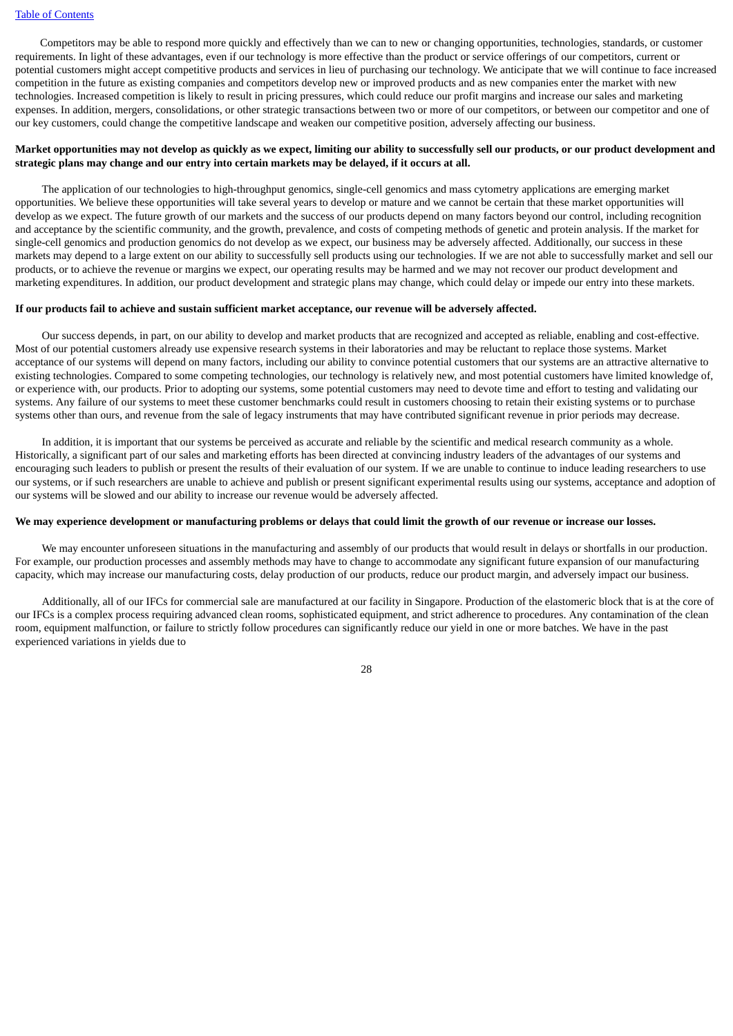Competitors may be able to respond more quickly and effectively than we can to new or changing opportunities, technologies, standards, or customer requirements. In light of these advantages, even if our technology is more effective than the product or service offerings of our competitors, current or potential customers might accept competitive products and services in lieu of purchasing our technology. We anticipate that we will continue to face increased competition in the future as existing companies and competitors develop new or improved products and as new companies enter the market with new technologies. Increased competition is likely to result in pricing pressures, which could reduce our profit margins and increase our sales and marketing expenses. In addition, mergers, consolidations, or other strategic transactions between two or more of our competitors, or between our competitor and one of our key customers, could change the competitive landscape and weaken our competitive position, adversely affecting our business.

**Market opportunities may not develop as quickly as we expect, limiting our ability to successfully sell our products, or our product development and strategic plans may change and our entry into certain markets may be delayed, if it occurs at all.**

The application of our technologies to high-throughput genomics, single-cell genomics and mass cytometry applications are emerging market opportunities. We believe these opportunities will take several years to develop or mature and we cannot be certain that these market opportunities will develop as we expect. The future growth of our markets and the success of our products depend on many factors beyond our control, including recognition and acceptance by the scientific community, and the growth, prevalence, and costs of competing methods of genetic and protein analysis. If the market for single-cell genomics and production genomics do not develop as we expect, our business may be adversely affected. Additionally, our success in these markets may depend to a large extent on our ability to successfully sell products using our technologies. If we are not able to successfully market and sell our products, or to achieve the revenue or margins we expect, our operating results may be harmed and we may not recover our product development and marketing expenditures. In addition, our product development and strategic plans may change, which could delay or impede our entry into these markets.

**If our products fail to achieve and sustain sufficient market acceptance, our revenue will be adversely affected.**

Our success depends, in part, on our ability to develop and market products that are recognized and accepted as reliable, enabling and cost-effective. Most of our potential customers already use expensive research systems in their laboratories and may be reluctant to replace those systems. Market acceptance of our systems will depend on many factors, including our ability to convince potential customers that our systems are an attractive alternative to existing technologies. Compared to some competing technologies, our technology is relatively new, and most potential customers have limited knowledge of, or experience with, our products. Prior to adopting our systems, some potential customers may need to devote time and effort to testing and validating our systems. Any failure of our systems to meet these customer benchmarks could result in customers choosing to retain their existing systems or to purchase systems other than ours, and revenue from the sale of legacy instruments that may have contributed significant revenue in prior periods may decrease.

In addition, it is important that our systems be perceived as accurate and reliable by the scientific and medical research community as a whole. Historically, a significant part of our sales and marketing efforts has been directed at convincing industry leaders of the advantages of our systems and encouraging such leaders to publish or present the results of their evaluation of our system. If we are unable to continue to induce leading researchers to use our systems, or if such researchers are unable to achieve and publish or present significant experimental results using our systems, acceptance and adoption of our systems will be slowed and our ability to increase our revenue would be adversely affected.

**We may experience development or manufacturing problems or delays that could limit the growth of our revenue or increase our losses.**

We may encounter unforeseen situations in the manufacturing and assembly of our products that would result in delays or shortfalls in our production. For example, our production processes and assembly methods may have to change to accommodate any significant future expansion of our manufacturing capacity, which may increase our manufacturing costs, delay production of our products, reduce our product margin, and adversely impact our business.

Additionally, all of our IFCs for commercial sale are manufactured at our facility in Singapore. Production of the elastomeric block that is at the core of our IFCs is a complex process requiring advanced clean rooms, sophisticated equipment, and strict adherence to procedures. Any contamination of the clean room, equipment malfunction, or failure to strictly follow procedures can significantly reduce our yield in one or more batches. We have in the past experienced variations in yields due to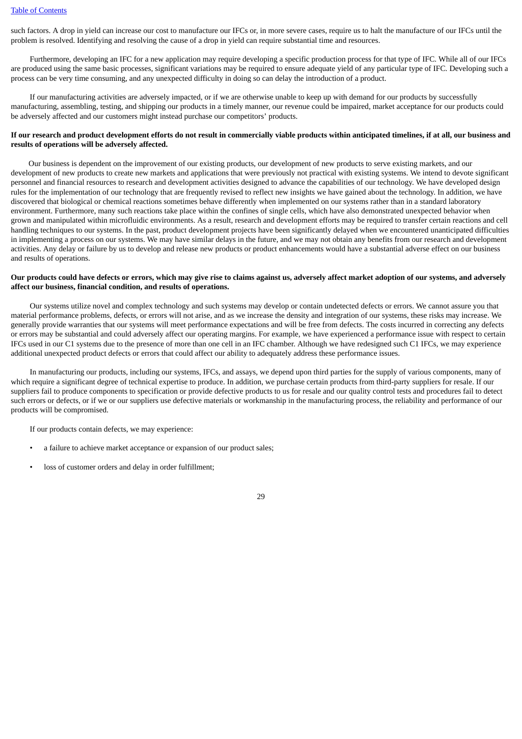such factors. A drop in yield can increase our cost to manufacture our IFCs or, in more severe cases, require us to halt the manufacture of our IFCs until the problem is resolved. Identifying and resolving the cause of a drop in yield can require substantial time and resources.

Furthermore, developing an IFC for a new application may require developing a specific production process for that type of IFC. While all of our IFCs are produced using the same basic processes, significant variations may be required to ensure adequate yield of any particular type of IFC. Developing such a process can be very time consuming, and any unexpected difficulty in doing so can delay the introduction of a product.

If our manufacturing activities are adversely impacted, or if we are otherwise unable to keep up with demand for our products by successfully manufacturing, assembling, testing, and shipping our products in a timely manner, our revenue could be impaired, market acceptance for our products could be adversely affected and our customers might instead purchase our competitors' products.

**If our research and product development efforts do not result in commercially viable products within anticipated timelines, if at all, our business and results of operations will be adversely affected.**

Our business is dependent on the improvement of our existing products, our development of new products to serve existing markets, and our development of new products to create new markets and applications that were previously not practical with existing systems. We intend to devote significant personnel and financial resources to research and development activities designed to advance the capabilities of our technology. We have developed design rules for the implementation of our technology that are frequently revised to reflect new insights we have gained about the technology. In addition, we have discovered that biological or chemical reactions sometimes behave differently when implemented on our systems rather than in a standard laboratory environment. Furthermore, many such reactions take place within the confines of single cells, which have also demonstrated unexpected behavior when grown and manipulated within microfluidic environments. As a result, research and development efforts may be required to transfer certain reactions and cell handling techniques to our systems. In the past, product development projects have been significantly delayed when we encountered unanticipated difficulties in implementing a process on our systems. We may have similar delays in the future, and we may not obtain any benefits from our research and development activities. Any delay or failure by us to develop and release new products or product enhancements would have a substantial adverse effect on our business and results of operations.

**Our products could have defects or errors, which may give rise to claims against us, adversely affect market adoption of our systems, and adversely affect our business, financial condition, and results of operations.**

Our systems utilize novel and complex technology and such systems may develop or contain undetected defects or errors. We cannot assure you that material performance problems, defects, or errors will not arise, and as we increase the density and integration of our systems, these risks may increase. We generally provide warranties that our systems will meet performance expectations and will be free from defects. The costs incurred in correcting any defects or errors may be substantial and could adversely affect our operating margins. For example, we have experienced a performance issue with respect to certain IFCs used in our C1 systems due to the presence of more than one cell in an IFC chamber. Although we have redesigned such C1 IFCs, we may experience additional unexpected product defects or errors that could affect our ability to adequately address these performance issues.

In manufacturing our products, including our systems, IFCs, and assays, we depend upon third parties for the supply of various components, many of which require a significant degree of technical expertise to produce. In addition, we purchase certain products from third-party suppliers for resale. If our suppliers fail to produce components to specification or provide defective products to us for resale and our quality control tests and procedures fail to detect such errors or defects, or if we or our suppliers use defective materials or workmanship in the manufacturing process, the reliability and performance of our products will be compromised.

If our products contain defects, we may experience:

- a failure to achieve market acceptance or expansion of our product sales;
- loss of customer orders and delay in order fulfillment;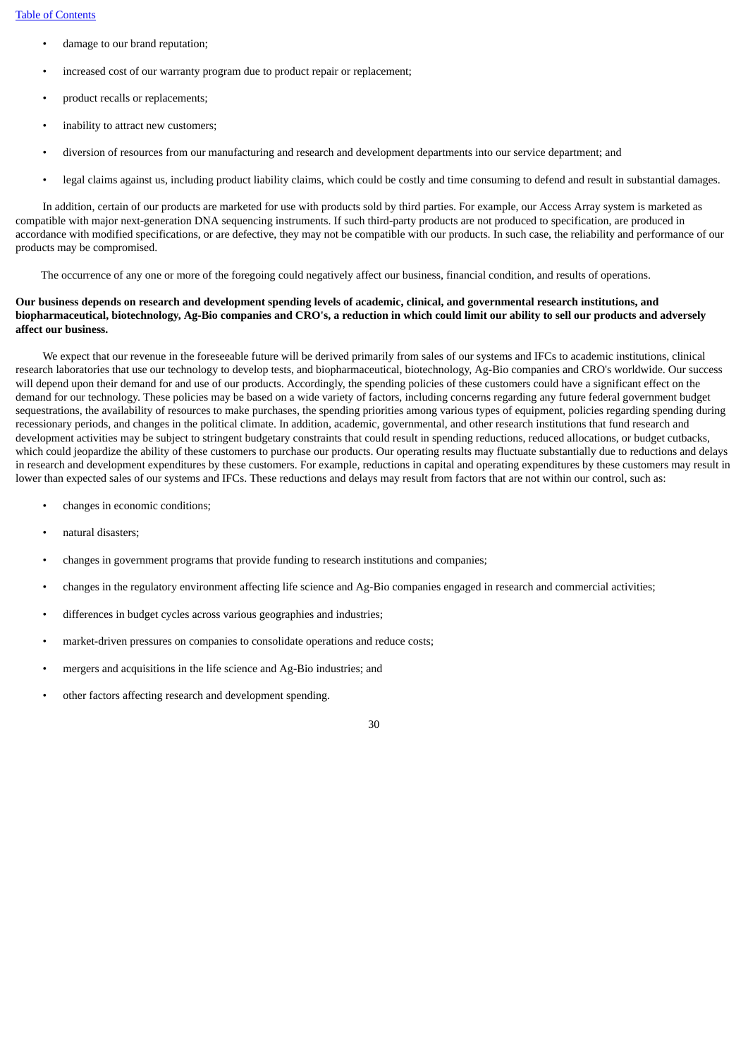- damage to our brand reputation;
- increased cost of our warranty program due to product repair or replacement;
- product recalls or replacements;
- inability to attract new customers;
- diversion of resources from our manufacturing and research and development departments into our service department; and
- legal claims against us, including product liability claims, which could be costly and time consuming to defend and result in substantial damages.

In addition, certain of our products are marketed for use with products sold by third parties. For example, our Access Array system is marketed as compatible with major next-generation DNA sequencing instruments. If such third-party products are not produced to specification, are produced in accordance with modified specifications, or are defective, they may not be compatible with our products. In such case, the reliability and performance of our products may be compromised.

The occurrence of any one or more of the foregoing could negatively affect our business, financial condition, and results of operations.

**Our business depends on research and development spending levels of academic, clinical, and governmental research institutions, and biopharmaceutical, biotechnology, Ag-Bio companies and CRO's, a reduction in which could limit our ability to sell our products and adversely affect our business.**

We expect that our revenue in the foreseeable future will be derived primarily from sales of our systems and IFCs to academic institutions, clinical research laboratories that use our technology to develop tests, and biopharmaceutical, biotechnology, Ag-Bio companies and CRO's worldwide. Our success will depend upon their demand for and use of our products. Accordingly, the spending policies of these customers could have a significant effect on the demand for our technology. These policies may be based on a wide variety of factors, including concerns regarding any future federal government budget sequestrations, the availability of resources to make purchases, the spending priorities among various types of equipment, policies regarding spending during recessionary periods, and changes in the political climate. In addition, academic, governmental, and other research institutions that fund research and development activities may be subject to stringent budgetary constraints that could result in spending reductions, reduced allocations, or budget cutbacks, which could jeopardize the ability of these customers to purchase our products. Our operating results may fluctuate substantially due to reductions and delays in research and development expenditures by these customers. For example, reductions in capital and operating expenditures by these customers may result in lower than expected sales of our systems and IFCs. These reductions and delays may result from factors that are not within our control, such as:

- changes in economic conditions;
- natural disasters;
- changes in government programs that provide funding to research institutions and companies;
- changes in the regulatory environment affecting life science and Ag-Bio companies engaged in research and commercial activities;
- differences in budget cycles across various geographies and industries;
- market-driven pressures on companies to consolidate operations and reduce costs;
- mergers and acquisitions in the life science and Ag-Bio industries; and
- other factors affecting research and development spending.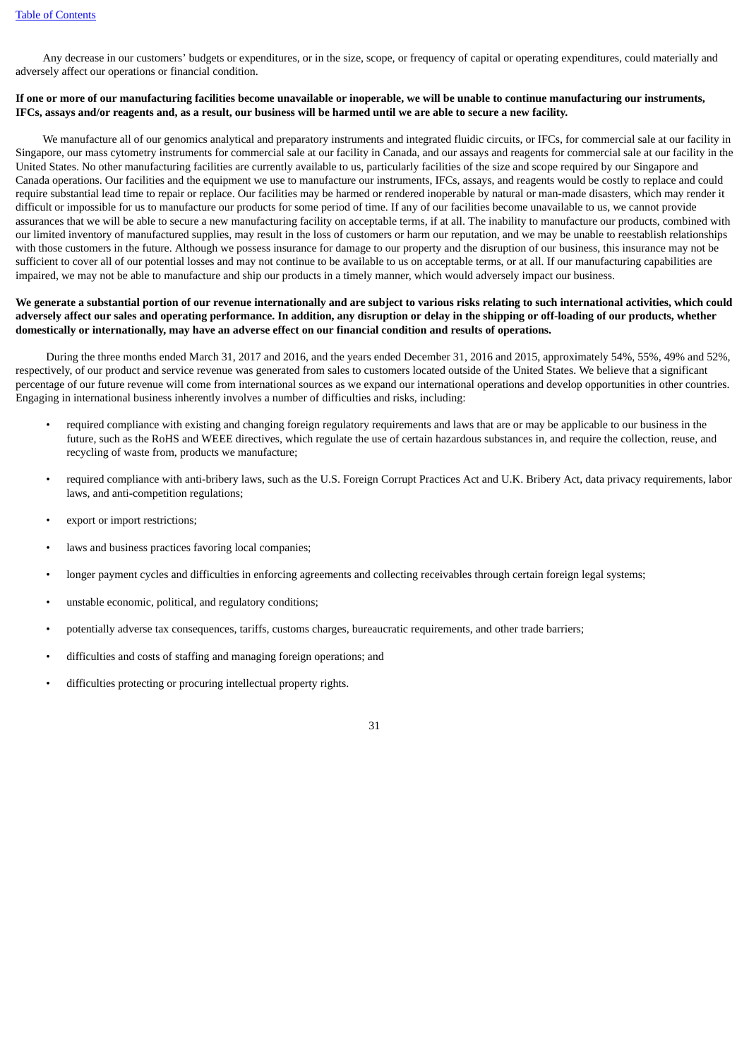Any decrease in our customers' budgets or expenditures, or in the size, scope, or frequency of capital or operating expenditures, could materially and adversely affect our operations or financial condition.

**If one or more of our manufacturing facilities become unavailable or inoperable, we will be unable to continue manufacturing our instruments, IFCs, assays and/or reagents and, as a result, our business will be harmed until we are able to secure a new facility.**

We manufacture all of our genomics analytical and preparatory instruments and integrated fluidic circuits, or IFCs, for commercial sale at our facility in Singapore, our mass cytometry instruments for commercial sale at our facility in Canada, and our assays and reagents for commercial sale at our facility in the United States. No other manufacturing facilities are currently available to us, particularly facilities of the size and scope required by our Singapore and Canada operations. Our facilities and the equipment we use to manufacture our instruments, IFCs, assays, and reagents would be costly to replace and could require substantial lead time to repair or replace. Our facilities may be harmed or rendered inoperable by natural or man-made disasters, which may render it difficult or impossible for us to manufacture our products for some period of time. If any of our facilities become unavailable to us, we cannot provide assurances that we will be able to secure a new manufacturing facility on acceptable terms, if at all. The inability to manufacture our products, combined with our limited inventory of manufactured supplies, may result in the loss of customers or harm our reputation, and we may be unable to reestablish relationships with those customers in the future. Although we possess insurance for damage to our property and the disruption of our business, this insurance may not be sufficient to cover all of our potential losses and may not continue to be available to us on acceptable terms, or at all. If our manufacturing capabilities are impaired, we may not be able to manufacture and ship our products in a timely manner, which would adversely impact our business.

**We generate a substantial portion of our revenue internationally and are subject to various risks relating to such international activities, which could adversely affect our sales and operating performance. In addition, any disruption or delay in the shipping or off-loading of our products, whether domestically or internationally, may have an adverse effect on our financial condition and results of operations.**

During the three months ended March 31, 2017 and 2016, and the years ended December 31, 2016 and 2015, approximately 54%, 55%, 49% and 52%, respectively, of our product and service revenue was generated from sales to customers located outside of the United States. We believe that a significant percentage of our future revenue will come from international sources as we expand our international operations and develop opportunities in other countries. Engaging in international business inherently involves a number of difficulties and risks, including:

- required compliance with existing and changing foreign regulatory requirements and laws that are or may be applicable to our business in the future, such as the RoHS and WEEE directives, which regulate the use of certain hazardous substances in, and require the collection, reuse, and recycling of waste from, products we manufacture;
- required compliance with anti-bribery laws, such as the U.S. Foreign Corrupt Practices Act and U.K. Bribery Act, data privacy requirements, labor laws, and anti-competition regulations;
- export or import restrictions;
- laws and business practices favoring local companies;
- longer payment cycles and difficulties in enforcing agreements and collecting receivables through certain foreign legal systems;
- unstable economic, political, and regulatory conditions;
- potentially adverse tax consequences, tariffs, customs charges, bureaucratic requirements, and other trade barriers;
- difficulties and costs of staffing and managing foreign operations; and
- difficulties protecting or procuring intellectual property rights.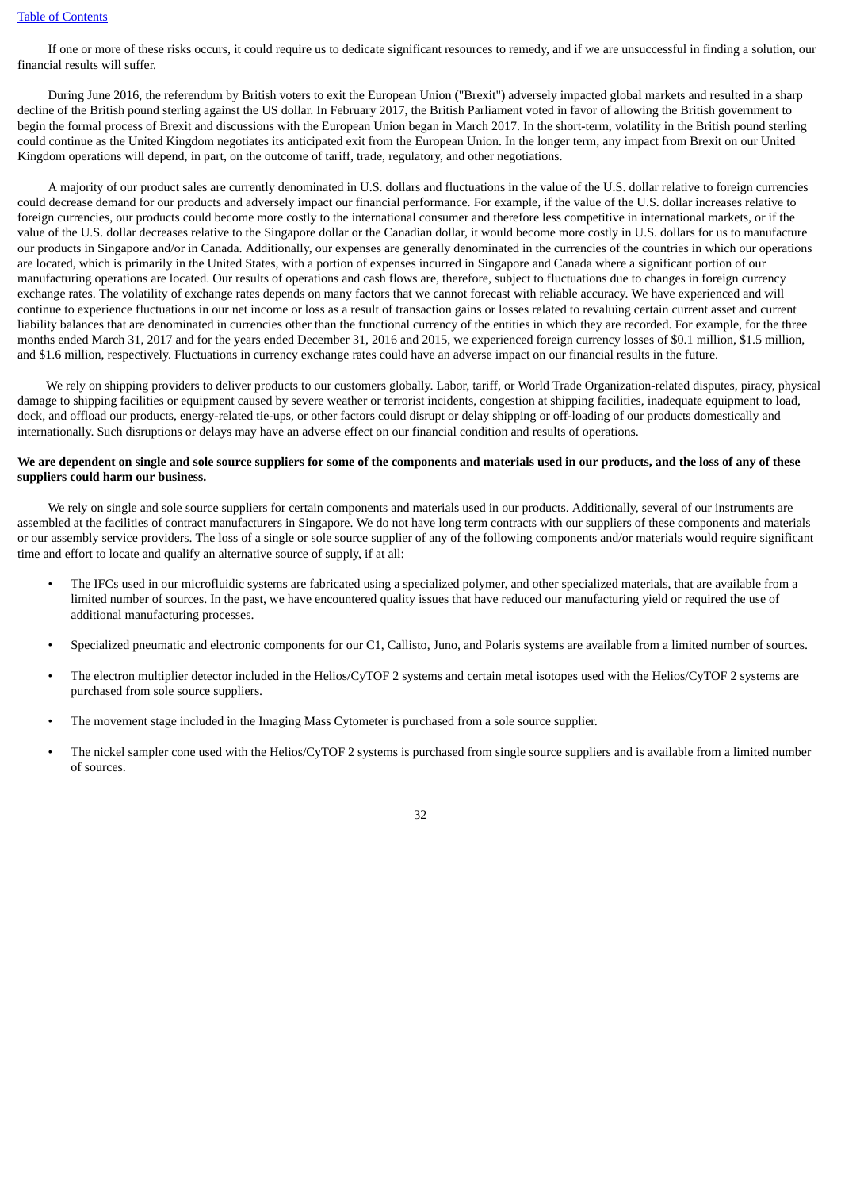If one or more of these risks occurs, it could require us to dedicate significant resources to remedy, and if we are unsuccessful in finding a solution, our financial results will suffer.

During June 2016, the referendum by British voters to exit the European Union ("Brexit") adversely impacted global markets and resulted in a sharp decline of the British pound sterling against the US dollar. In February 2017, the British Parliament voted in favor of allowing the British government to begin the formal process of Brexit and discussions with the European Union began in March 2017. In the short-term, volatility in the British pound sterling could continue as the United Kingdom negotiates its anticipated exit from the European Union. In the longer term, any impact from Brexit on our United Kingdom operations will depend, in part, on the outcome of tariff, trade, regulatory, and other negotiations.

A majority of our product sales are currently denominated in U.S. dollars and fluctuations in the value of the U.S. dollar relative to foreign currencies could decrease demand for our products and adversely impact our financial performance. For example, if the value of the U.S. dollar increases relative to foreign currencies, our products could become more costly to the international consumer and therefore less competitive in international markets, or if the value of the U.S. dollar decreases relative to the Singapore dollar or the Canadian dollar, it would become more costly in U.S. dollars for us to manufacture our products in Singapore and/or in Canada. Additionally, our expenses are generally denominated in the currencies of the countries in which our operations are located, which is primarily in the United States, with a portion of expenses incurred in Singapore and Canada where a significant portion of our manufacturing operations are located. Our results of operations and cash flows are, therefore, subject to fluctuations due to changes in foreign currency exchange rates. The volatility of exchange rates depends on many factors that we cannot forecast with reliable accuracy. We have experienced and will continue to experience fluctuations in our net income or loss as a result of transaction gains or losses related to revaluing certain current asset and current liability balances that are denominated in currencies other than the functional currency of the entities in which they are recorded. For example, for the three months ended March 31, 2017 and for the years ended December 31, 2016 and 2015, we experienced foreign currency losses of $0.1 million, $1.5 million, and $1.6 million, respectively. Fluctuations in currency exchange rates could have an adverse impact on our financial results in the future.

We rely on shipping providers to deliver products to our customers globally. Labor, tariff, or World Trade Organization-related disputes, piracy, physical damage to shipping facilities or equipment caused by severe weather or terrorist incidents, congestion at shipping facilities, inadequate equipment to load, dock, and offload our products, energy-related tie-ups, or other factors could disrupt or delay shipping or off-loading of our products domestically and internationally. Such disruptions or delays may have an adverse effect on our financial condition and results of operations.

**We are dependent on single and sole source suppliers for some of the components and materials used in our products, and the loss of any of these suppliers could harm our business.**

We rely on single and sole source suppliers for certain components and materials used in our products. Additionally, several of our instruments are assembled at the facilities of contract manufacturers in Singapore. We do not have long term contracts with our suppliers of these components and materials or our assembly service providers. The loss of a single or sole source supplier of any of the following components and/or materials would require significant time and effort to locate and qualify an alternative source of supply, if at all:

- The IFCs used in our microfluidic systems are fabricated using a specialized polymer, and other specialized materials, that are available from a limited number of sources. In the past, we have encountered quality issues that have reduced our manufacturing yield or required the use of additional manufacturing processes.
- Specialized pneumatic and electronic components for our C1, Callisto, Juno, and Polaris systems are available from a limited number of sources.
- The electron multiplier detector included in the Helios/CyTOF 2 systems and certain metal isotopes used with the Helios/CyTOF 2 systems are purchased from sole source suppliers.
- The movement stage included in the Imaging Mass Cytometer is purchased from a sole source supplier.
- The nickel sampler cone used with the Helios/CyTOF 2 systems is purchased from single source suppliers and is available from a limited number of sources.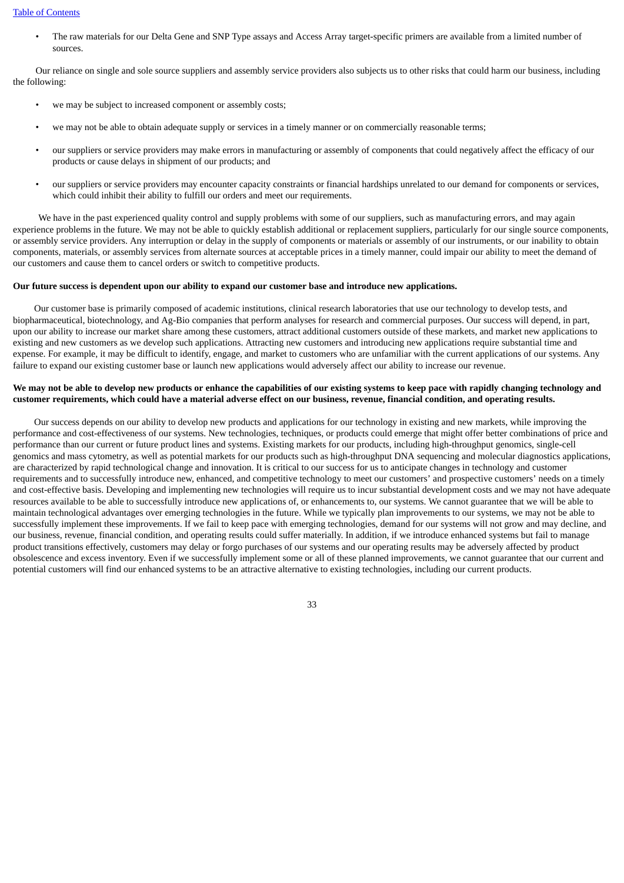- The raw materials for our Delta Gene and SNP Type assays and Access Array target-specific primers are available from a limited number of sources.

Our reliance on single and sole source suppliers and assembly service providers also subjects us to other risks that could harm our business, including the following:

- we may be subject to increased component or assembly costs;
- we may not be able to obtain adequate supply or services in a timely manner or on commercially reasonable terms;
- our suppliers or service providers may make errors in manufacturing or assembly of components that could negatively affect the efficacy of our products or cause delays in shipment of our products; and
- our suppliers or service providers may encounter capacity constraints or financial hardships unrelated to our demand for components or services, which could inhibit their ability to fulfill our orders and meet our requirements.

We have in the past experienced quality control and supply problems with some of our suppliers, such as manufacturing errors, and may again experience problems in the future. We may not be able to quickly establish additional or replacement suppliers, particularly for our single source components, or assembly service providers. Any interruption or delay in the supply of components or materials or assembly of our instruments, or our inability to obtain components, materials, or assembly services from alternate sources at acceptable prices in a timely manner, could impair our ability to meet the demand of our customers and cause them to cancel orders or switch to competitive products.

**Our future success is dependent upon our ability to expand our customer base and introduce new applications.**

Our customer base is primarily composed of academic institutions, clinical research laboratories that use our technology to develop tests, and biopharmaceutical, biotechnology, and Ag-Bio companies that perform analyses for research and commercial purposes. Our success will depend, in part, upon our ability to increase our market share among these customers, attract additional customers outside of these markets, and market new applications to existing and new customers as we develop such applications. Attracting new customers and introducing new applications require substantial time and expense. For example, it may be difficult to identify, engage, and market to customers who are unfamiliar with the current applications of our systems. Any failure to expand our existing customer base or launch new applications would adversely affect our ability to increase our revenue.

**We may not be able to develop new products or enhance the capabilities of our existing systems to keep pace with rapidly changing technology and customer requirements, which could have a material adverse effect on our business, revenue, financial condition, and operating results.**

Our success depends on our ability to develop new products and applications for our technology in existing and new markets, while improving the performance and cost-effectiveness of our systems. New technologies, techniques, or products could emerge that might offer better combinations of price and performance than our current or future product lines and systems. Existing markets for our products, including high-throughput genomics, single-cell genomics and mass cytometry, as well as potential markets for our products such as high-throughput DNA sequencing and molecular diagnostics applications, are characterized by rapid technological change and innovation. It is critical to our success for us to anticipate changes in technology and customer requirements and to successfully introduce new, enhanced, and competitive technology to meet our customers' and prospective customers' needs on a timely and cost-effective basis. Developing and implementing new technologies will require us to incur substantial development costs and we may not have adequate resources available to be able to successfully introduce new applications of, or enhancements to, our systems. We cannot guarantee that we will be able to maintain technological advantages over emerging technologies in the future. While we typically plan improvements to our systems, we may not be able to successfully implement these improvements. If we fail to keep pace with emerging technologies, demand for our systems will not grow and may decline, and our business, revenue, financial condition, and operating results could suffer materially. In addition, if we introduce enhanced systems but fail to manage product transitions effectively, customers may delay or forgo purchases of our systems and our operating results may be adversely affected by product obsolescence and excess inventory. Even if we successfully implement some or all of these planned improvements, we cannot guarantee that our current and potential customers will find our enhanced systems to be an attractive alternative to existing technologies, including our current products.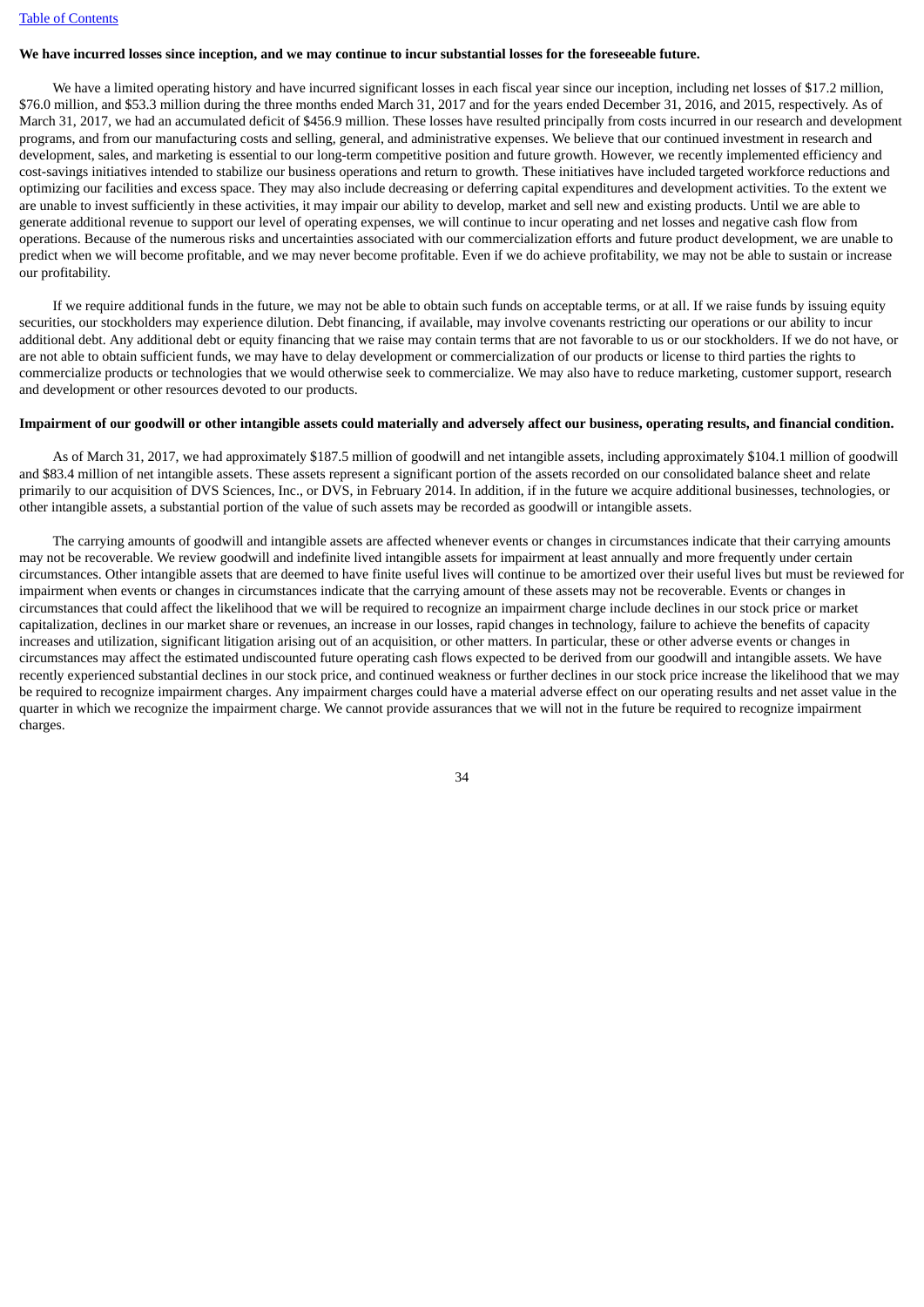**We have incurred losses since inception, and we may continue to incur substantial losses for the foreseeable future.**

We have a limited operating history and have incurred significant losses in each fiscal year since our inception, including net losses of $17.2 million, $76.0 million, and $53.3 million during the three months ended March 31, 2017 and for the years ended December 31, 2016, and 2015, respectively. As of March 31, 2017, we had an accumulated deficit of $456.9 million. These losses have resulted principally from costs incurred in our research and development programs, and from our manufacturing costs and selling, general, and administrative expenses. We believe that our continued investment in research and development, sales, and marketing is essential to our long-term competitive position and future growth. However, we recently implemented efficiency and cost-savings initiatives intended to stabilize our business operations and return to growth. These initiatives have included targeted workforce reductions and optimizing our facilities and excess space. They may also include decreasing or deferring capital expenditures and development activities. To the extent we are unable to invest sufficiently in these activities, it may impair our ability to develop, market and sell new and existing products. Until we are able to generate additional revenue to support our level of operating expenses, we will continue to incur operating and net losses and negative cash flow from operations. Because of the numerous risks and uncertainties associated with our commercialization efforts and future product development, we are unable to predict when we will become profitable, and we may never become profitable. Even if we do achieve profitability, we may not be able to sustain or increase our profitability.

If we require additional funds in the future, we may not be able to obtain such funds on acceptable terms, or at all. If we raise funds by issuing equity securities, our stockholders may experience dilution. Debt financing, if available, may involve covenants restricting our operations or our ability to incur additional debt. Any additional debt or equity financing that we raise may contain terms that are not favorable to us or our stockholders. If we do not have, or are not able to obtain sufficient funds, we may have to delay development or commercialization of our products or license to third parties the rights to commercialize products or technologies that we would otherwise seek to commercialize. We may also have to reduce marketing, customer support, research and development or other resources devoted to our products.

**Impairment of our goodwill or other intangible assets could materially and adversely affect our business, operating results, and financial condition.**

As of March 31, 2017, we had approximately $187.5 million of goodwill and net intangible assets, including approximately $104.1 million of goodwill and $83.4 million of net intangible assets. These assets represent a significant portion of the assets recorded on our consolidated balance sheet and relate primarily to our acquisition of DVS Sciences, Inc., or DVS, in February 2014. In addition, if in the future we acquire additional businesses, technologies, or other intangible assets, a substantial portion of the value of such assets may be recorded as goodwill or intangible assets.

The carrying amounts of goodwill and intangible assets are affected whenever events or changes in circumstances indicate that their carrying amounts may not be recoverable. We review goodwill and indefinite lived intangible assets for impairment at least annually and more frequently under certain circumstances. Other intangible assets that are deemed to have finite useful lives will continue to be amortized over their useful lives but must be reviewed for impairment when events or changes in circumstances indicate that the carrying amount of these assets may not be recoverable. Events or changes in circumstances that could affect the likelihood that we will be required to recognize an impairment charge include declines in our stock price or market capitalization, declines in our market share or revenues, an increase in our losses, rapid changes in technology, failure to achieve the benefits of capacity increases and utilization, significant litigation arising out of an acquisition, or other matters. In particular, these or other adverse events or changes in circumstances may affect the estimated undiscounted future operating cash flows expected to be derived from our goodwill and intangible assets. We have recently experienced substantial declines in our stock price, and continued weakness or further declines in our stock price increase the likelihood that we may be required to recognize impairment charges. Any impairment charges could have a material adverse effect on our operating results and net asset value in the quarter in which we recognize the impairment charge. We cannot provide assurances that we will not in the future be required to recognize impairment charges.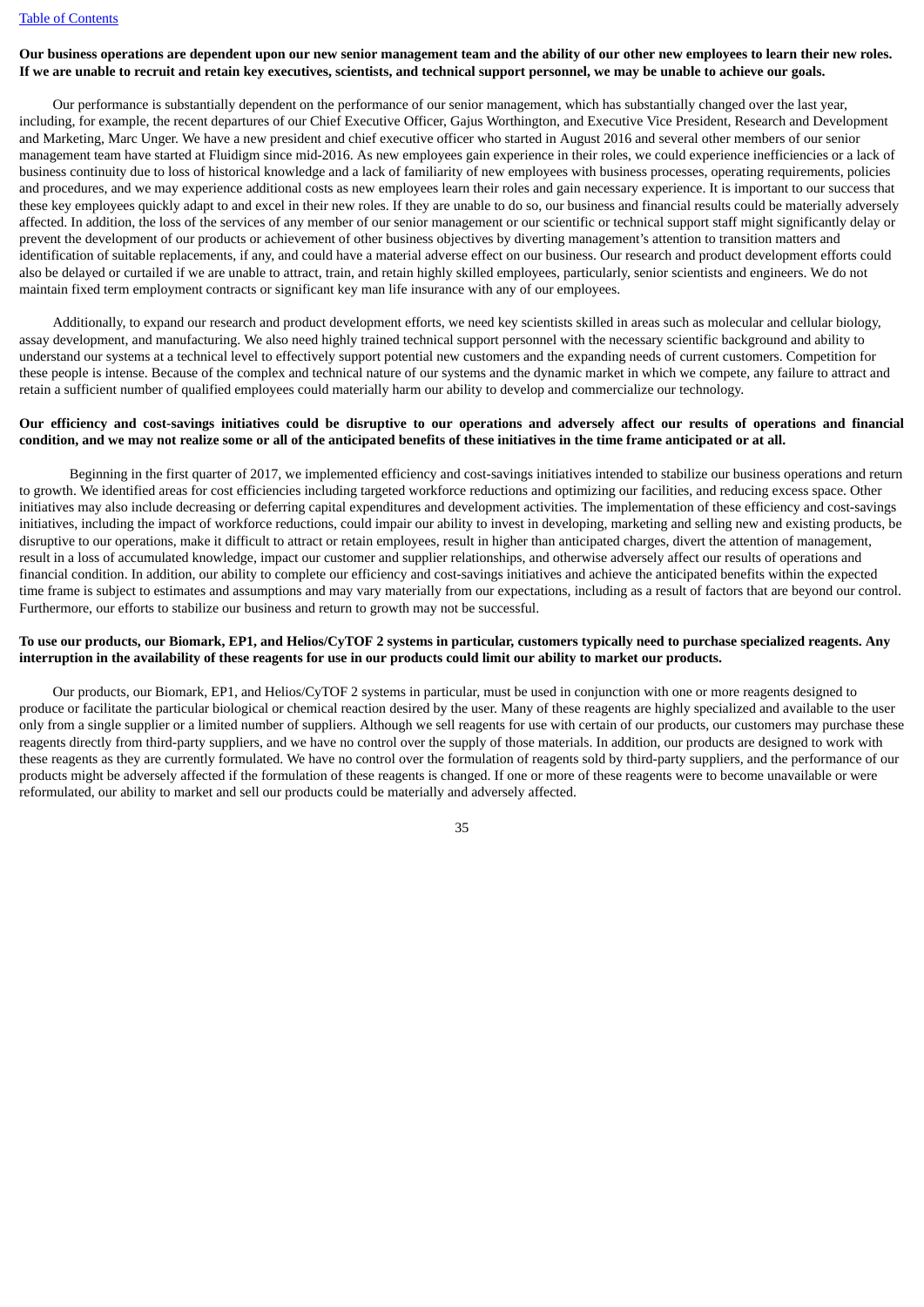**Our business operations are dependent upon our new senior management team and the ability of our other new employees to learn their new roles. If we are unable to recruit and retain key executives, scientists, and technical support personnel, we may be unable to achieve our goals.**

Our performance is substantially dependent on the performance of our senior management, which has substantially changed over the last year, including, for example, the recent departures of our Chief Executive Officer, Gajus Worthington, and Executive Vice President, Research and Development and Marketing, Marc Unger. We have a new president and chief executive officer who started in August 2016 and several other members of our senior management team have started at Fluidigm since mid-2016. As new employees gain experience in their roles, we could experience inefficiencies or a lack of business continuity due to loss of historical knowledge and a lack of familiarity of new employees with business processes, operating requirements, policies and procedures, and we may experience additional costs as new employees learn their roles and gain necessary experience. It is important to our success that these key employees quickly adapt to and excel in their new roles. If they are unable to do so, our business and financial results could be materially adversely affected. In addition, the loss of the services of any member of our senior management or our scientific or technical support staff might significantly delay or prevent the development of our products or achievement of other business objectives by diverting management's attention to transition matters and identification of suitable replacements, if any, and could have a material adverse effect on our business. Our research and product development efforts could also be delayed or curtailed if we are unable to attract, train, and retain highly skilled employees, particularly, senior scientists and engineers. We do not maintain fixed term employment contracts or significant key man life insurance with any of our employees.

Additionally, to expand our research and product development efforts, we need key scientists skilled in areas such as molecular and cellular biology, assay development, and manufacturing. We also need highly trained technical support personnel with the necessary scientific background and ability to understand our systems at a technical level to effectively support potential new customers and the expanding needs of current customers. Competition for these people is intense. Because of the complex and technical nature of our systems and the dynamic market in which we compete, any failure to attract and retain a sufficient number of qualified employees could materially harm our ability to develop and commercialize our technology.

**Our efficiency and cost-savings initiatives could be disruptive to our operations and adversely affect our results of operations and financial condition, and we may not realize some or all of the anticipated benefits of these initiatives in the time frame anticipated or at all.**

Beginning in the first quarter of 2017, we implemented efficiency and cost-savings initiatives intended to stabilize our business operations and return to growth. We identified areas for cost efficiencies including targeted workforce reductions and optimizing our facilities, and reducing excess space. Other initiatives may also include decreasing or deferring capital expenditures and development activities. The implementation of these efficiency and cost-savings initiatives, including the impact of workforce reductions, could impair our ability to invest in developing, marketing and selling new and existing products, be disruptive to our operations, make it difficult to attract or retain employees, result in higher than anticipated charges, divert the attention of management, result in a loss of accumulated knowledge, impact our customer and supplier relationships, and otherwise adversely affect our results of operations and financial condition. In addition, our ability to complete our efficiency and cost-savings initiatives and achieve the anticipated benefits within the expected time frame is subject to estimates and assumptions and may vary materially from our expectations, including as a result of factors that are beyond our control. Furthermore, our efforts to stabilize our business and return to growth may not be successful.

**To use our products, our Biomark, EP1, and Helios/CyTOF 2 systems in particular, customers typically need to purchase specialized reagents. Any interruption in the availability of these reagents for use in our products could limit our ability to market our products.**

Our products, our Biomark, EP1, and Helios/CyTOF 2 systems in particular, must be used in conjunction with one or more reagents designed to produce or facilitate the particular biological or chemical reaction desired by the user. Many of these reagents are highly specialized and available to the user only from a single supplier or a limited number of suppliers. Although we sell reagents for use with certain of our products, our customers may purchase these reagents directly from third-party suppliers, and we have no control over the supply of those materials. In addition, our products are designed to work with these reagents as they are currently formulated. We have no control over the formulation of reagents sold by third-party suppliers, and the performance of our products might be adversely affected if the formulation of these reagents is changed. If one or more of these reagents were to become unavailable or were reformulated, our ability to market and sell our products could be materially and adversely affected.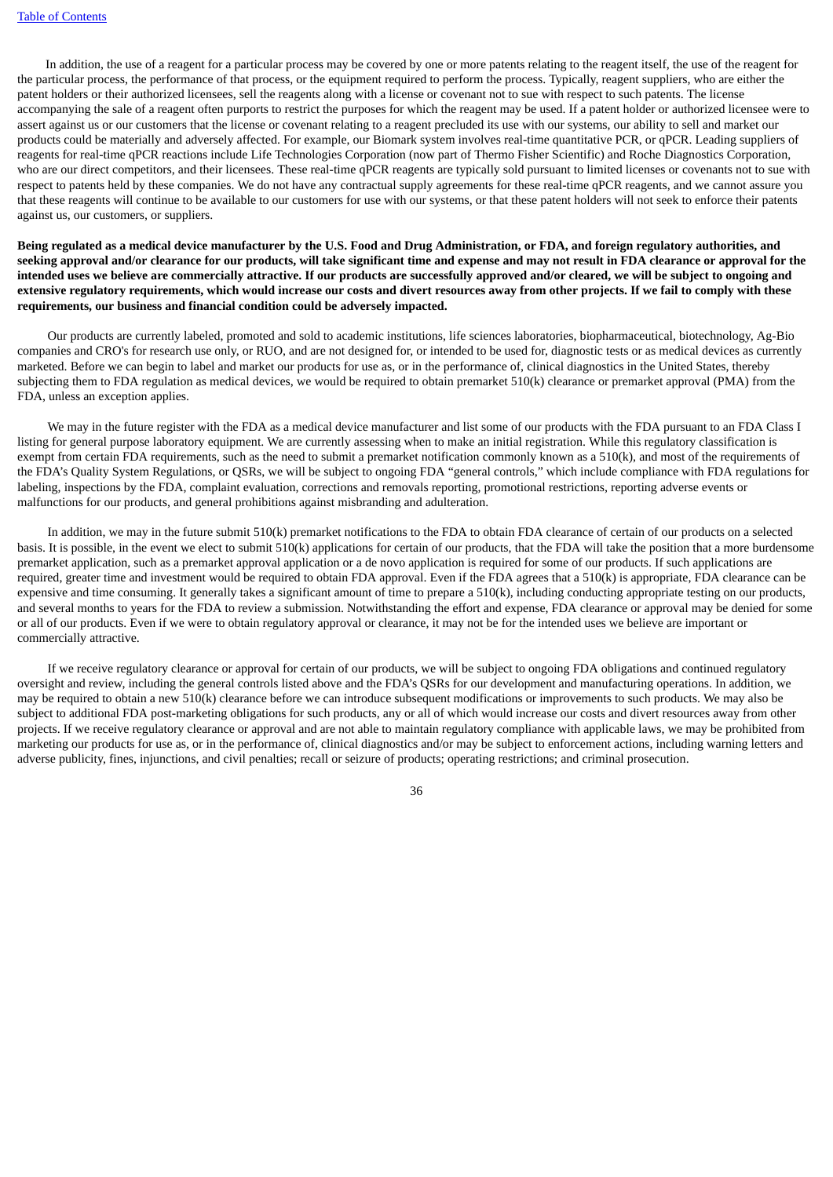In addition, the use of a reagent for a particular process may be covered by one or more patents relating to the reagent itself, the use of the reagent for the particular process, the performance of that process, or the equipment required to perform the process. Typically, reagent suppliers, who are either the patent holders or their authorized licensees, sell the reagents along with a license or covenant not to sue with respect to such patents. The license accompanying the sale of a reagent often purports to restrict the purposes for which the reagent may be used. If a patent holder or authorized licensee were to assert against us or our customers that the license or covenant relating to a reagent precluded its use with our systems, our ability to sell and market our products could be materially and adversely affected. For example, our Biomark system involves real-time quantitative PCR, or qPCR. Leading suppliers of reagents for real-time qPCR reactions include Life Technologies Corporation (now part of Thermo Fisher Scientific) and Roche Diagnostics Corporation, who are our direct competitors, and their licensees. These real-time qPCR reagents are typically sold pursuant to limited licenses or covenants not to sue with respect to patents held by these companies. We do not have any contractual supply agreements for these real-time qPCR reagents, and we cannot assure you that these reagents will continue to be available to our customers for use with our systems, or that these patent holders will not seek to enforce their patents against us, our customers, or suppliers.

**Being regulated as a medical device manufacturer by the U.S. Food and Drug Administration, or FDA, and foreign regulatory authorities, and seeking approval and/or clearance for our products, will take significant time and expense and may not result in FDA clearance or approval for the intended uses we believe are commercially attractive. If our products are successfully approved and/or cleared, we will be subject to ongoing and extensive regulatory requirements, which would increase our costs and divert resources away from other projects. If we fail to comply with these requirements, our business and financial condition could be adversely impacted.**

Our products are currently labeled, promoted and sold to academic institutions, life sciences laboratories, biopharmaceutical, biotechnology, Ag-Bio companies and CRO's for research use only, or RUO, and are not designed for, or intended to be used for, diagnostic tests or as medical devices as currently marketed. Before we can begin to label and market our products for use as, or in the performance of, clinical diagnostics in the United States, thereby subjecting them to FDA regulation as medical devices, we would be required to obtain premarket 510(k) clearance or premarket approval (PMA) from the FDA, unless an exception applies.

We may in the future register with the FDA as a medical device manufacturer and list some of our products with the FDA pursuant to an FDA Class I listing for general purpose laboratory equipment. We are currently assessing when to make an initial registration. While this regulatory classification is exempt from certain FDA requirements, such as the need to submit a premarket notification commonly known as a 510(k), and most of the requirements of the FDA's Quality System Regulations, or QSRs, we will be subject to ongoing FDA "general controls," which include compliance with FDA regulations for labeling, inspections by the FDA, complaint evaluation, corrections and removals reporting, promotional restrictions, reporting adverse events or malfunctions for our products, and general prohibitions against misbranding and adulteration.

In addition, we may in the future submit 510(k) premarket notifications to the FDA to obtain FDA clearance of certain of our products on a selected basis. It is possible, in the event we elect to submit 510(k) applications for certain of our products, that the FDA will take the position that a more burdensome premarket application, such as a premarket approval application or a de novo application is required for some of our products. If such applications are required, greater time and investment would be required to obtain FDA approval. Even if the FDA agrees that a 510(k) is appropriate, FDA clearance can be expensive and time consuming. It generally takes a significant amount of time to prepare a 510(k), including conducting appropriate testing on our products, and several months to years for the FDA to review a submission. Notwithstanding the effort and expense, FDA clearance or approval may be denied for some or all of our products. Even if we were to obtain regulatory approval or clearance, it may not be for the intended uses we believe are important or commercially attractive.

If we receive regulatory clearance or approval for certain of our products, we will be subject to ongoing FDA obligations and continued regulatory oversight and review, including the general controls listed above and the FDA's QSRs for our development and manufacturing operations. In addition, we may be required to obtain a new 510(k) clearance before we can introduce subsequent modifications or improvements to such products. We may also be subject to additional FDA post-marketing obligations for such products, any or all of which would increase our costs and divert resources away from other projects. If we receive regulatory clearance or approval and are not able to maintain regulatory compliance with applicable laws, we may be prohibited from marketing our products for use as, or in the performance of, clinical diagnostics and/or may be subject to enforcement actions, including warning letters and adverse publicity, fines, injunctions, and civil penalties; recall or seizure of products; operating restrictions; and criminal prosecution.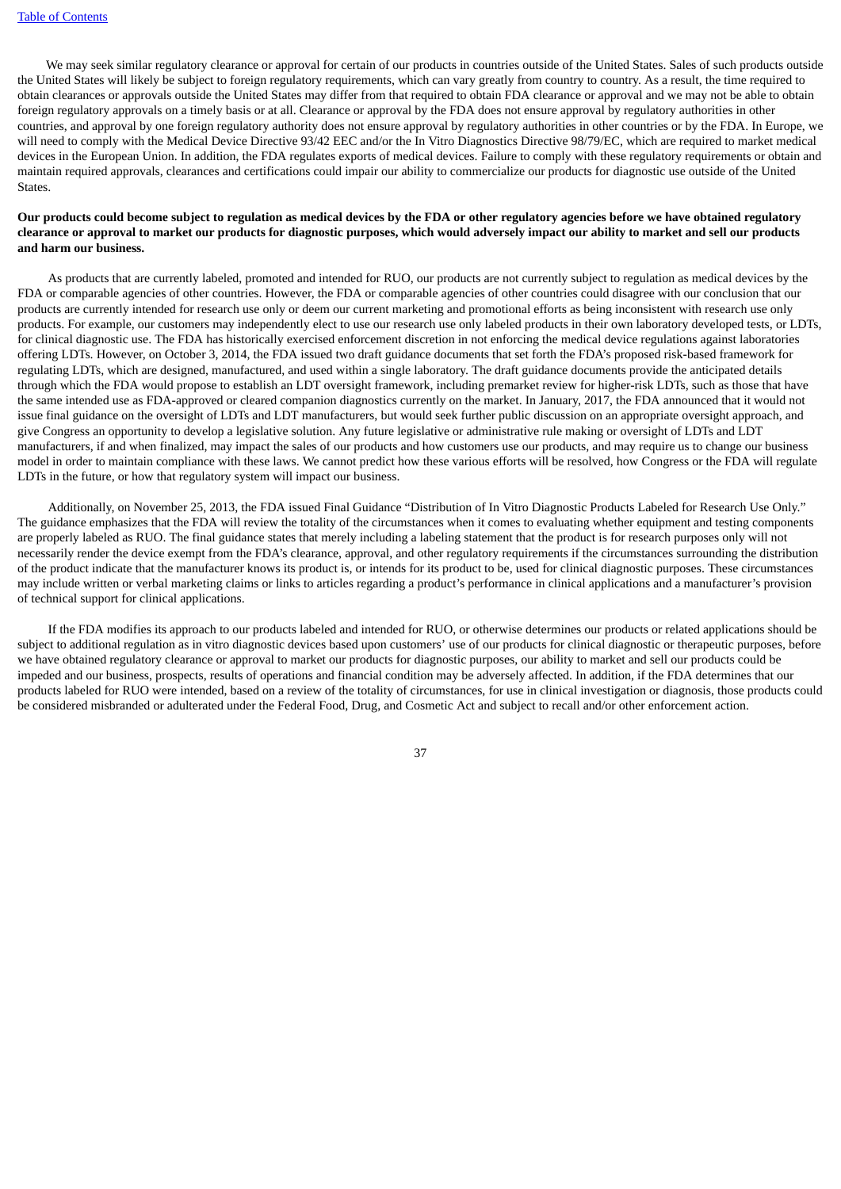We may seek similar regulatory clearance or approval for certain of our products in countries outside of the United States. Sales of such products outside the United States will likely be subject to foreign regulatory requirements, which can vary greatly from country to country. As a result, the time required to obtain clearances or approvals outside the United States may differ from that required to obtain FDA clearance or approval and we may not be able to obtain foreign regulatory approvals on a timely basis or at all. Clearance or approval by the FDA does not ensure approval by regulatory authorities in other countries, and approval by one foreign regulatory authority does not ensure approval by regulatory authorities in other countries or by the FDA. In Europe, we will need to comply with the Medical Device Directive 93/42 EEC and/or the In Vitro Diagnostics Directive 98/79/EC, which are required to market medical devices in the European Union. In addition, the FDA regulates exports of medical devices. Failure to comply with these regulatory requirements or obtain and maintain required approvals, clearances and certifications could impair our ability to commercialize our products for diagnostic use outside of the United States.

**Our products could become subject to regulation as medical devices by the FDA or other regulatory agencies before we have obtained regulatory clearance or approval to market our products for diagnostic purposes, which would adversely impact our ability to market and sell our products and harm our business.**

As products that are currently labeled, promoted and intended for RUO, our products are not currently subject to regulation as medical devices by the FDA or comparable agencies of other countries. However, the FDA or comparable agencies of other countries could disagree with our conclusion that our products are currently intended for research use only or deem our current marketing and promotional efforts as being inconsistent with research use only products. For example, our customers may independently elect to use our research use only labeled products in their own laboratory developed tests, or LDTs, for clinical diagnostic use. The FDA has historically exercised enforcement discretion in not enforcing the medical device regulations against laboratories offering LDTs. However, on October 3, 2014, the FDA issued two draft guidance documents that set forth the FDA's proposed risk-based framework for regulating LDTs, which are designed, manufactured, and used within a single laboratory. The draft guidance documents provide the anticipated details through which the FDA would propose to establish an LDT oversight framework, including premarket review for higher-risk LDTs, such as those that have the same intended use as FDA-approved or cleared companion diagnostics currently on the market. In January, 2017, the FDA announced that it would not issue final guidance on the oversight of LDTs and LDT manufacturers, but would seek further public discussion on an appropriate oversight approach, and give Congress an opportunity to develop a legislative solution. Any future legislative or administrative rule making or oversight of LDTs and LDT manufacturers, if and when finalized, may impact the sales of our products and how customers use our products, and may require us to change our business model in order to maintain compliance with these laws. We cannot predict how these various efforts will be resolved, how Congress or the FDA will regulate LDTs in the future, or how that regulatory system will impact our business.

Additionally, on November 25, 2013, the FDA issued Final Guidance "Distribution of In Vitro Diagnostic Products Labeled for Research Use Only." The guidance emphasizes that the FDA will review the totality of the circumstances when it comes to evaluating whether equipment and testing components are properly labeled as RUO. The final guidance states that merely including a labeling statement that the product is for research purposes only will not necessarily render the device exempt from the FDA's clearance, approval, and other regulatory requirements if the circumstances surrounding the distribution of the product indicate that the manufacturer knows its product is, or intends for its product to be, used for clinical diagnostic purposes. These circumstances may include written or verbal marketing claims or links to articles regarding a product's performance in clinical applications and a manufacturer's provision of technical support for clinical applications.

If the FDA modifies its approach to our products labeled and intended for RUO, or otherwise determines our products or related applications should be subject to additional regulation as in vitro diagnostic devices based upon customers' use of our products for clinical diagnostic or therapeutic purposes, before we have obtained regulatory clearance or approval to market our products for diagnostic purposes, our ability to market and sell our products could be impeded and our business, prospects, results of operations and financial condition may be adversely affected. In addition, if the FDA determines that our products labeled for RUO were intended, based on a review of the totality of circumstances, for use in clinical investigation or diagnosis, those products could be considered misbranded or adulterated under the Federal Food, Drug, and Cosmetic Act and subject to recall and/or other enforcement action.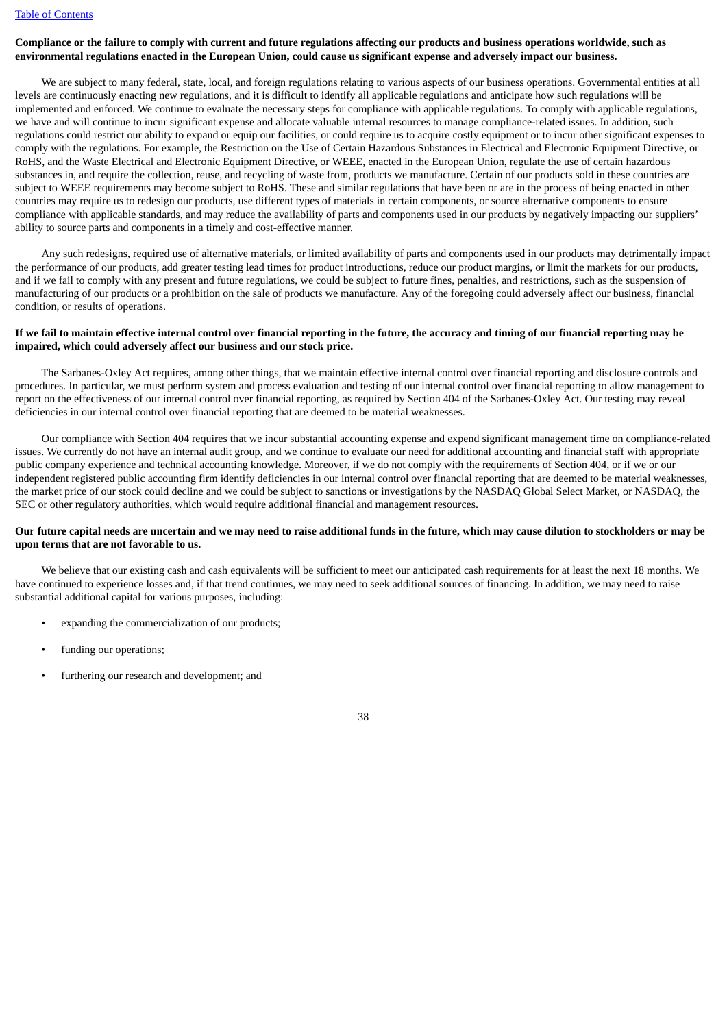**Compliance or the failure to comply with current and future regulations affecting our products and business operations worldwide, such as environmental regulations enacted in the European Union, could cause us significant expense and adversely impact our business.**

We are subject to many federal, state, local, and foreign regulations relating to various aspects of our business operations. Governmental entities at all levels are continuously enacting new regulations, and it is difficult to identify all applicable regulations and anticipate how such regulations will be implemented and enforced. We continue to evaluate the necessary steps for compliance with applicable regulations. To comply with applicable regulations, we have and will continue to incur significant expense and allocate valuable internal resources to manage compliance-related issues. In addition, such regulations could restrict our ability to expand or equip our facilities, or could require us to acquire costly equipment or to incur other significant expenses to comply with the regulations. For example, the Restriction on the Use of Certain Hazardous Substances in Electrical and Electronic Equipment Directive, or RoHS, and the Waste Electrical and Electronic Equipment Directive, or WEEE, enacted in the European Union, regulate the use of certain hazardous substances in, and require the collection, reuse, and recycling of waste from, products we manufacture. Certain of our products sold in these countries are subject to WEEE requirements may become subject to RoHS. These and similar regulations that have been or are in the process of being enacted in other countries may require us to redesign our products, use different types of materials in certain components, or source alternative components to ensure compliance with applicable standards, and may reduce the availability of parts and components used in our products by negatively impacting our suppliers' ability to source parts and components in a timely and cost-effective manner.

Any such redesigns, required use of alternative materials, or limited availability of parts and components used in our products may detrimentally impact the performance of our products, add greater testing lead times for product introductions, reduce our product margins, or limit the markets for our products, and if we fail to comply with any present and future regulations, we could be subject to future fines, penalties, and restrictions, such as the suspension of manufacturing of our products or a prohibition on the sale of products we manufacture. Any of the foregoing could adversely affect our business, financial condition, or results of operations.

**If we fail to maintain effective internal control over financial reporting in the future, the accuracy and timing of our financial reporting may be impaired, which could adversely affect our business and our stock price.**

The Sarbanes-Oxley Act requires, among other things, that we maintain effective internal control over financial reporting and disclosure controls and procedures. In particular, we must perform system and process evaluation and testing of our internal control over financial reporting to allow management to report on the effectiveness of our internal control over financial reporting, as required by Section 404 of the Sarbanes-Oxley Act. Our testing may reveal deficiencies in our internal control over financial reporting that are deemed to be material weaknesses.

Our compliance with Section 404 requires that we incur substantial accounting expense and expend significant management time on compliance-related issues. We currently do not have an internal audit group, and we continue to evaluate our need for additional accounting and financial staff with appropriate public company experience and technical accounting knowledge. Moreover, if we do not comply with the requirements of Section 404, or if we or our independent registered public accounting firm identify deficiencies in our internal control over financial reporting that are deemed to be material weaknesses, the market price of our stock could decline and we could be subject to sanctions or investigations by the NASDAQ Global Select Market, or NASDAQ, the SEC or other regulatory authorities, which would require additional financial and management resources.

**Our future capital needs are uncertain and we may need to raise additional funds in the future, which may cause dilution to stockholders or may be upon terms that are not favorable to us.**

We believe that our existing cash and cash equivalents will be sufficient to meet our anticipated cash requirements for at least the next 18 months. We have continued to experience losses and, if that trend continues, we may need to seek additional sources of financing. In addition, we may need to raise substantial additional capital for various purposes, including:

- expanding the commercialization of our products;
- funding our operations;
- furthering our research and development; and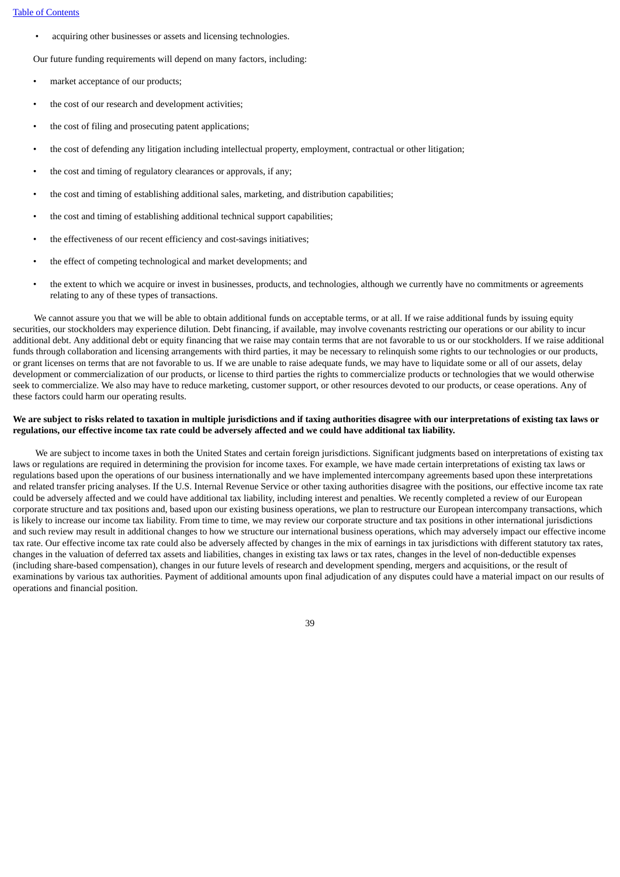- acquiring other businesses or assets and licensing technologies.

Our future funding requirements will depend on many factors, including:

- market acceptance of our products;
- the cost of our research and development activities;
- the cost of filing and prosecuting patent applications;
- the cost of defending any litigation including intellectual property, employment, contractual or other litigation;
- the cost and timing of regulatory clearances or approvals, if any;
- the cost and timing of establishing additional sales, marketing, and distribution capabilities;
- the cost and timing of establishing additional technical support capabilities;
- the effectiveness of our recent efficiency and cost-savings initiatives;
- the effect of competing technological and market developments; and
- the extent to which we acquire or invest in businesses, products, and technologies, although we currently have no commitments or agreements relating to any of these types of transactions.

We cannot assure you that we will be able to obtain additional funds on acceptable terms, or at all. If we raise additional funds by issuing equity securities, our stockholders may experience dilution. Debt financing, if available, may involve covenants restricting our operations or our ability to incur additional debt. Any additional debt or equity financing that we raise may contain terms that are not favorable to us or our stockholders. If we raise additional funds through collaboration and licensing arrangements with third parties, it may be necessary to relinquish some rights to our technologies or our products, or grant licenses on terms that are not favorable to us. If we are unable to raise adequate funds, we may have to liquidate some or all of our assets, delay development or commercialization of our products, or license to third parties the rights to commercialize products or technologies that we would otherwise seek to commercialize. We also may have to reduce marketing, customer support, or other resources devoted to our products, or cease operations. Any of these factors could harm our operating results.

**We are subject to risks related to taxation in multiple jurisdictions and if taxing authorities disagree with our interpretations of existing tax laws or regulations, our effective income tax rate could be adversely affected and we could have additional tax liability.**

We are subject to income taxes in both the United States and certain foreign jurisdictions. Significant judgments based on interpretations of existing tax laws or regulations are required in determining the provision for income taxes. For example, we have made certain interpretations of existing tax laws or regulations based upon the operations of our business internationally and we have implemented intercompany agreements based upon these interpretations and related transfer pricing analyses. If the U.S. Internal Revenue Service or other taxing authorities disagree with the positions, our effective income tax rate could be adversely affected and we could have additional tax liability, including interest and penalties. We recently completed a review of our European corporate structure and tax positions and, based upon our existing business operations, we plan to restructure our European intercompany transactions, which is likely to increase our income tax liability. From time to time, we may review our corporate structure and tax positions in other international jurisdictions and such review may result in additional changes to how we structure our international business operations, which may adversely impact our effective income tax rate. Our effective income tax rate could also be adversely affected by changes in the mix of earnings in tax jurisdictions with different statutory tax rates, changes in the valuation of deferred tax assets and liabilities, changes in existing tax laws or tax rates, changes in the level of non-deductible expenses (including share-based compensation), changes in our future levels of research and development spending, mergers and acquisitions, or the result of examinations by various tax authorities. Payment of additional amounts upon final adjudication of any disputes could have a material impact on our results of operations and financial position.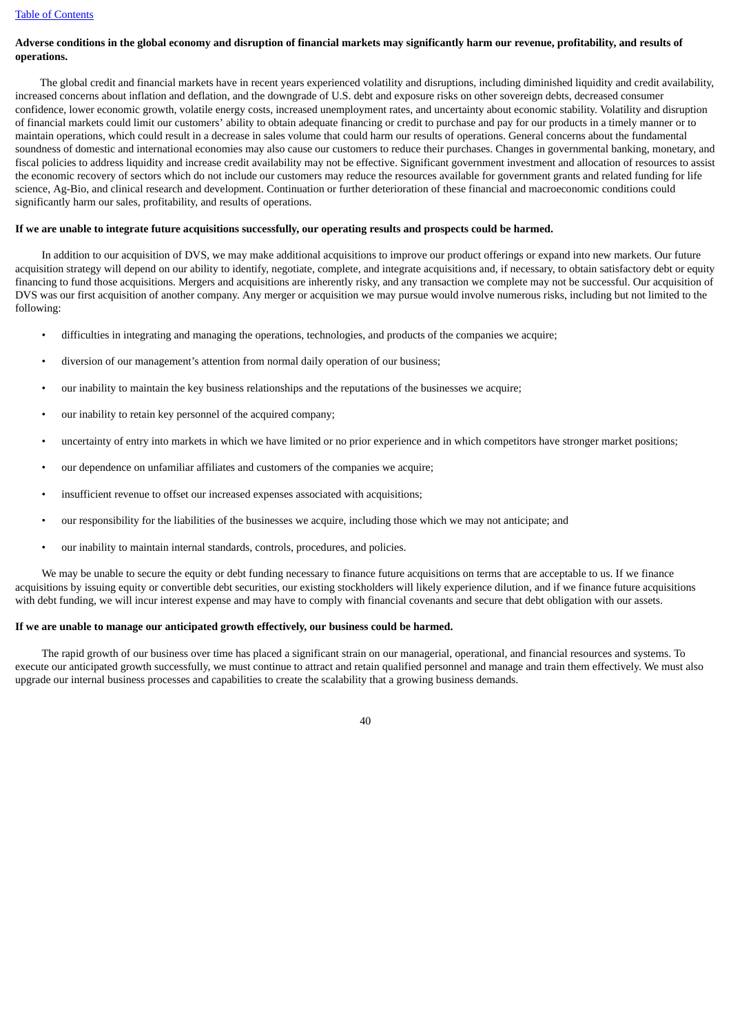**Adverse conditions in the global economy and disruption of financial markets may significantly harm our revenue, profitability, and results of operations.**

The global credit and financial markets have in recent years experienced volatility and disruptions, including diminished liquidity and credit availability, increased concerns about inflation and deflation, and the downgrade of U.S. debt and exposure risks on other sovereign debts, decreased consumer confidence, lower economic growth, volatile energy costs, increased unemployment rates, and uncertainty about economic stability. Volatility and disruption of financial markets could limit our customers' ability to obtain adequate financing or credit to purchase and pay for our products in a timely manner or to maintain operations, which could result in a decrease in sales volume that could harm our results of operations. General concerns about the fundamental soundness of domestic and international economies may also cause our customers to reduce their purchases. Changes in governmental banking, monetary, and fiscal policies to address liquidity and increase credit availability may not be effective. Significant government investment and allocation of resources to assist the economic recovery of sectors which do not include our customers may reduce the resources available for government grants and related funding for life science, Ag-Bio, and clinical research and development. Continuation or further deterioration of these financial and macroeconomic conditions could significantly harm our sales, profitability, and results of operations.

**If we are unable to integrate future acquisitions successfully, our operating results and prospects could be harmed.**

In addition to our acquisition of DVS, we may make additional acquisitions to improve our product offerings or expand into new markets. Our future acquisition strategy will depend on our ability to identify, negotiate, complete, and integrate acquisitions and, if necessary, to obtain satisfactory debt or equity financing to fund those acquisitions. Mergers and acquisitions are inherently risky, and any transaction we complete may not be successful. Our acquisition of DVS was our first acquisition of another company. Any merger or acquisition we may pursue would involve numerous risks, including but not limited to the following:

- difficulties in integrating and managing the operations, technologies, and products of the companies we acquire;
- diversion of our management's attention from normal daily operation of our business;
- our inability to maintain the key business relationships and the reputations of the businesses we acquire;
- our inability to retain key personnel of the acquired company;
- uncertainty of entry into markets in which we have limited or no prior experience and in which competitors have stronger market positions;
- our dependence on unfamiliar affiliates and customers of the companies we acquire;
- insufficient revenue to offset our increased expenses associated with acquisitions;
- our responsibility for the liabilities of the businesses we acquire, including those which we may not anticipate; and
- our inability to maintain internal standards, controls, procedures, and policies.

We may be unable to secure the equity or debt funding necessary to finance future acquisitions on terms that are acceptable to us. If we finance acquisitions by issuing equity or convertible debt securities, our existing stockholders will likely experience dilution, and if we finance future acquisitions with debt funding, we will incur interest expense and may have to comply with financial covenants and secure that debt obligation with our assets.

**If we are unable to manage our anticipated growth effectively, our business could be harmed.**

The rapid growth of our business over time has placed a significant strain on our managerial, operational, and financial resources and systems. To execute our anticipated growth successfully, we must continue to attract and retain qualified personnel and manage and train them effectively. We must also upgrade our internal business processes and capabilities to create the scalability that a growing business demands.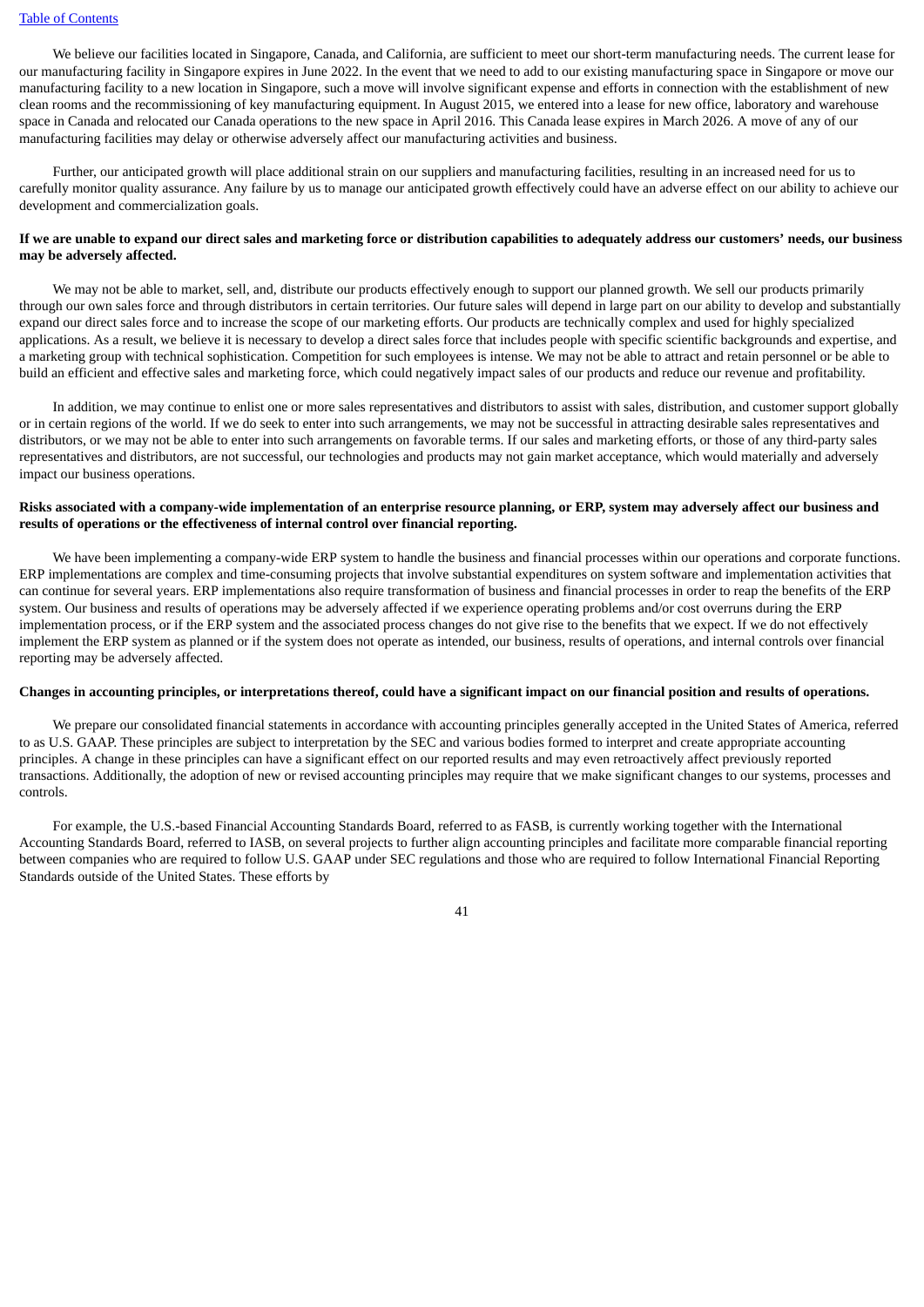We believe our facilities located in Singapore, Canada, and California, are sufficient to meet our short-term manufacturing needs. The current lease for our manufacturing facility in Singapore expires in June 2022. In the event that we need to add to our existing manufacturing space in Singapore or move our manufacturing facility to a new location in Singapore, such a move will involve significant expense and efforts in connection with the establishment of new clean rooms and the recommissioning of key manufacturing equipment. In August 2015, we entered into a lease for new office, laboratory and warehouse space in Canada and relocated our Canada operations to the new space in April 2016. This Canada lease expires in March 2026. A move of any of our manufacturing facilities may delay or otherwise adversely affect our manufacturing activities and business.

Further, our anticipated growth will place additional strain on our suppliers and manufacturing facilities, resulting in an increased need for us to carefully monitor quality assurance. Any failure by us to manage our anticipated growth effectively could have an adverse effect on our ability to achieve our development and commercialization goals.

**If we are unable to expand our direct sales and marketing force or distribution capabilities to adequately address our customers' needs, our business may be adversely affected.**

We may not be able to market, sell, and, distribute our products effectively enough to support our planned growth. We sell our products primarily through our own sales force and through distributors in certain territories. Our future sales will depend in large part on our ability to develop and substantially expand our direct sales force and to increase the scope of our marketing efforts. Our products are technically complex and used for highly specialized applications. As a result, we believe it is necessary to develop a direct sales force that includes people with specific scientific backgrounds and expertise, and a marketing group with technical sophistication. Competition for such employees is intense. We may not be able to attract and retain personnel or be able to build an efficient and effective sales and marketing force, which could negatively impact sales of our products and reduce our revenue and profitability.

In addition, we may continue to enlist one or more sales representatives and distributors to assist with sales, distribution, and customer support globally or in certain regions of the world. If we do seek to enter into such arrangements, we may not be successful in attracting desirable sales representatives and distributors, or we may not be able to enter into such arrangements on favorable terms. If our sales and marketing efforts, or those of any third-party sales representatives and distributors, are not successful, our technologies and products may not gain market acceptance, which would materially and adversely impact our business operations.

**Risks associated with a company-wide implementation of an enterprise resource planning, or ERP, system may adversely affect our business and results of operations or the effectiveness of internal control over financial reporting.**

We have been implementing a company-wide ERP system to handle the business and financial processes within our operations and corporate functions. ERP implementations are complex and time-consuming projects that involve substantial expenditures on system software and implementation activities that can continue for several years. ERP implementations also require transformation of business and financial processes in order to reap the benefits of the ERP system. Our business and results of operations may be adversely affected if we experience operating problems and/or cost overruns during the ERP implementation process, or if the ERP system and the associated process changes do not give rise to the benefits that we expect. If we do not effectively implement the ERP system as planned or if the system does not operate as intended, our business, results of operations, and internal controls over financial reporting may be adversely affected.

**Changes in accounting principles, or interpretations thereof, could have a significant impact on our financial position and results of operations.**

We prepare our consolidated financial statements in accordance with accounting principles generally accepted in the United States of America, referred to as U.S. GAAP. These principles are subject to interpretation by the SEC and various bodies formed to interpret and create appropriate accounting principles. A change in these principles can have a significant effect on our reported results and may even retroactively affect previously reported transactions. Additionally, the adoption of new or revised accounting principles may require that we make significant changes to our systems, processes and controls.

For example, the U.S.-based Financial Accounting Standards Board, referred to as FASB, is currently working together with the International Accounting Standards Board, referred to IASB, on several projects to further align accounting principles and facilitate more comparable financial reporting between companies who are required to follow U.S. GAAP under SEC regulations and those who are required to follow International Financial Reporting Standards outside of the United States. These efforts by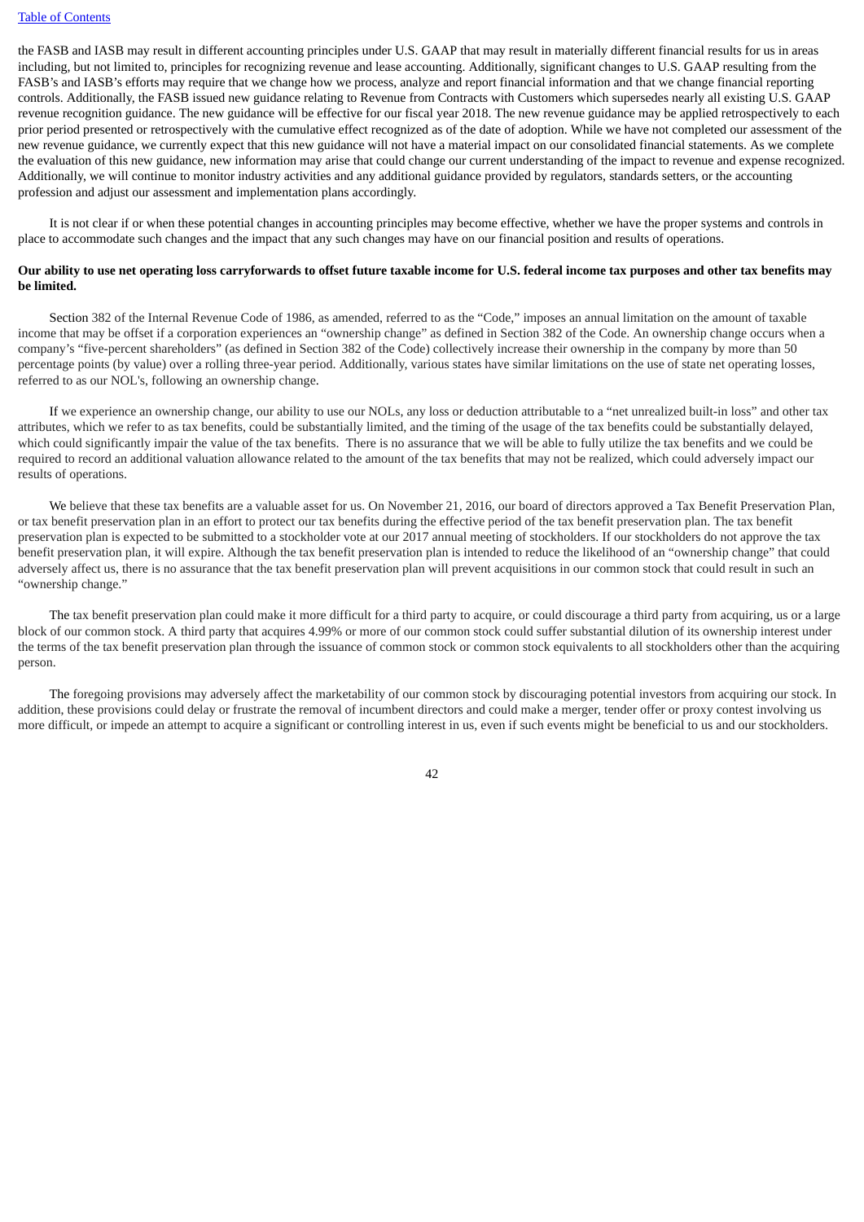the FASB and IASB may result in different accounting principles under U.S. GAAP that may result in materially different financial results for us in areas including, but not limited to, principles for recognizing revenue and lease accounting. Additionally, significant changes to U.S. GAAP resulting from the FASB's and IASB's efforts may require that we change how we process, analyze and report financial information and that we change financial reporting controls. Additionally, the FASB issued new guidance relating to Revenue from Contracts with Customers which supersedes nearly all existing U.S. GAAP revenue recognition guidance. The new guidance will be effective for our fiscal year 2018. The new revenue guidance may be applied retrospectively to each prior period presented or retrospectively with the cumulative effect recognized as of the date of adoption. While we have not completed our assessment of the new revenue guidance, we currently expect that this new guidance will not have a material impact on our consolidated financial statements. As we complete the evaluation of this new guidance, new information may arise that could change our current understanding of the impact to revenue and expense recognized. Additionally, we will continue to monitor industry activities and any additional guidance provided by regulators, standards setters, or the accounting profession and adjust our assessment and implementation plans accordingly.

It is not clear if or when these potential changes in accounting principles may become effective, whether we have the proper systems and controls in place to accommodate such changes and the impact that any such changes may have on our financial position and results of operations.

**Our ability to use net operating loss carryforwards to offset future taxable income for U.S. federal income tax purposes and other tax benefits may be limited.**

Section 382 of the Internal Revenue Code of 1986, as amended, referred to as the "Code," imposes an annual limitation on the amount of taxable income that may be offset if a corporation experiences an "ownership change" as defined in Section 382 of the Code. An ownership change occurs when a company's "five-percent shareholders" (as defined in Section 382 of the Code) collectively increase their ownership in the company by more than 50 percentage points (by value) over a rolling three-year period. Additionally, various states have similar limitations on the use of state net operating losses, referred to as our NOL's, following an ownership change.

If we experience an ownership change, our ability to use our NOLs, any loss or deduction attributable to a "net unrealized built-in loss" and other tax attributes, which we refer to as tax benefits, could be substantially limited, and the timing of the usage of the tax benefits could be substantially delayed, which could significantly impair the value of the tax benefits. There is no assurance that we will be able to fully utilize the tax benefits and we could be required to record an additional valuation allowance related to the amount of the tax benefits that may not be realized, which could adversely impact our results of operations.

We believe that these tax benefits are a valuable asset for us. On November 21, 2016, our board of directors approved a Tax Benefit Preservation Plan, or tax benefit preservation plan in an effort to protect our tax benefits during the effective period of the tax benefit preservation plan. The tax benefit preservation plan is expected to be submitted to a stockholder vote at our 2017 annual meeting of stockholders. If our stockholders do not approve the tax benefit preservation plan, it will expire. Although the tax benefit preservation plan is intended to reduce the likelihood of an "ownership change" that could adversely affect us, there is no assurance that the tax benefit preservation plan will prevent acquisitions in our common stock that could result in such an "ownership change."

The tax benefit preservation plan could make it more difficult for a third party to acquire, or could discourage a third party from acquiring, us or a large block of our common stock. A third party that acquires 4.99% or more of our common stock could suffer substantial dilution of its ownership interest under the terms of the tax benefit preservation plan through the issuance of common stock or common stock equivalents to all stockholders other than the acquiring person.

The foregoing provisions may adversely affect the marketability of our common stock by discouraging potential investors from acquiring our stock. In addition, these provisions could delay or frustrate the removal of incumbent directors and could make a merger, tender offer or proxy contest involving us more difficult, or impede an attempt to acquire a significant or controlling interest in us, even if such events might be beneficial to us and our stockholders.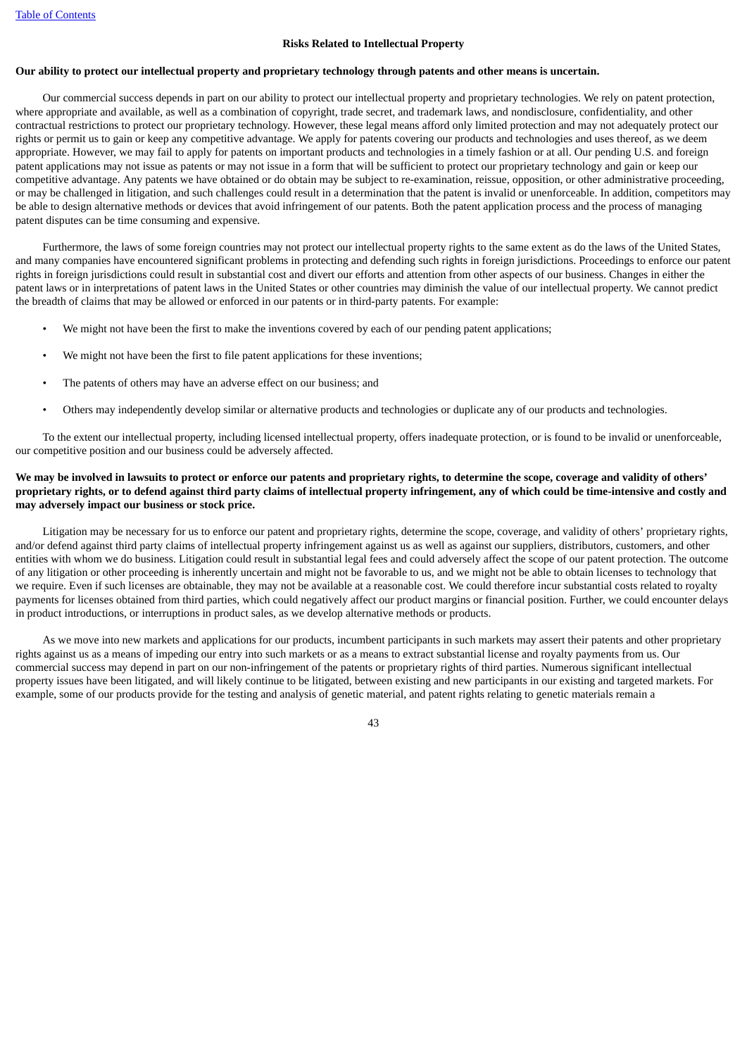## Risks Related to Intellectual Property

**Our ability to protect our intellectual property and proprietary technology through patents and other means is uncertain.**

Our commercial success depends in part on our ability to protect our intellectual property and proprietary technologies. We rely on patent protection, where appropriate and available, as well as a combination of copyright, trade secret, and trademark laws, and nondisclosure, confidentiality, and other contractual restrictions to protect our proprietary technology. However, these legal means afford only limited protection and may not adequately protect our rights or permit us to gain or keep any competitive advantage. We apply for patents covering our products and technologies and uses thereof, as we deem appropriate. However, we may fail to apply for patents on important products and technologies in a timely fashion or at all. Our pending U.S. and foreign patent applications may not issue as patents or may not issue in a form that will be sufficient to protect our proprietary technology and gain or keep our competitive advantage. Any patents we have obtained or do obtain may be subject to re-examination, reissue, opposition, or other administrative proceeding, or may be challenged in litigation, and such challenges could result in a determination that the patent is invalid or unenforceable. In addition, competitors may be able to design alternative methods or devices that avoid infringement of our patents. Both the patent application process and the process of managing patent disputes can be time consuming and expensive.

Furthermore, the laws of some foreign countries may not protect our intellectual property rights to the same extent as do the laws of the United States, and many companies have encountered significant problems in protecting and defending such rights in foreign jurisdictions. Proceedings to enforce our patent rights in foreign jurisdictions could result in substantial cost and divert our efforts and attention from other aspects of our business. Changes in either the patent laws or in interpretations of patent laws in the United States or other countries may diminish the value of our intellectual property. We cannot predict the breadth of claims that may be allowed or enforced in our patents or in third-party patents. For example:

- We might not have been the first to make the inventions covered by each of our pending patent applications;
- We might not have been the first to file patent applications for these inventions;
- The patents of others may have an adverse effect on our business; and
- Others may independently develop similar or alternative products and technologies or duplicate any of our products and technologies.

To the extent our intellectual property, including licensed intellectual property, offers inadequate protection, or is found to be invalid or unenforceable, our competitive position and our business could be adversely affected.

**We may be involved in lawsuits to protect or enforce our patents and proprietary rights, to determine the scope, coverage and validity of others' proprietary rights, or to defend against third party claims of intellectual property infringement, any of which could be time-intensive and costly and may adversely impact our business or stock price.**

Litigation may be necessary for us to enforce our patent and proprietary rights, determine the scope, coverage, and validity of others' proprietary rights, and/or defend against third party claims of intellectual property infringement against us as well as against our suppliers, distributors, customers, and other entities with whom we do business. Litigation could result in substantial legal fees and could adversely affect the scope of our patent protection. The outcome of any litigation or other proceeding is inherently uncertain and might not be favorable to us, and we might not be able to obtain licenses to technology that we require. Even if such licenses are obtainable, they may not be available at a reasonable cost. We could therefore incur substantial costs related to royalty payments for licenses obtained from third parties, which could negatively affect our product margins or financial position. Further, we could encounter delays in product introductions, or interruptions in product sales, as we develop alternative methods or products.

As we move into new markets and applications for our products, incumbent participants in such markets may assert their patents and other proprietary rights against us as a means of impeding our entry into such markets or as a means to extract substantial license and royalty payments from us. Our commercial success may depend in part on our non-infringement of the patents or proprietary rights of third parties. Numerous significant intellectual property issues have been litigated, and will likely continue to be litigated, between existing and new participants in our existing and targeted markets. For example, some of our products provide for the testing and analysis of genetic material, and patent rights relating to genetic materials remain a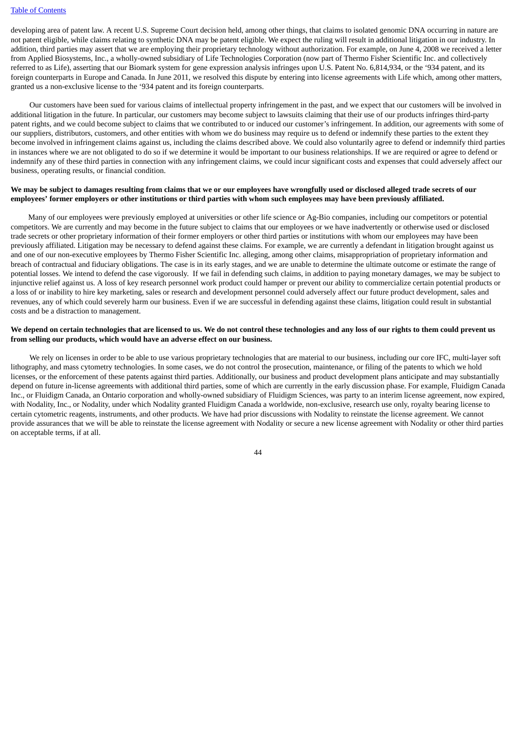developing area of patent law. A recent U.S. Supreme Court decision held, among other things, that claims to isolated genomic DNA occurring in nature are not patent eligible, while claims relating to synthetic DNA may be patent eligible. We expect the ruling will result in additional litigation in our industry. In addition, third parties may assert that we are employing their proprietary technology without authorization. For example, on June 4, 2008 we received a letter from Applied Biosystems, Inc., a wholly-owned subsidiary of Life Technologies Corporation (now part of Thermo Fisher Scientific Inc. and collectively referred to as Life), asserting that our Biomark system for gene expression analysis infringes upon U.S. Patent No. 6,814,934, or the '934 patent, and its foreign counterparts in Europe and Canada. In June 2011, we resolved this dispute by entering into license agreements with Life which, among other matters, granted us a non-exclusive license to the '934 patent and its foreign counterparts.

Our customers have been sued for various claims of intellectual property infringement in the past, and we expect that our customers will be involved in additional litigation in the future. In particular, our customers may become subject to lawsuits claiming that their use of our products infringes third-party patent rights, and we could become subject to claims that we contributed to or induced our customer's infringement. In addition, our agreements with some of our suppliers, distributors, customers, and other entities with whom we do business may require us to defend or indemnify these parties to the extent they become involved in infringement claims against us, including the claims described above. We could also voluntarily agree to defend or indemnify third parties in instances where we are not obligated to do so if we determine it would be important to our business relationships. If we are required or agree to defend or indemnify any of these third parties in connection with any infringement claims, we could incur significant costs and expenses that could adversely affect our business, operating results, or financial condition.

**We may be subject to damages resulting from claims that we or our employees have wrongfully used or disclosed alleged trade secrets of our employees' former employers or other institutions or third parties with whom such employees may have been previously affiliated.**

Many of our employees were previously employed at universities or other life science or Ag-Bio companies, including our competitors or potential competitors. We are currently and may become in the future subject to claims that our employees or we have inadvertently or otherwise used or disclosed trade secrets or other proprietary information of their former employers or other third parties or institutions with whom our employees may have been previously affiliated. Litigation may be necessary to defend against these claims. For example, we are currently a defendant in litigation brought against us and one of our non-executive employees by Thermo Fisher Scientific Inc. alleging, among other claims, misappropriation of proprietary information and breach of contractual and fiduciary obligations. The case is in its early stages, and we are unable to determine the ultimate outcome or estimate the range of potential losses. We intend to defend the case vigorously. If we fail in defending such claims, in addition to paying monetary damages, we may be subject to injunctive relief against us. A loss of key research personnel work product could hamper or prevent our ability to commercialize certain potential products or a loss of or inability to hire key marketing, sales or research and development personnel could adversely affect our future product development, sales and revenues, any of which could severely harm our business. Even if we are successful in defending against these claims, litigation could result in substantial costs and be a distraction to management.

**We depend on certain technologies that are licensed to us. We do not control these technologies and any loss of our rights to them could prevent us from selling our products, which would have an adverse effect on our business.**

We rely on licenses in order to be able to use various proprietary technologies that are material to our business, including our core IFC, multi-layer soft lithography, and mass cytometry technologies. In some cases, we do not control the prosecution, maintenance, or filing of the patents to which we hold licenses, or the enforcement of these patents against third parties. Additionally, our business and product development plans anticipate and may substantially depend on future in-license agreements with additional third parties, some of which are currently in the early discussion phase. For example, Fluidigm Canada Inc., or Fluidigm Canada, an Ontario corporation and wholly-owned subsidiary of Fluidigm Sciences, was party to an interim license agreement, now expired, with Nodality, Inc., or Nodality, under which Nodality granted Fluidigm Canada a worldwide, non-exclusive, research use only, royalty bearing license to certain cytometric reagents, instruments, and other products. We have had prior discussions with Nodality to reinstate the license agreement. We cannot provide assurances that we will be able to reinstate the license agreement with Nodality or secure a new license agreement with Nodality or other third parties on acceptable terms, if at all.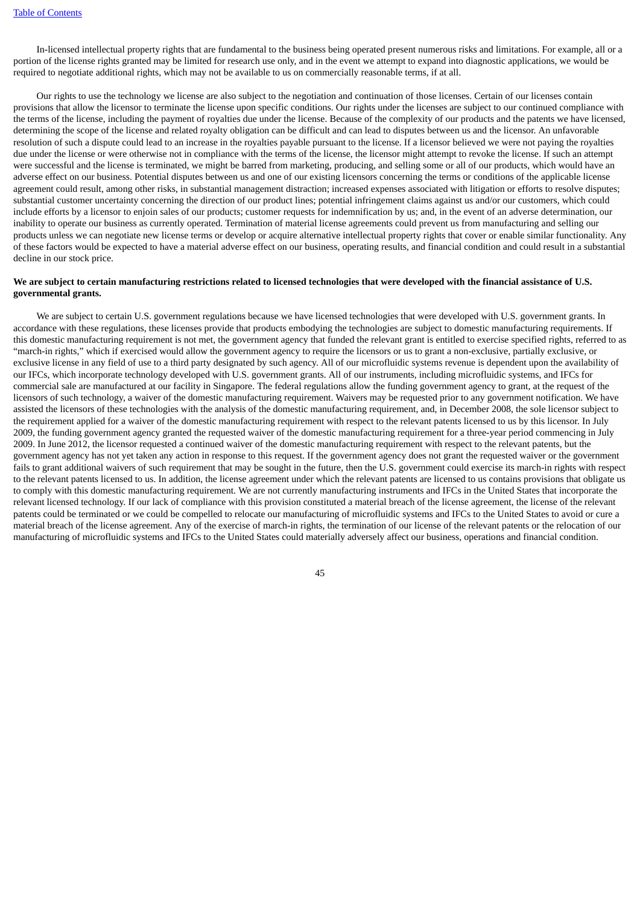In-licensed intellectual property rights that are fundamental to the business being operated present numerous risks and limitations. For example, all or a portion of the license rights granted may be limited for research use only, and in the event we attempt to expand into diagnostic applications, we would be required to negotiate additional rights, which may not be available to us on commercially reasonable terms, if at all.

Our rights to use the technology we license are also subject to the negotiation and continuation of those licenses. Certain of our licenses contain provisions that allow the licensor to terminate the license upon specific conditions. Our rights under the licenses are subject to our continued compliance with the terms of the license, including the payment of royalties due under the license. Because of the complexity of our products and the patents we have licensed, determining the scope of the license and related royalty obligation can be difficult and can lead to disputes between us and the licensor. An unfavorable resolution of such a dispute could lead to an increase in the royalties payable pursuant to the license. If a licensor believed we were not paying the royalties due under the license or were otherwise not in compliance with the terms of the license, the licensor might attempt to revoke the license. If such an attempt were successful and the license is terminated, we might be barred from marketing, producing, and selling some or all of our products, which would have an adverse effect on our business. Potential disputes between us and one of our existing licensors concerning the terms or conditions of the applicable license agreement could result, among other risks, in substantial management distraction; increased expenses associated with litigation or efforts to resolve disputes; substantial customer uncertainty concerning the direction of our product lines; potential infringement claims against us and/or our customers, which could include efforts by a licensor to enjoin sales of our products; customer requests for indemnification by us; and, in the event of an adverse determination, our inability to operate our business as currently operated. Termination of material license agreements could prevent us from manufacturing and selling our products unless we can negotiate new license terms or develop or acquire alternative intellectual property rights that cover or enable similar functionality. Any of these factors would be expected to have a material adverse effect on our business, operating results, and financial condition and could result in a substantial decline in our stock price.

**We are subject to certain manufacturing restrictions related to licensed technologies that were developed with the financial assistance of U.S. governmental grants.**

We are subject to certain U.S. government regulations because we have licensed technologies that were developed with U.S. government grants. In accordance with these regulations, these licenses provide that products embodying the technologies are subject to domestic manufacturing requirements. If this domestic manufacturing requirement is not met, the government agency that funded the relevant grant is entitled to exercise specified rights, referred to as "march-in rights," which if exercised would allow the government agency to require the licensors or us to grant a non-exclusive, partially exclusive, or exclusive license in any field of use to a third party designated by such agency. All of our microfluidic systems revenue is dependent upon the availability of our IFCs, which incorporate technology developed with U.S. government grants. All of our instruments, including microfluidic systems, and IFCs for commercial sale are manufactured at our facility in Singapore. The federal regulations allow the funding government agency to grant, at the request of the licensors of such technology, a waiver of the domestic manufacturing requirement. Waivers may be requested prior to any government notification. We have assisted the licensors of these technologies with the analysis of the domestic manufacturing requirement, and, in December 2008, the sole licensor subject to the requirement applied for a waiver of the domestic manufacturing requirement with respect to the relevant patents licensed to us by this licensor. In July 2009, the funding government agency granted the requested waiver of the domestic manufacturing requirement for a three-year period commencing in July 2009. In June 2012, the licensor requested a continued waiver of the domestic manufacturing requirement with respect to the relevant patents, but the government agency has not yet taken any action in response to this request. If the government agency does not grant the requested waiver or the government fails to grant additional waivers of such requirement that may be sought in the future, then the U.S. government could exercise its march-in rights with respect to the relevant patents licensed to us. In addition, the license agreement under which the relevant patents are licensed to us contains provisions that obligate us to comply with this domestic manufacturing requirement. We are not currently manufacturing instruments and IFCs in the United States that incorporate the relevant licensed technology. If our lack of compliance with this provision constituted a material breach of the license agreement, the license of the relevant patents could be terminated or we could be compelled to relocate our manufacturing of microfluidic systems and IFCs to the United States to avoid or cure a material breach of the license agreement. Any of the exercise of march-in rights, the termination of our license of the relevant patents or the relocation of our manufacturing of microfluidic systems and IFCs to the United States could materially adversely affect our business, operations and financial condition.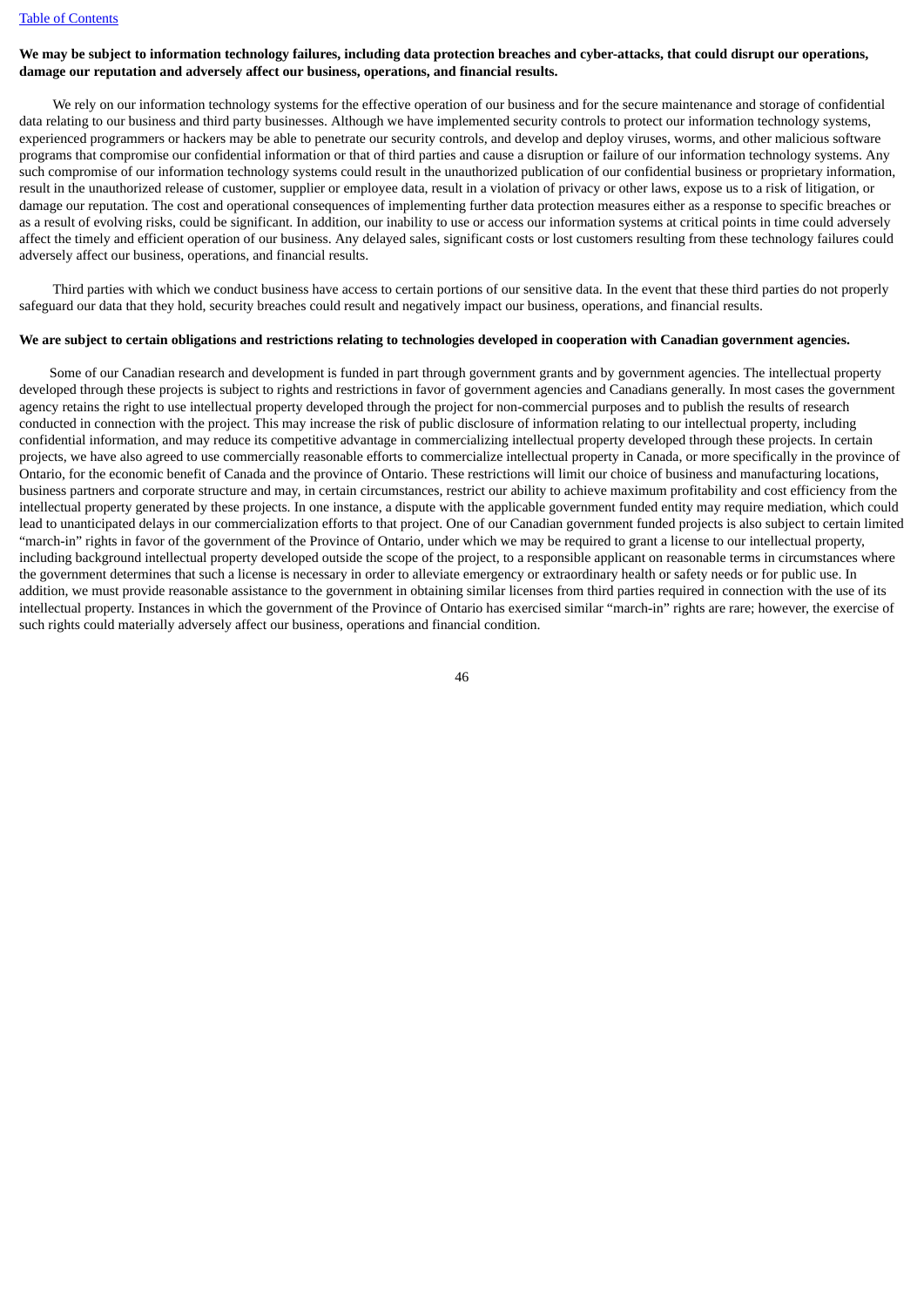**We may be subject to information technology failures, including data protection breaches and cyber-attacks, that could disrupt our operations, damage our reputation and adversely affect our business, operations, and financial results.**

We rely on our information technology systems for the effective operation of our business and for the secure maintenance and storage of confidential data relating to our business and third party businesses. Although we have implemented security controls to protect our information technology systems, experienced programmers or hackers may be able to penetrate our security controls, and develop and deploy viruses, worms, and other malicious software programs that compromise our confidential information or that of third parties and cause a disruption or failure of our information technology systems. Any such compromise of our information technology systems could result in the unauthorized publication of our confidential business or proprietary information, result in the unauthorized release of customer, supplier or employee data, result in a violation of privacy or other laws, expose us to a risk of litigation, or damage our reputation. The cost and operational consequences of implementing further data protection measures either as a response to specific breaches or as a result of evolving risks, could be significant. In addition, our inability to use or access our information systems at critical points in time could adversely affect the timely and efficient operation of our business. Any delayed sales, significant costs or lost customers resulting from these technology failures could adversely affect our business, operations, and financial results.

Third parties with which we conduct business have access to certain portions of our sensitive data. In the event that these third parties do not properly safeguard our data that they hold, security breaches could result and negatively impact our business, operations, and financial results.

**We are subject to certain obligations and restrictions relating to technologies developed in cooperation with Canadian government agencies.**

Some of our Canadian research and development is funded in part through government grants and by government agencies. The intellectual property developed through these projects is subject to rights and restrictions in favor of government agencies and Canadians generally. In most cases the government agency retains the right to use intellectual property developed through the project for non-commercial purposes and to publish the results of research conducted in connection with the project. This may increase the risk of public disclosure of information relating to our intellectual property, including confidential information, and may reduce its competitive advantage in commercializing intellectual property developed through these projects. In certain projects, we have also agreed to use commercially reasonable efforts to commercialize intellectual property in Canada, or more specifically in the province of Ontario, for the economic benefit of Canada and the province of Ontario. These restrictions will limit our choice of business and manufacturing locations, business partners and corporate structure and may, in certain circumstances, restrict our ability to achieve maximum profitability and cost efficiency from the intellectual property generated by these projects. In one instance, a dispute with the applicable government funded entity may require mediation, which could lead to unanticipated delays in our commercialization efforts to that project. One of our Canadian government funded projects is also subject to certain limited "march-in" rights in favor of the government of the Province of Ontario, under which we may be required to grant a license to our intellectual property, including background intellectual property developed outside the scope of the project, to a responsible applicant on reasonable terms in circumstances where the government determines that such a license is necessary in order to alleviate emergency or extraordinary health or safety needs or for public use. In addition, we must provide reasonable assistance to the government in obtaining similar licenses from third parties required in connection with the use of its intellectual property. Instances in which the government of the Province of Ontario has exercised similar "march-in" rights are rare; however, the exercise of such rights could materially adversely affect our business, operations and financial condition.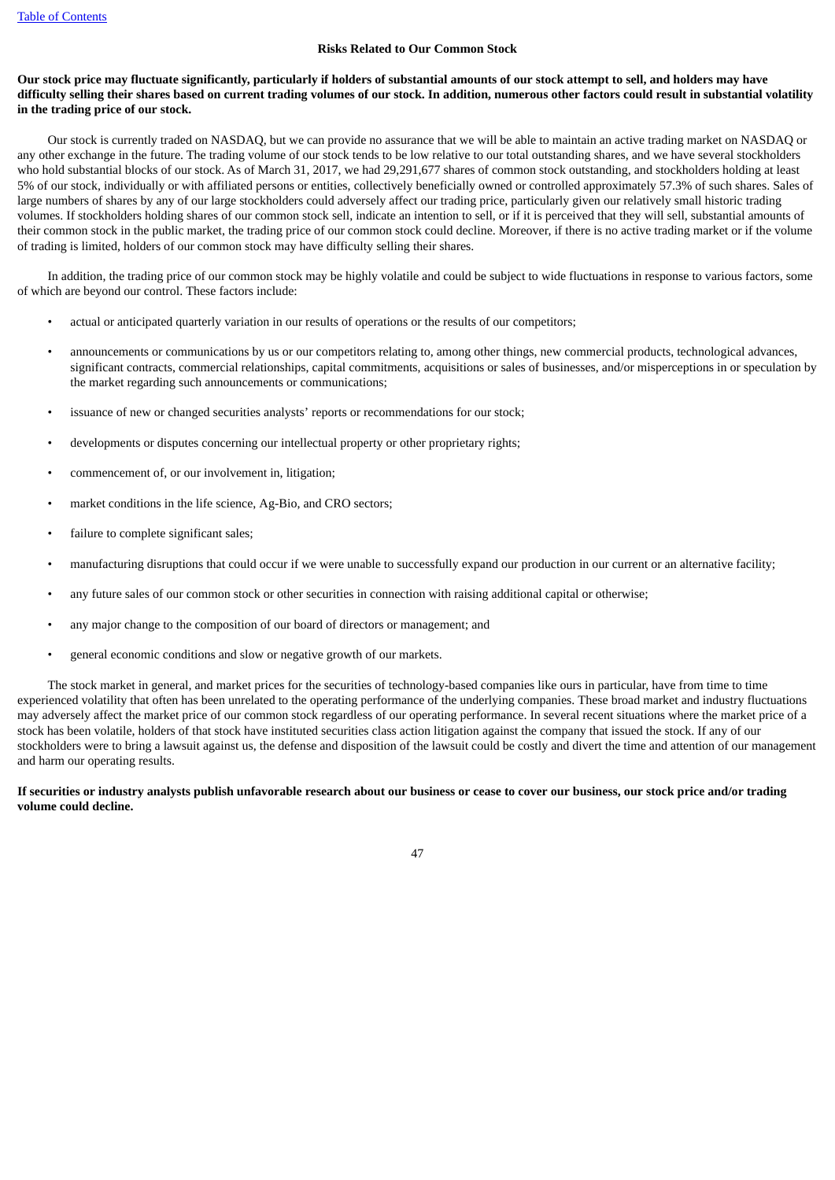### Risks Related to Our Common Stock

**Our stock price may fluctuate significantly, particularly if holders of substantial amounts of our stock attempt to sell, and holders may have difficulty selling their shares based on current trading volumes of our stock. In addition, numerous other factors could result in substantial volatility in the trading price of our stock.**

Our stock is currently traded on NASDAQ, but we can provide no assurance that we will be able to maintain an active trading market on NASDAQ or any other exchange in the future. The trading volume of our stock tends to be low relative to our total outstanding shares, and we have several stockholders who hold substantial blocks of our stock. As of March 31, 2017, we had 29,291,677 shares of common stock outstanding, and stockholders holding at least 5% of our stock, individually or with affiliated persons or entities, collectively beneficially owned or controlled approximately 57.3% of such shares. Sales of large numbers of shares by any of our large stockholders could adversely affect our trading price, particularly given our relatively small historic trading volumes. If stockholders holding shares of our common stock sell, indicate an intention to sell, or if it is perceived that they will sell, substantial amounts of their common stock in the public market, the trading price of our common stock could decline. Moreover, if there is no active trading market or if the volume of trading is limited, holders of our common stock may have difficulty selling their shares.

In addition, the trading price of our common stock may be highly volatile and could be subject to wide fluctuations in response to various factors, some of which are beyond our control. These factors include:

- actual or anticipated quarterly variation in our results of operations or the results of our competitors;
- announcements or communications by us or our competitors relating to, among other things, new commercial products, technological advances, significant contracts, commercial relationships, capital commitments, acquisitions or sales of businesses, and/or misperceptions in or speculation by the market regarding such announcements or communications;
- issuance of new or changed securities analysts' reports or recommendations for our stock;
- developments or disputes concerning our intellectual property or other proprietary rights;
- commencement of, or our involvement in, litigation;
- market conditions in the life science, Ag-Bio, and CRO sectors;
- failure to complete significant sales;
- manufacturing disruptions that could occur if we were unable to successfully expand our production in our current or an alternative facility;
- any future sales of our common stock or other securities in connection with raising additional capital or otherwise;
- any major change to the composition of our board of directors or management; and
- general economic conditions and slow or negative growth of our markets.

The stock market in general, and market prices for the securities of technology-based companies like ours in particular, have from time to time experienced volatility that often has been unrelated to the operating performance of the underlying companies. These broad market and industry fluctuations may adversely affect the market price of our common stock regardless of our operating performance. In several recent situations where the market price of a stock has been volatile, holders of that stock have instituted securities class action litigation against the company that issued the stock. If any of our stockholders were to bring a lawsuit against us, the defense and disposition of the lawsuit could be costly and divert the time and attention of our management and harm our operating results.

**If securities or industry analysts publish unfavorable research about our business or cease to cover our business, our stock price and/or trading volume could decline.**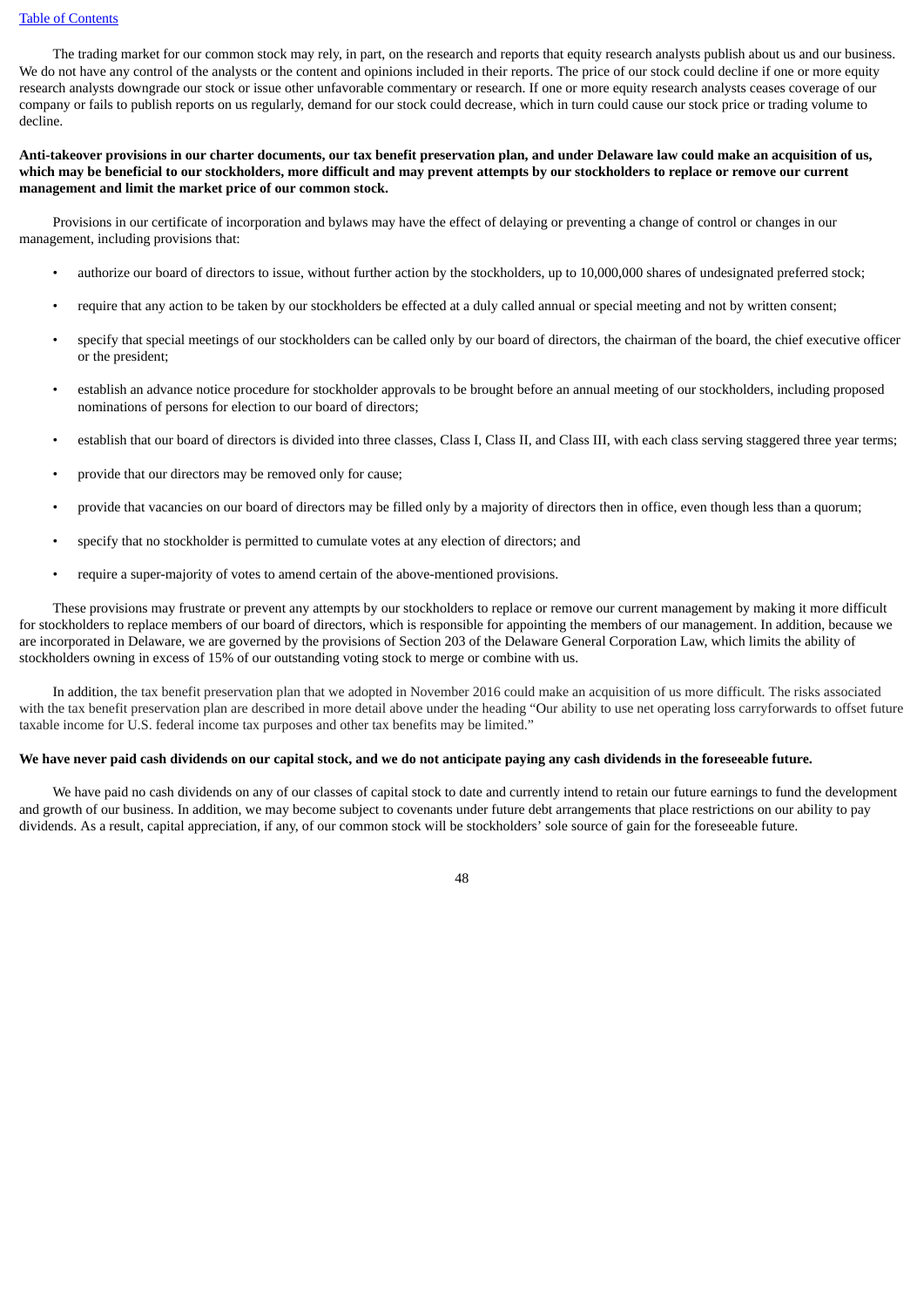The trading market for our common stock may rely, in part, on the research and reports that equity research analysts publish about us and our business. We do not have any control of the analysts or the content and opinions included in their reports. The price of our stock could decline if one or more equity research analysts downgrade our stock or issue other unfavorable commentary or research. If one or more equity research analysts ceases coverage of our company or fails to publish reports on us regularly, demand for our stock could decrease, which in turn could cause our stock price or trading volume to decline.

**Anti-takeover provisions in our charter documents, our tax benefit preservation plan, and under Delaware law could make an acquisition of us, which may be beneficial to our stockholders, more difficult and may prevent attempts by our stockholders to replace or remove our current management and limit the market price of our common stock.**

Provisions in our certificate of incorporation and bylaws may have the effect of delaying or preventing a change of control or changes in our management, including provisions that:

- authorize our board of directors to issue, without further action by the stockholders, up to 10,000,000 shares of undesignated preferred stock;
- require that any action to be taken by our stockholders be effected at a duly called annual or special meeting and not by written consent;
- specify that special meetings of our stockholders can be called only by our board of directors, the chairman of the board, the chief executive officer or the president;
- establish an advance notice procedure for stockholder approvals to be brought before an annual meeting of our stockholders, including proposed nominations of persons for election to our board of directors;
- establish that our board of directors is divided into three classes, Class I, Class II, and Class III, with each class serving staggered three year terms;
- provide that our directors may be removed only for cause;
- provide that vacancies on our board of directors may be filled only by a majority of directors then in office, even though less than a quorum;
- specify that no stockholder is permitted to cumulate votes at any election of directors; and
- require a super-majority of votes to amend certain of the above-mentioned provisions.

These provisions may frustrate or prevent any attempts by our stockholders to replace or remove our current management by making it more difficult for stockholders to replace members of our board of directors, which is responsible for appointing the members of our management. In addition, because we are incorporated in Delaware, we are governed by the provisions of Section 203 of the Delaware General Corporation Law, which limits the ability of stockholders owning in excess of 15% of our outstanding voting stock to merge or combine with us.

In addition, the tax benefit preservation plan that we adopted in November 2016 could make an acquisition of us more difficult. The risks associated with the tax benefit preservation plan are described in more detail above under the heading "Our ability to use net operating loss carryforwards to offset future taxable income for U.S. federal income tax purposes and other tax benefits may be limited."

**We have never paid cash dividends on our capital stock, and we do not anticipate paying any cash dividends in the foreseeable future.**

We have paid no cash dividends on any of our classes of capital stock to date and currently intend to retain our future earnings to fund the development and growth of our business. In addition, we may become subject to covenants under future debt arrangements that place restrictions on our ability to pay dividends. As a result, capital appreciation, if any, of our common stock will be stockholders' sole source of gain for the foreseeable future.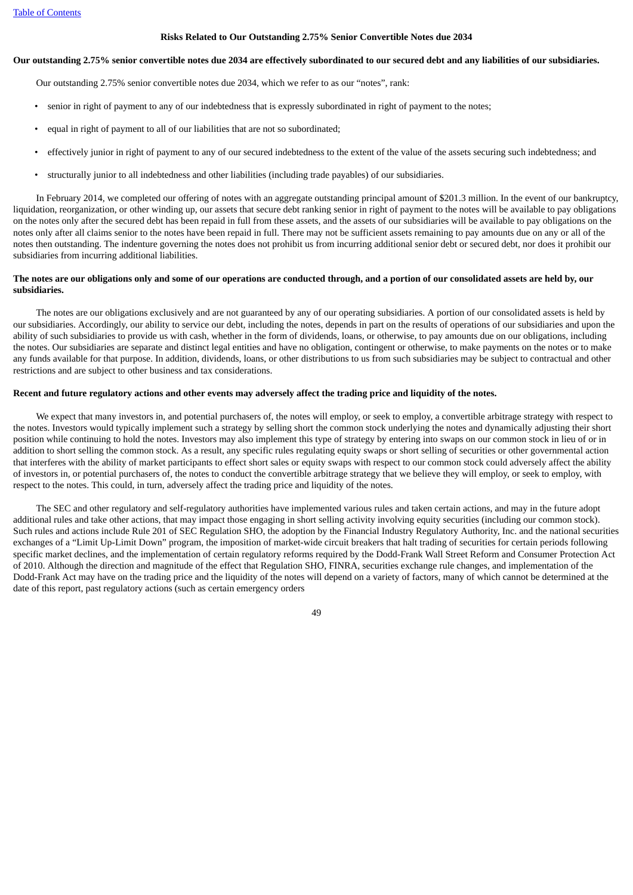## Risks Related to Our Outstanding 2.75% Senior Convertible Notes due 2034

**Our outstanding 2.75% senior convertible notes due 2034 are effectively subordinated to our secured debt and any liabilities of our subsidiaries.**

Our outstanding 2.75% senior convertible notes due 2034, which we refer to as our "notes", rank:

- senior in right of payment to any of our indebtedness that is expressly subordinated in right of payment to the notes;
- equal in right of payment to all of our liabilities that are not so subordinated;
- effectively junior in right of payment to any of our secured indebtedness to the extent of the value of the assets securing such indebtedness; and
- structurally junior to all indebtedness and other liabilities (including trade payables) of our subsidiaries.

In February 2014, we completed our offering of notes with an aggregate outstanding principal amount of $201.3 million. In the event of our bankruptcy, liquidation, reorganization, or other winding up, our assets that secure debt ranking senior in right of payment to the notes will be available to pay obligations on the notes only after the secured debt has been repaid in full from these assets, and the assets of our subsidiaries will be available to pay obligations on the notes only after all claims senior to the notes have been repaid in full. There may not be sufficient assets remaining to pay amounts due on any or all of the notes then outstanding. The indenture governing the notes does not prohibit us from incurring additional senior debt or secured debt, nor does it prohibit our subsidiaries from incurring additional liabilities.

**The notes are our obligations only and some of our operations are conducted through, and a portion of our consolidated assets are held by, our subsidiaries.**

The notes are our obligations exclusively and are not guaranteed by any of our operating subsidiaries. A portion of our consolidated assets is held by our subsidiaries. Accordingly, our ability to service our debt, including the notes, depends in part on the results of operations of our subsidiaries and upon the ability of such subsidiaries to provide us with cash, whether in the form of dividends, loans, or otherwise, to pay amounts due on our obligations, including the notes. Our subsidiaries are separate and distinct legal entities and have no obligation, contingent or otherwise, to make payments on the notes or to make any funds available for that purpose. In addition, dividends, loans, or other distributions to us from such subsidiaries may be subject to contractual and other restrictions and are subject to other business and tax considerations.

**Recent and future regulatory actions and other events may adversely affect the trading price and liquidity of the notes.**

We expect that many investors in, and potential purchasers of, the notes will employ, or seek to employ, a convertible arbitrage strategy with respect to the notes. Investors would typically implement such a strategy by selling short the common stock underlying the notes and dynamically adjusting their short position while continuing to hold the notes. Investors may also implement this type of strategy by entering into swaps on our common stock in lieu of or in addition to short selling the common stock. As a result, any specific rules regulating equity swaps or short selling of securities or other governmental action that interferes with the ability of market participants to effect short sales or equity swaps with respect to our common stock could adversely affect the ability of investors in, or potential purchasers of, the notes to conduct the convertible arbitrage strategy that we believe they will employ, or seek to employ, with respect to the notes. This could, in turn, adversely affect the trading price and liquidity of the notes.

The SEC and other regulatory and self-regulatory authorities have implemented various rules and taken certain actions, and may in the future adopt additional rules and take other actions, that may impact those engaging in short selling activity involving equity securities (including our common stock). Such rules and actions include Rule 201 of SEC Regulation SHO, the adoption by the Financial Industry Regulatory Authority, Inc. and the national securities exchanges of a "Limit Up-Limit Down" program, the imposition of market-wide circuit breakers that halt trading of securities for certain periods following specific market declines, and the implementation of certain regulatory reforms required by the Dodd-Frank Wall Street Reform and Consumer Protection Act of 2010. Although the direction and magnitude of the effect that Regulation SHO, FINRA, securities exchange rule changes, and implementation of the Dodd-Frank Act may have on the trading price and the liquidity of the notes will depend on a variety of factors, many of which cannot be determined at the date of this report, past regulatory actions (such as certain emergency orders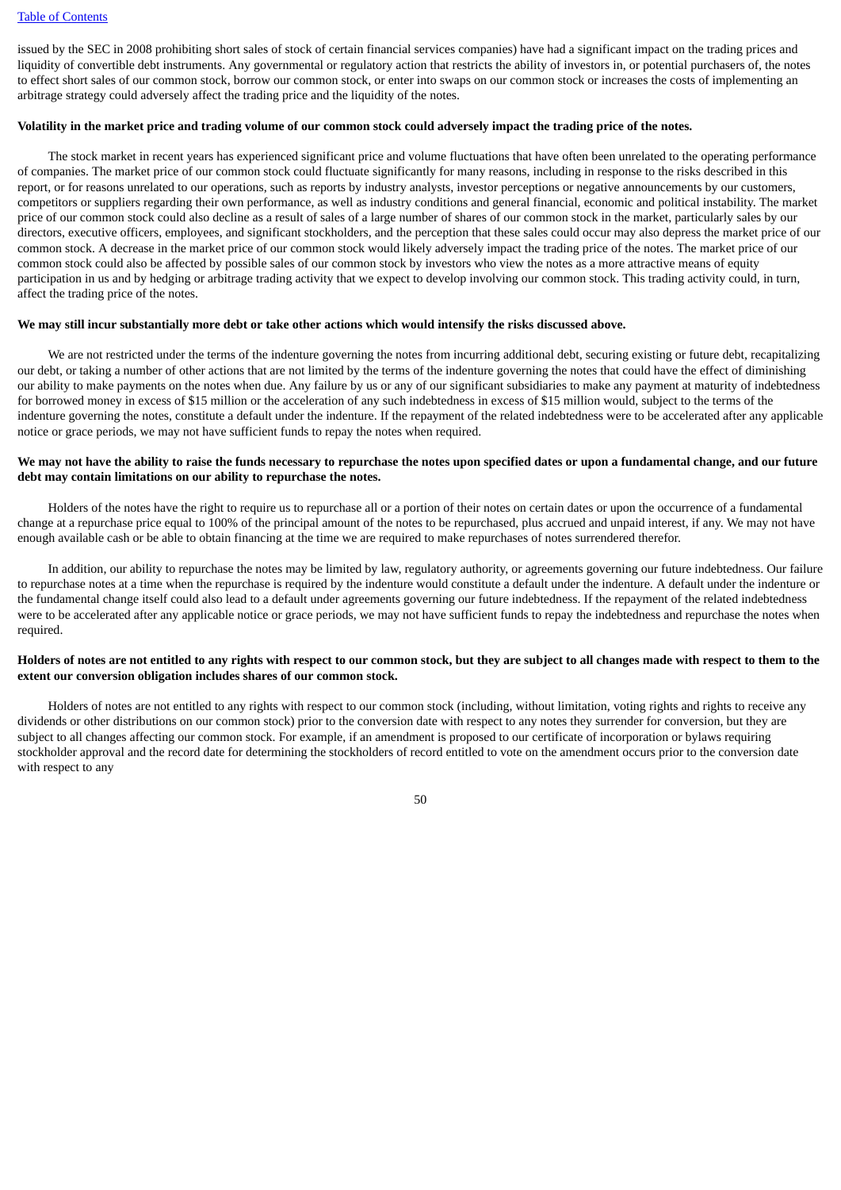issued by the SEC in 2008 prohibiting short sales of stock of certain financial services companies) have had a significant impact on the trading prices and liquidity of convertible debt instruments. Any governmental or regulatory action that restricts the ability of investors in, or potential purchasers of, the notes to effect short sales of our common stock, borrow our common stock, or enter into swaps on our common stock or increases the costs of implementing an arbitrage strategy could adversely affect the trading price and the liquidity of the notes.

**Volatility in the market price and trading volume of our common stock could adversely impact the trading price of the notes.**

The stock market in recent years has experienced significant price and volume fluctuations that have often been unrelated to the operating performance of companies. The market price of our common stock could fluctuate significantly for many reasons, including in response to the risks described in this report, or for reasons unrelated to our operations, such as reports by industry analysts, investor perceptions or negative announcements by our customers, competitors or suppliers regarding their own performance, as well as industry conditions and general financial, economic and political instability. The market price of our common stock could also decline as a result of sales of a large number of shares of our common stock in the market, particularly sales by our directors, executive officers, employees, and significant stockholders, and the perception that these sales could occur may also depress the market price of our common stock. A decrease in the market price of our common stock would likely adversely impact the trading price of the notes. The market price of our common stock could also be affected by possible sales of our common stock by investors who view the notes as a more attractive means of equity participation in us and by hedging or arbitrage trading activity that we expect to develop involving our common stock. This trading activity could, in turn, affect the trading price of the notes.

**We may still incur substantially more debt or take other actions which would intensify the risks discussed above.**

We are not restricted under the terms of the indenture governing the notes from incurring additional debt, securing existing or future debt, recapitalizing our debt, or taking a number of other actions that are not limited by the terms of the indenture governing the notes that could have the effect of diminishing our ability to make payments on the notes when due. Any failure by us or any of our significant subsidiaries to make any payment at maturity of indebtedness for borrowed money in excess of $15 million or the acceleration of any such indebtedness in excess of $15 million would, subject to the terms of the indenture governing the notes, constitute a default under the indenture. If the repayment of the related indebtedness were to be accelerated after any applicable notice or grace periods, we may not have sufficient funds to repay the notes when required.

**We may not have the ability to raise the funds necessary to repurchase the notes upon specified dates or upon a fundamental change, and our future debt may contain limitations on our ability to repurchase the notes.**

Holders of the notes have the right to require us to repurchase all or a portion of their notes on certain dates or upon the occurrence of a fundamental change at a repurchase price equal to 100% of the principal amount of the notes to be repurchased, plus accrued and unpaid interest, if any. We may not have enough available cash or be able to obtain financing at the time we are required to make repurchases of notes surrendered therefor.

In addition, our ability to repurchase the notes may be limited by law, regulatory authority, or agreements governing our future indebtedness. Our failure to repurchase notes at a time when the repurchase is required by the indenture would constitute a default under the indenture. A default under the indenture or the fundamental change itself could also lead to a default under agreements governing our future indebtedness. If the repayment of the related indebtedness were to be accelerated after any applicable notice or grace periods, we may not have sufficient funds to repay the indebtedness and repurchase the notes when required.

**Holders of notes are not entitled to any rights with respect to our common stock, but they are subject to all changes made with respect to them to the extent our conversion obligation includes shares of our common stock.**

Holders of notes are not entitled to any rights with respect to our common stock (including, without limitation, voting rights and rights to receive any dividends or other distributions on our common stock) prior to the conversion date with respect to any notes they surrender for conversion, but they are subject to all changes affecting our common stock. For example, if an amendment is proposed to our certificate of incorporation or bylaws requiring stockholder approval and the record date for determining the stockholders of record entitled to vote on the amendment occurs prior to the conversion date with respect to any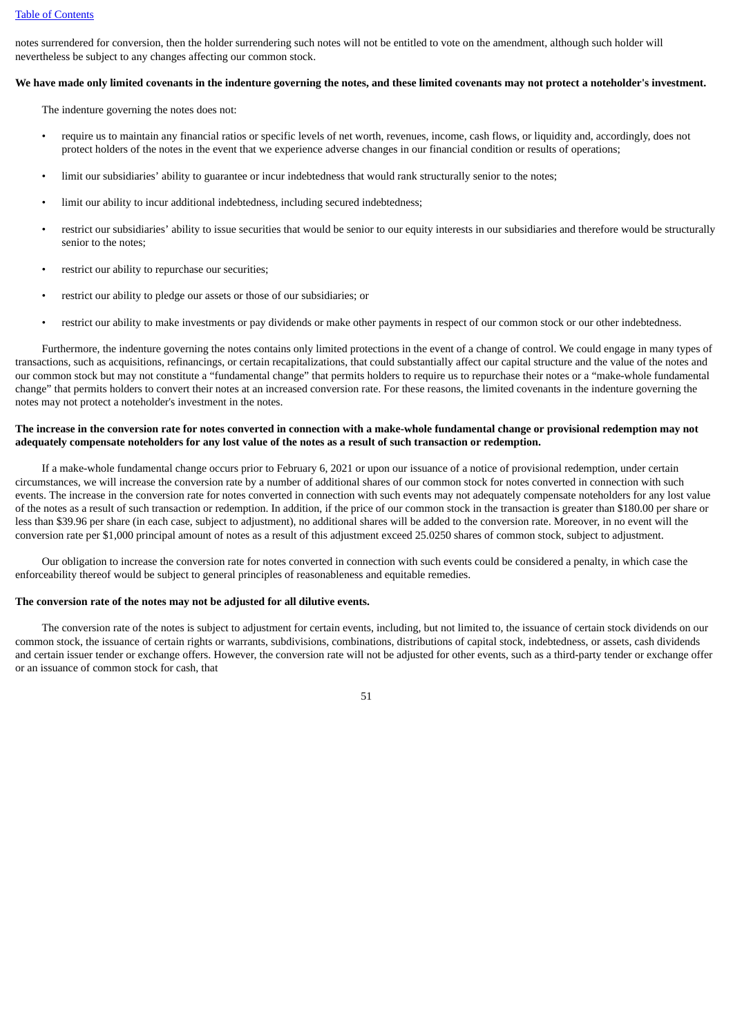notes surrendered for conversion, then the holder surrendering such notes will not be entitled to vote on the amendment, although such holder will nevertheless be subject to any changes affecting our common stock.

**We have made only limited covenants in the indenture governing the notes, and these limited covenants may not protect a noteholder's investment.**

The indenture governing the notes does not:

- require us to maintain any financial ratios or specific levels of net worth, revenues, income, cash flows, or liquidity and, accordingly, does not protect holders of the notes in the event that we experience adverse changes in our financial condition or results of operations;
- limit our subsidiaries' ability to guarantee or incur indebtedness that would rank structurally senior to the notes;
- limit our ability to incur additional indebtedness, including secured indebtedness;
- restrict our subsidiaries' ability to issue securities that would be senior to our equity interests in our subsidiaries and therefore would be structurally senior to the notes;
- restrict our ability to repurchase our securities;
- restrict our ability to pledge our assets or those of our subsidiaries; or
- restrict our ability to make investments or pay dividends or make other payments in respect of our common stock or our other indebtedness.

Furthermore, the indenture governing the notes contains only limited protections in the event of a change of control. We could engage in many types of transactions, such as acquisitions, refinancings, or certain recapitalizations, that could substantially affect our capital structure and the value of the notes and our common stock but may not constitute a "fundamental change" that permits holders to require us to repurchase their notes or a "make-whole fundamental change" that permits holders to convert their notes at an increased conversion rate. For these reasons, the limited covenants in the indenture governing the notes may not protect a noteholder's investment in the notes.

**The increase in the conversion rate for notes converted in connection with a make-whole fundamental change or provisional redemption may not adequately compensate noteholders for any lost value of the notes as a result of such transaction or redemption.**

If a make-whole fundamental change occurs prior to February 6, 2021 or upon our issuance of a notice of provisional redemption, under certain circumstances, we will increase the conversion rate by a number of additional shares of our common stock for notes converted in connection with such events. The increase in the conversion rate for notes converted in connection with such events may not adequately compensate noteholders for any lost value of the notes as a result of such transaction or redemption. In addition, if the price of our common stock in the transaction is greater than $180.00 per share or less than $39.96 per share (in each case, subject to adjustment), no additional shares will be added to the conversion rate. Moreover, in no event will the conversion rate per $1,000 principal amount of notes as a result of this adjustment exceed 25.0250 shares of common stock, subject to adjustment.

Our obligation to increase the conversion rate for notes converted in connection with such events could be considered a penalty, in which case the enforceability thereof would be subject to general principles of reasonableness and equitable remedies.

**The conversion rate of the notes may not be adjusted for all dilutive events.**

The conversion rate of the notes is subject to adjustment for certain events, including, but not limited to, the issuance of certain stock dividends on our common stock, the issuance of certain rights or warrants, subdivisions, combinations, distributions of capital stock, indebtedness, or assets, cash dividends and certain issuer tender or exchange offers. However, the conversion rate will not be adjusted for other events, such as a third-party tender or exchange offer or an issuance of common stock for cash, that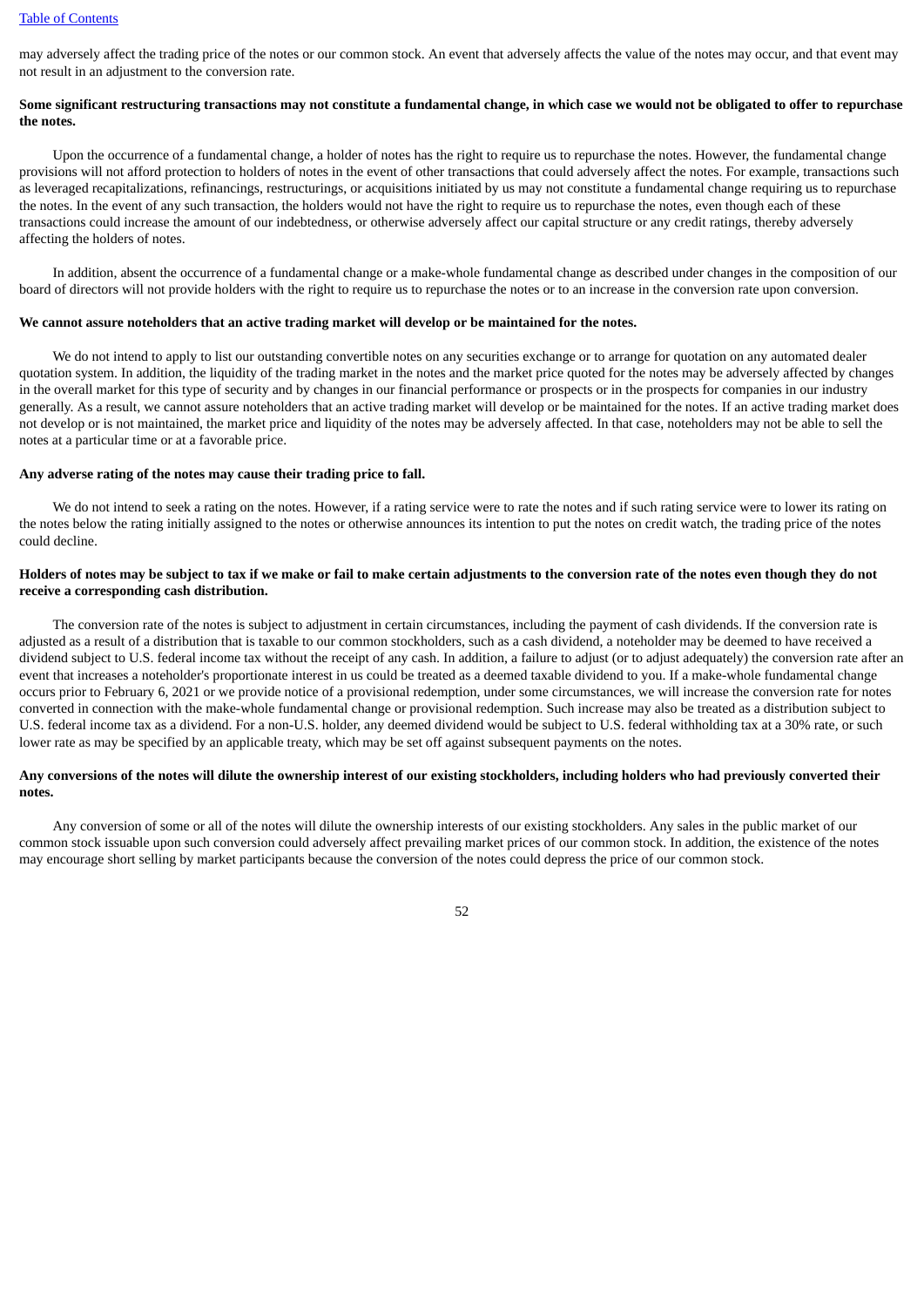may adversely affect the trading price of the notes or our common stock. An event that adversely affects the value of the notes may occur, and that event may not result in an adjustment to the conversion rate.

**Some significant restructuring transactions may not constitute a fundamental change, in which case we would not be obligated to offer to repurchase the notes.**

Upon the occurrence of a fundamental change, a holder of notes has the right to require us to repurchase the notes. However, the fundamental change provisions will not afford protection to holders of notes in the event of other transactions that could adversely affect the notes. For example, transactions such as leveraged recapitalizations, refinancings, restructurings, or acquisitions initiated by us may not constitute a fundamental change requiring us to repurchase the notes. In the event of any such transaction, the holders would not have the right to require us to repurchase the notes, even though each of these transactions could increase the amount of our indebtedness, or otherwise adversely affect our capital structure or any credit ratings, thereby adversely affecting the holders of notes.

In addition, absent the occurrence of a fundamental change or a make-whole fundamental change as described under changes in the composition of our board of directors will not provide holders with the right to require us to repurchase the notes or to an increase in the conversion rate upon conversion.

**We cannot assure noteholders that an active trading market will develop or be maintained for the notes.**

We do not intend to apply to list our outstanding convertible notes on any securities exchange or to arrange for quotation on any automated dealer quotation system. In addition, the liquidity of the trading market in the notes and the market price quoted for the notes may be adversely affected by changes in the overall market for this type of security and by changes in our financial performance or prospects or in the prospects for companies in our industry generally. As a result, we cannot assure noteholders that an active trading market will develop or be maintained for the notes. If an active trading market does not develop or is not maintained, the market price and liquidity of the notes may be adversely affected. In that case, noteholders may not be able to sell the notes at a particular time or at a favorable price.

**Any adverse rating of the notes may cause their trading price to fall.**

We do not intend to seek a rating on the notes. However, if a rating service were to rate the notes and if such rating service were to lower its rating on the notes below the rating initially assigned to the notes or otherwise announces its intention to put the notes on credit watch, the trading price of the notes could decline.

**Holders of notes may be subject to tax if we make or fail to make certain adjustments to the conversion rate of the notes even though they do not receive a corresponding cash distribution.**

The conversion rate of the notes is subject to adjustment in certain circumstances, including the payment of cash dividends. If the conversion rate is adjusted as a result of a distribution that is taxable to our common stockholders, such as a cash dividend, a noteholder may be deemed to have received a dividend subject to U.S. federal income tax without the receipt of any cash. In addition, a failure to adjust (or to adjust adequately) the conversion rate after an event that increases a noteholder's proportionate interest in us could be treated as a deemed taxable dividend to you. If a make-whole fundamental change occurs prior to February 6, 2021 or we provide notice of a provisional redemption, under some circumstances, we will increase the conversion rate for notes converted in connection with the make-whole fundamental change or provisional redemption. Such increase may also be treated as a distribution subject to U.S. federal income tax as a dividend. For a non-U.S. holder, any deemed dividend would be subject to U.S. federal withholding tax at a 30% rate, or such lower rate as may be specified by an applicable treaty, which may be set off against subsequent payments on the notes.

**Any conversions of the notes will dilute the ownership interest of our existing stockholders, including holders who had previously converted their notes.**

Any conversion of some or all of the notes will dilute the ownership interests of our existing stockholders. Any sales in the public market of our common stock issuable upon such conversion could adversely affect prevailing market prices of our common stock. In addition, the existence of the notes may encourage short selling by market participants because the conversion of the notes could depress the price of our common stock.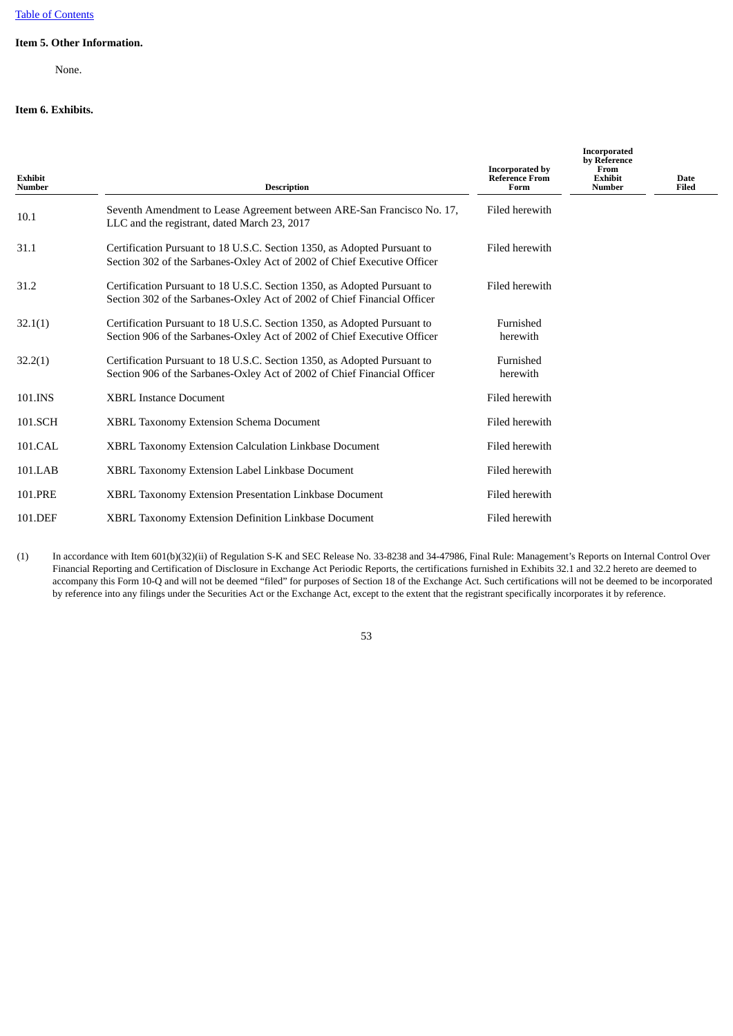Table of Contents

**Item 5. Other Information.**

None.

**Item 6. Exhibits.**

| Exhibit Number | Description | Incorporated by Reference From Form | Incorporated by Reference From Exhibit Number | Date Filed |
|---|---|---|---|---|
| 10.1 | Seventh Amendment to Lease Agreement between ARE-San Francisco No. 17, LLC and the registrant, dated March 23, 2017 | Filed herewith | | |
| 31.1 | Certification Pursuant to 18 U.S.C. Section 1350, as Adopted Pursuant to Section 302 of the Sarbanes-Oxley Act of 2002 of Chief Executive Officer | Filed herewith | | |
| 31.2 | Certification Pursuant to 18 U.S.C. Section 1350, as Adopted Pursuant to Section 302 of the Sarbanes-Oxley Act of 2002 of Chief Financial Officer | Filed herewith | | |
| 32.1(1) | Certification Pursuant to 18 U.S.C. Section 1350, as Adopted Pursuant to Section 906 of the Sarbanes-Oxley Act of 2002 of Chief Executive Officer | Furnished herewith | | |
| 32.2(1) | Certification Pursuant to 18 U.S.C. Section 1350, as Adopted Pursuant to Section 906 of the Sarbanes-Oxley Act of 2002 of Chief Financial Officer | Furnished herewith | | |
| 101.INS | XBRL Instance Document | Filed herewith | | |
| 101.SCH | XBRL Taxonomy Extension Schema Document | Filed herewith | | |
| 101.CAL | XBRL Taxonomy Extension Calculation Linkbase Document | Filed herewith | | |
| 101.LAB | XBRL Taxonomy Extension Label Linkbase Document | Filed herewith | | |
| 101.PRE | XBRL Taxonomy Extension Presentation Linkbase Document | Filed herewith | | |
| 101.DEF | XBRL Taxonomy Extension Definition Linkbase Document | Filed herewith | | |

(1) In accordance with Item 601(b)(32)(ii) of Regulation S-K and SEC Release No. 33-8238 and 34-47986, Final Rule: Management's Reports on Internal Control Over Financial Reporting and Certification of Disclosure in Exchange Act Periodic Reports, the certifications furnished in Exhibits 32.1 and 32.2 hereto are deemed to accompany this Form 10-Q and will not be deemed "filed" for purposes of Section 18 of the Exchange Act. Such certifications will not be deemed to be incorporated by reference into any filings under the Securities Act or the Exchange Act, except to the extent that the registrant specifically incorporates it by reference.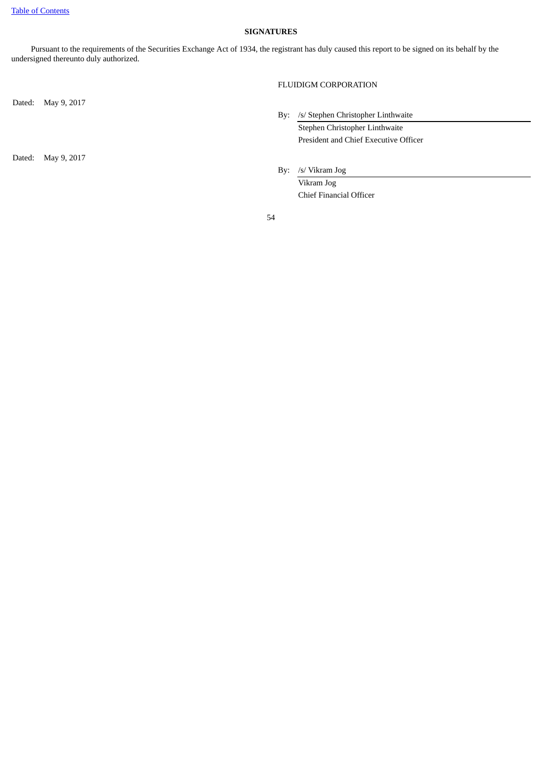## SIGNATURES

Pursuant to the requirements of the Securities Exchange Act of 1934, the registrant has duly caused this report to be signed on its behalf by the undersigned thereunto duly authorized.

FLUIDIGM CORPORATION

Dated: May 9, 2017

By: /s/ Stephen Christopher Linthwaite
Stephen Christopher Linthwaite
President and Chief Executive Officer

Dated: May 9, 2017

By: /s/ Vikram Jog
Vikram Jog
Chief Financial Officer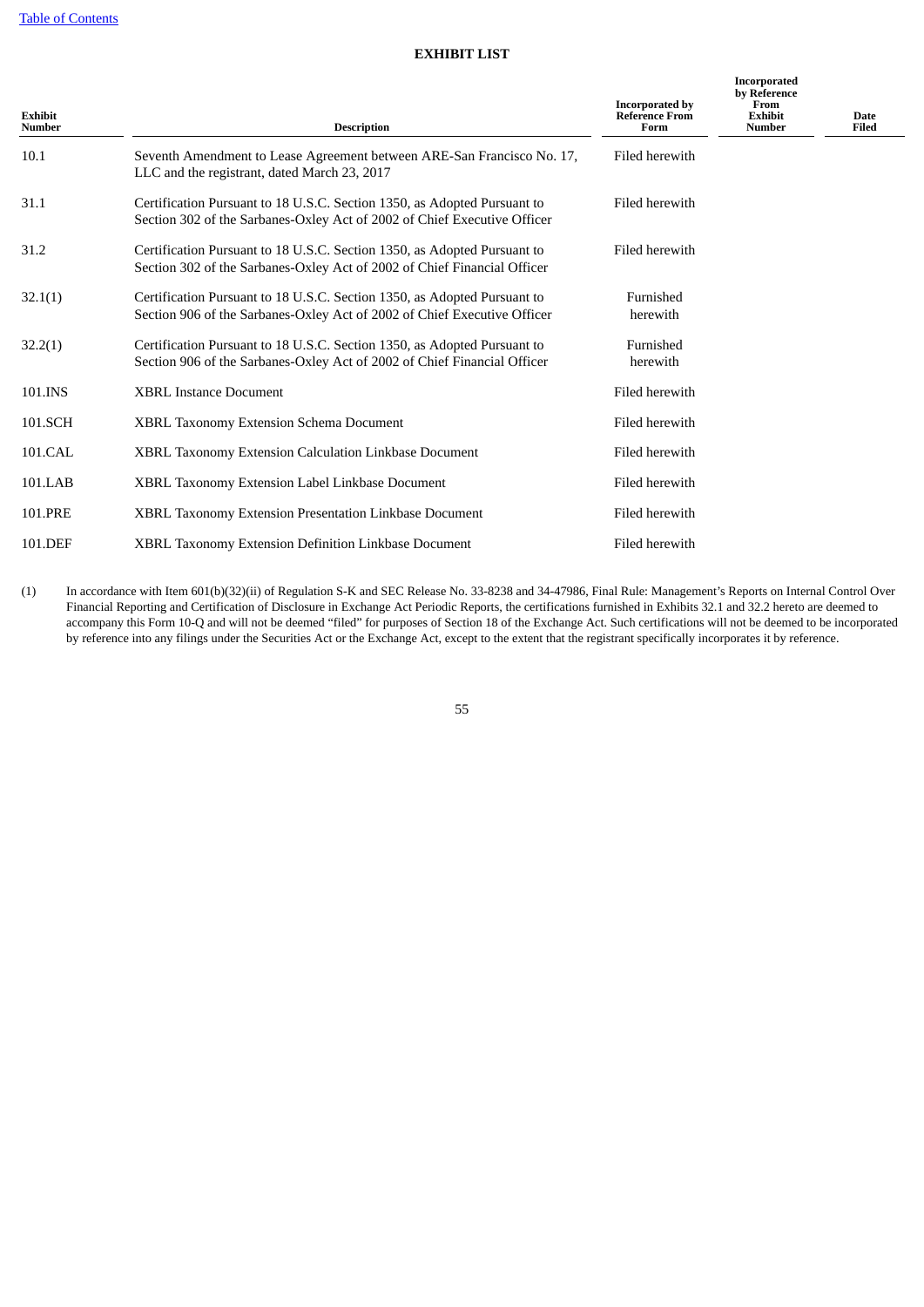## EXHIBIT LIST

| Exhibit Number | Description | Incorporated by Reference From Form | Incorporated by Reference From Exhibit Number | Date Filed |
|---|---|---|---|---|
| 10.1 | Seventh Amendment to Lease Agreement between ARE-San Francisco No. 17, LLC and the registrant, dated March 23, 2017 | Filed herewith | | |
| 31.1 | Certification Pursuant to 18 U.S.C. Section 1350, as Adopted Pursuant to Section 302 of the Sarbanes-Oxley Act of 2002 of Chief Executive Officer | Filed herewith | | |
| 31.2 | Certification Pursuant to 18 U.S.C. Section 1350, as Adopted Pursuant to Section 302 of the Sarbanes-Oxley Act of 2002 of Chief Financial Officer | Filed herewith | | |
| 32.1(1) | Certification Pursuant to 18 U.S.C. Section 1350, as Adopted Pursuant to Section 906 of the Sarbanes-Oxley Act of 2002 of Chief Executive Officer | Furnished herewith | | |
| 32.2(1) | Certification Pursuant to 18 U.S.C. Section 1350, as Adopted Pursuant to Section 906 of the Sarbanes-Oxley Act of 2002 of Chief Financial Officer | Furnished herewith | | |
| 101.INS | XBRL Instance Document | Filed herewith | | |
| 101.SCH | XBRL Taxonomy Extension Schema Document | Filed herewith | | |
| 101.CAL | XBRL Taxonomy Extension Calculation Linkbase Document | Filed herewith | | |
| 101.LAB | XBRL Taxonomy Extension Label Linkbase Document | Filed herewith | | |
| 101.PRE | XBRL Taxonomy Extension Presentation Linkbase Document | Filed herewith | | |
| 101.DEF | XBRL Taxonomy Extension Definition Linkbase Document | Filed herewith | | |

(1) In accordance with Item 601(b)(32)(ii) of Regulation S-K and SEC Release No. 33-8238 and 34-47986, Final Rule: Management's Reports on Internal Control Over Financial Reporting and Certification of Disclosure in Exchange Act Periodic Reports, the certifications furnished in Exhibits 32.1 and 32.2 hereto are deemed to accompany this Form 10-Q and will not be deemed "filed" for purposes of Section 18 of the Exchange Act. Such certifications will not be deemed to be incorporated by reference into any filings under the Securities Act or the Exchange Act, except to the extent that the registrant specifically incorporates it by reference.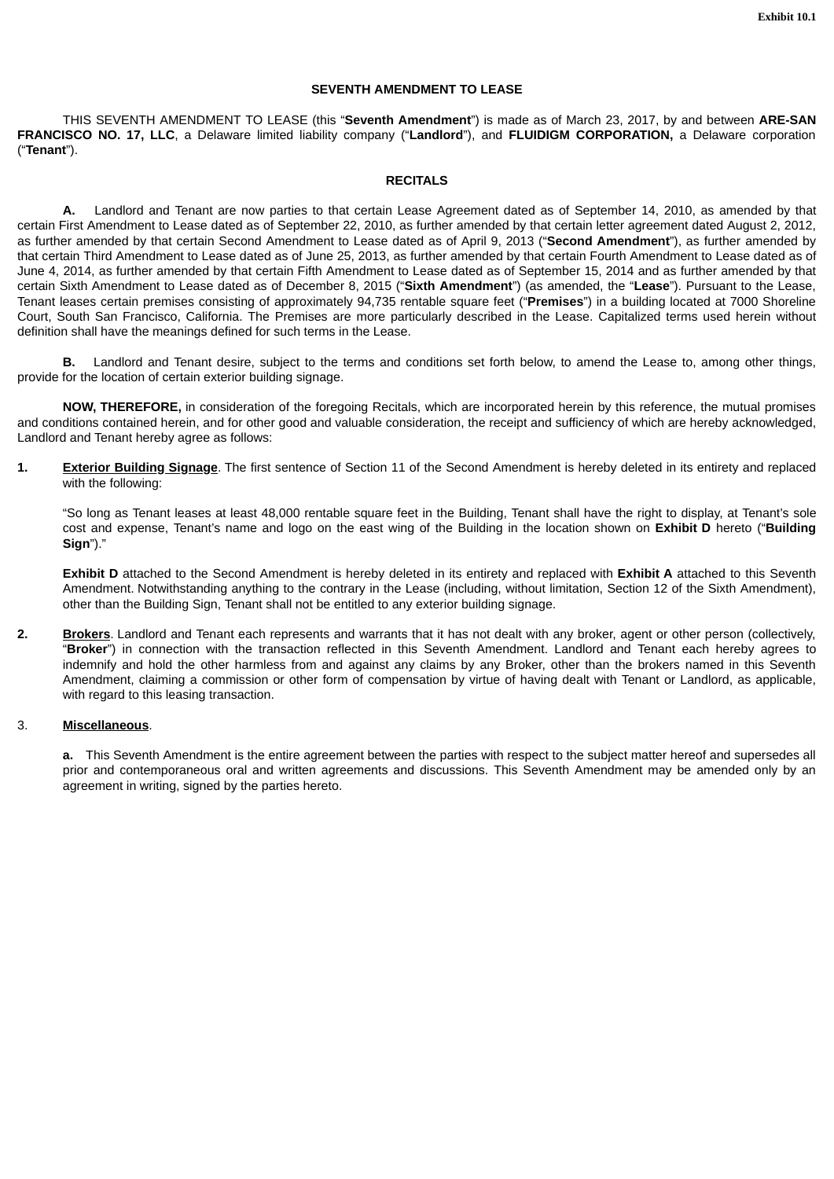Exhibit 10.1

# SEVENTH AMENDMENT TO LEASE

THIS SEVENTH AMENDMENT TO LEASE (this "**Seventh Amendment**") is made as of March 23, 2017, by and between **ARE-SAN FRANCISCO NO. 17, LLC**, a Delaware limited liability company ("**Landlord**"), and **FLUIDIGM CORPORATION,** a Delaware corporation ("**Tenant**").

## RECITALS

**A.** Landlord and Tenant are now parties to that certain Lease Agreement dated as of September 14, 2010, as amended by that certain First Amendment to Lease dated as of September 22, 2010, as further amended by that certain letter agreement dated August 2, 2012, as further amended by that certain Second Amendment to Lease dated as of April 9, 2013 ("**Second Amendment**"), as further amended by that certain Third Amendment to Lease dated as of June 25, 2013, as further amended by that certain Fourth Amendment to Lease dated as of June 4, 2014, as further amended by that certain Fifth Amendment to Lease dated as of September 15, 2014 and as further amended by that certain Sixth Amendment to Lease dated as of December 8, 2015 ("**Sixth Amendment**") (as amended, the "**Lease**"). Pursuant to the Lease, Tenant leases certain premises consisting of approximately 94,735 rentable square feet ("**Premises**") in a building located at 7000 Shoreline Court, South San Francisco, California. The Premises are more particularly described in the Lease. Capitalized terms used herein without definition shall have the meanings defined for such terms in the Lease.

**B.** Landlord and Tenant desire, subject to the terms and conditions set forth below, to amend the Lease to, among other things, provide for the location of certain exterior building signage.

**NOW, THEREFORE,** in consideration of the foregoing Recitals, which are incorporated herein by this reference, the mutual promises and conditions contained herein, and for other good and valuable consideration, the receipt and sufficiency of which are hereby acknowledged, Landlord and Tenant hereby agree as follows:

**1.** **Exterior Building Signage**. The first sentence of Section 11 of the Second Amendment is hereby deleted in its entirety and replaced with the following:

"So long as Tenant leases at least 48,000 rentable square feet in the Building, Tenant shall have the right to display, at Tenant's sole cost and expense, Tenant's name and logo on the east wing of the Building in the location shown on **Exhibit D** hereto ("**Building Sign**")."

**Exhibit D** attached to the Second Amendment is hereby deleted in its entirety and replaced with **Exhibit A** attached to this Seventh Amendment. Notwithstanding anything to the contrary in the Lease (including, without limitation, Section 12 of the Sixth Amendment), other than the Building Sign, Tenant shall not be entitled to any exterior building signage.

**2.** **Brokers**. Landlord and Tenant each represents and warrants that it has not dealt with any broker, agent or other person (collectively, "**Broker**") in connection with the transaction reflected in this Seventh Amendment. Landlord and Tenant each hereby agrees to indemnify and hold the other harmless from and against any claims by any Broker, other than the brokers named in this Seventh Amendment, claiming a commission or other form of compensation by virtue of having dealt with Tenant or Landlord, as applicable, with regard to this leasing transaction.

3. **Miscellaneous**.

**a.** This Seventh Amendment is the entire agreement between the parties with respect to the subject matter hereof and supersedes all prior and contemporaneous oral and written agreements and discussions. This Seventh Amendment may be amended only by an agreement in writing, signed by the parties hereto.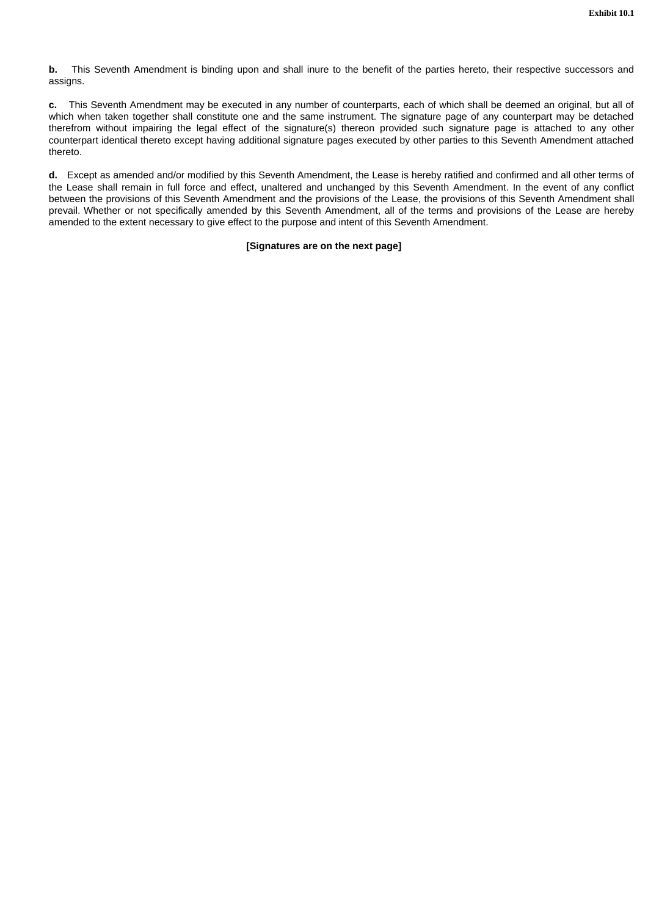**b.** This Seventh Amendment is binding upon and shall inure to the benefit of the parties hereto, their respective successors and assigns.

**c.** This Seventh Amendment may be executed in any number of counterparts, each of which shall be deemed an original, but all of which when taken together shall constitute one and the same instrument. The signature page of any counterpart may be detached therefrom without impairing the legal effect of the signature(s) thereon provided such signature page is attached to any other counterpart identical thereto except having additional signature pages executed by other parties to this Seventh Amendment attached thereto.

**d.** Except as amended and/or modified by this Seventh Amendment, the Lease is hereby ratified and confirmed and all other terms of the Lease shall remain in full force and effect, unaltered and unchanged by this Seventh Amendment. In the event of any conflict between the provisions of this Seventh Amendment and the provisions of the Lease, the provisions of this Seventh Amendment shall prevail. Whether or not specifically amended by this Seventh Amendment, all of the terms and provisions of the Lease are hereby amended to the extent necessary to give effect to the purpose and intent of this Seventh Amendment.

**[Signatures are on the next page]**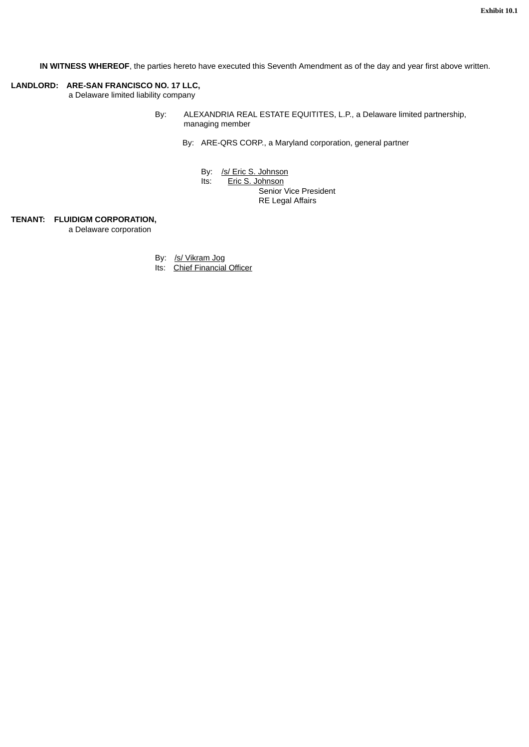Exhibit 10.1

**IN WITNESS WHEREOF**, the parties hereto have executed this Seventh Amendment as of the day and year first above written.

**LANDLORD: ARE-SAN FRANCISCO NO. 17 LLC,**
a Delaware limited liability company

By: ALEXANDRIA REAL ESTATE EQUITITES, L.P., a Delaware limited partnership, managing member

By: ARE-QRS CORP., a Maryland corporation, general partner

By: /s/ Eric S. Johnson
Its: Eric S. Johnson
Senior Vice President
RE Legal Affairs

**TENANT: FLUIDIGM CORPORATION,**
a Delaware corporation

By: /s/ Vikram Jog
Its: Chief Financial Officer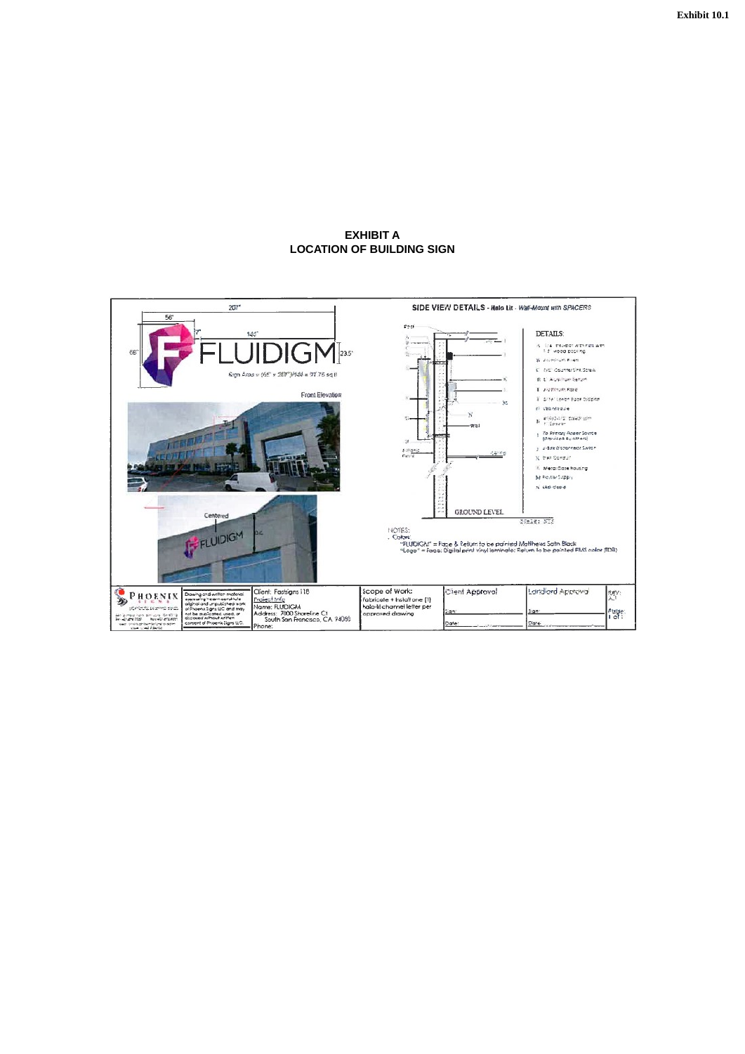Exhibit 10.1

**EXHIBIT A**
**LOCATION OF BUILDING SIGN**

207"

56"

7"

144"

66"

FLUIDIGM

23.5"

Sign Area = (66" x 207")/144 = 94.875 sq ft

Front Elevation

Centered

FLUIDIGM

SIDE VIEW DETAILS - Halo Lit - Wall-Mount with SPACERS

DETAILS:

A. 1/4" Plexiglas with Face with 1/2" Wood Backing
B. Aluminum Face
C. #10 Countersink Screw
D. Aluminum Return
E. Aluminum Face
F. Silver Lexan Face Diffuser
G. LED Module
H. #10x3-1/2" Screw with 1" Spacer
I. To Primary Power Source (Provided by Others)
J. J-Box Disconnect Switch
K. Flex Conduit
L. Metal Case Housing
M. Power Supply
N. LED Cable

GROUND LEVEL

Scale: NTS

NOTES:
- Colors:
"FLUIDIGM" = Face & Return to be painted Matthews Satin Black
"Logo" = Face: Digital print vinyl laminate; Return to be painted PMS color (TBD)

| PHOENIX SIGNS | Drawing and written material appearing herein constitute original and unpublished work of Phoenix Signs LLC and may not be duplicated, used, or disclosed without written consent of Phoenix Signs LLC. | Client: Fastsigns 118<br>Project Info<br>Name: FLUIDIGM<br>Address: 7000 Shoreline Ct<br>South San Francisco, CA 94080<br>Phone: | Scope of Work:<br>Fabricate + Install one (1) halo-lit channel letter per approved drawing | Client Approval<br>Sign:<br>Date: | Landlord Approval<br>Sign:<br>Date: | REV: A.1<br>Page: 1 of 1 |
|---|---|---|---|---|---|---|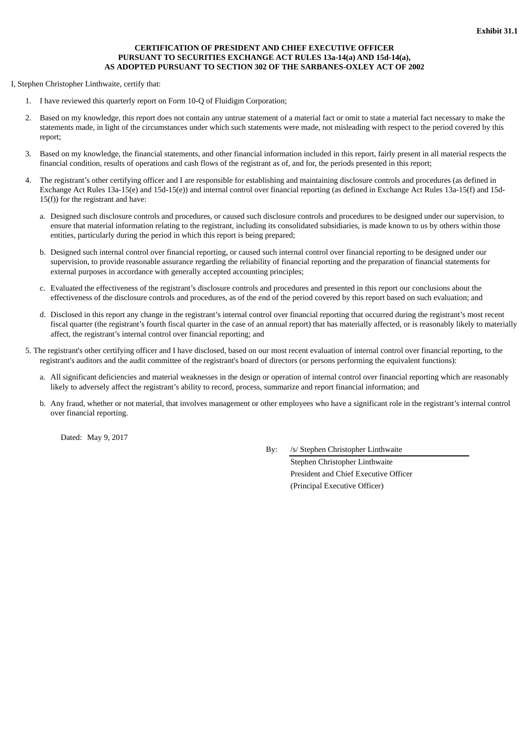**Exhibit 31.1**

**CERTIFICATION OF PRESIDENT AND CHIEF EXECUTIVE OFFICER PURSUANT TO SECURITIES EXCHANGE ACT RULES 13a-14(a) AND 15d-14(a), AS ADOPTED PURSUANT TO SECTION 302 OF THE SARBANES-OXLEY ACT OF 2002**

I, Stephen Christopher Linthwaite, certify that:

1. I have reviewed this quarterly report on Form 10-Q of Fluidigm Corporation;
2. Based on my knowledge, this report does not contain any untrue statement of a material fact or omit to state a material fact necessary to make the statements made, in light of the circumstances under which such statements were made, not misleading with respect to the period covered by this report;
3. Based on my knowledge, the financial statements, and other financial information included in this report, fairly present in all material respects the financial condition, results of operations and cash flows of the registrant as of, and for, the periods presented in this report;
4. The registrant's other certifying officer and I are responsible for establishing and maintaining disclosure controls and procedures (as defined in Exchange Act Rules 13a-15(e) and 15d-15(e)) and internal control over financial reporting (as defined in Exchange Act Rules 13a-15(f) and 15d-15(f)) for the registrant and have:
   a. Designed such disclosure controls and procedures, or caused such disclosure controls and procedures to be designed under our supervision, to ensure that material information relating to the registrant, including its consolidated subsidiaries, is made known to us by others within those entities, particularly during the period in which this report is being prepared;
   b. Designed such internal control over financial reporting, or caused such internal control over financial reporting to be designed under our supervision, to provide reasonable assurance regarding the reliability of financial reporting and the preparation of financial statements for external purposes in accordance with generally accepted accounting principles;
   c. Evaluated the effectiveness of the registrant's disclosure controls and procedures and presented in this report our conclusions about the effectiveness of the disclosure controls and procedures, as of the end of the period covered by this report based on such evaluation; and
   d. Disclosed in this report any change in the registrant's internal control over financial reporting that occurred during the registrant's most recent fiscal quarter (the registrant's fourth fiscal quarter in the case of an annual report) that has materially affected, or is reasonably likely to materially affect, the registrant's internal control over financial reporting; and
5. The registrant's other certifying officer and I have disclosed, based on our most recent evaluation of internal control over financial reporting, to the registrant's auditors and the audit committee of the registrant's board of directors (or persons performing the equivalent functions):
   a. All significant deficiencies and material weaknesses in the design or operation of internal control over financial reporting which are reasonably likely to adversely affect the registrant's ability to record, process, summarize and report financial information; and
   b. Any fraud, whether or not material, that involves management or other employees who have a significant role in the registrant's internal control over financial reporting.

Dated: May 9, 2017

By: /s/ Stephen Christopher Linthwaite
Stephen Christopher Linthwaite
President and Chief Executive Officer
(Principal Executive Officer)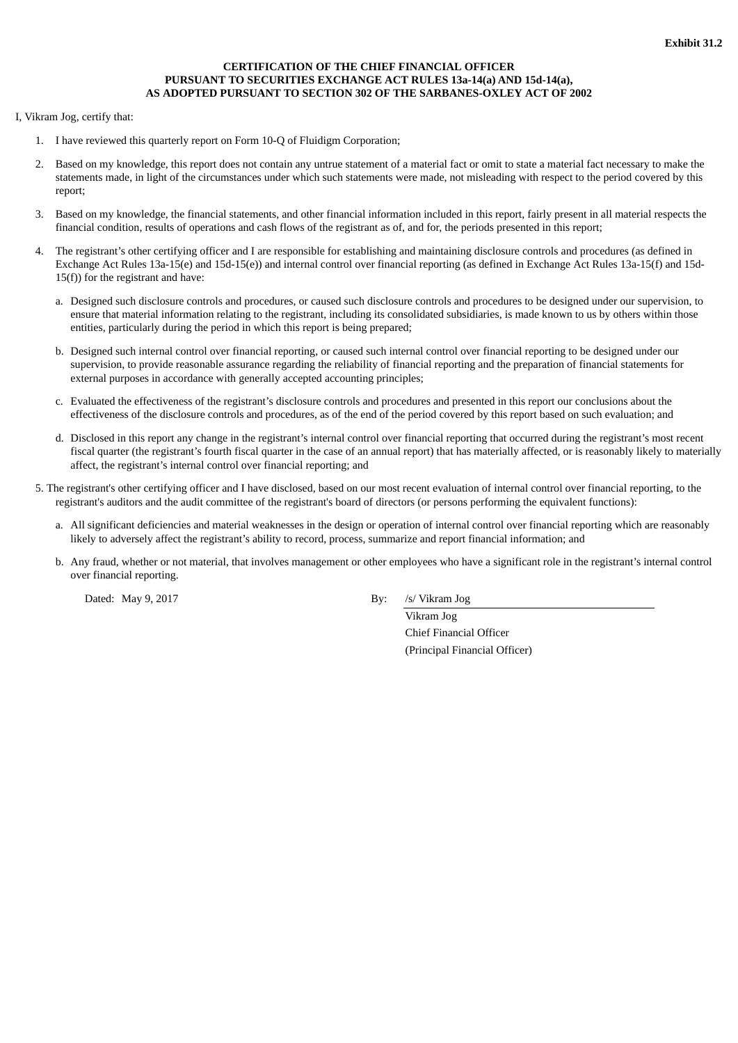**Exhibit 31.2**

**CERTIFICATION OF THE CHIEF FINANCIAL OFFICER PURSUANT TO SECURITIES EXCHANGE ACT RULES 13a-14(a) AND 15d-14(a), AS ADOPTED PURSUANT TO SECTION 302 OF THE SARBANES-OXLEY ACT OF 2002**

I, Vikram Jog, certify that:

1. I have reviewed this quarterly report on Form 10-Q of Fluidigm Corporation;

2. Based on my knowledge, this report does not contain any untrue statement of a material fact or omit to state a material fact necessary to make the statements made, in light of the circumstances under which such statements were made, not misleading with respect to the period covered by this report;

3. Based on my knowledge, the financial statements, and other financial information included in this report, fairly present in all material respects the financial condition, results of operations and cash flows of the registrant as of, and for, the periods presented in this report;

4. The registrant's other certifying officer and I are responsible for establishing and maintaining disclosure controls and procedures (as defined in Exchange Act Rules 13a-15(e) and 15d-15(e)) and internal control over financial reporting (as defined in Exchange Act Rules 13a-15(f) and 15d-15(f)) for the registrant and have:

   a. Designed such disclosure controls and procedures, or caused such disclosure controls and procedures to be designed under our supervision, to ensure that material information relating to the registrant, including its consolidated subsidiaries, is made known to us by others within those entities, particularly during the period in which this report is being prepared;

   b. Designed such internal control over financial reporting, or caused such internal control over financial reporting to be designed under our supervision, to provide reasonable assurance regarding the reliability of financial reporting and the preparation of financial statements for external purposes in accordance with generally accepted accounting principles;

   c. Evaluated the effectiveness of the registrant's disclosure controls and procedures and presented in this report our conclusions about the effectiveness of the disclosure controls and procedures, as of the end of the period covered by this report based on such evaluation; and

   d. Disclosed in this report any change in the registrant's internal control over financial reporting that occurred during the registrant's most recent fiscal quarter (the registrant's fourth fiscal quarter in the case of an annual report) that has materially affected, or is reasonably likely to materially affect, the registrant's internal control over financial reporting; and

5. The registrant's other certifying officer and I have disclosed, based on our most recent evaluation of internal control over financial reporting, to the registrant's auditors and the audit committee of the registrant's board of directors (or persons performing the equivalent functions):

   a. All significant deficiencies and material weaknesses in the design or operation of internal control over financial reporting which are reasonably likely to adversely affect the registrant's ability to record, process, summarize and report financial information; and

   b. Any fraud, whether or not material, that involves management or other employees who have a significant role in the registrant's internal control over financial reporting.

Dated: May 9, 2017

By: /s/ Vikram Jog
Vikram Jog
Chief Financial Officer
(Principal Financial Officer)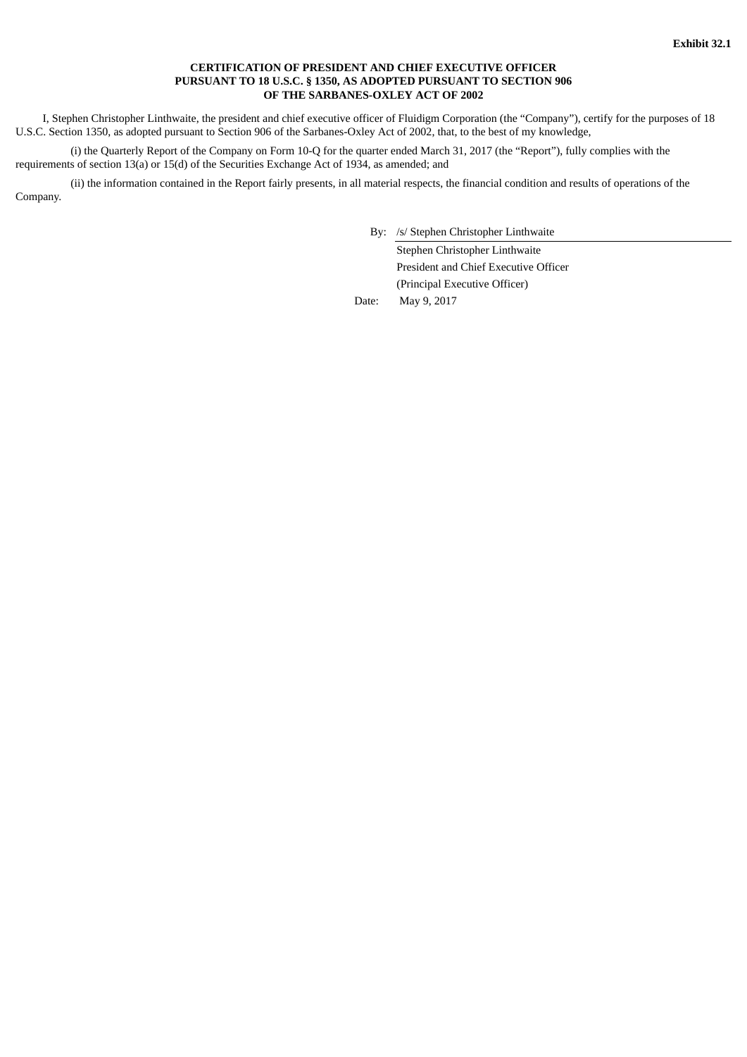**Exhibit 32.1**

**CERTIFICATION OF PRESIDENT AND CHIEF EXECUTIVE OFFICER PURSUANT TO 18 U.S.C. § 1350, AS ADOPTED PURSUANT TO SECTION 906 OF THE SARBANES-OXLEY ACT OF 2002**

I, Stephen Christopher Linthwaite, the president and chief executive officer of Fluidigm Corporation (the "Company"), certify for the purposes of 18 U.S.C. Section 1350, as adopted pursuant to Section 906 of the Sarbanes-Oxley Act of 2002, that, to the best of my knowledge,

(i) the Quarterly Report of the Company on Form 10-Q for the quarter ended March 31, 2017 (the "Report"), fully complies with the requirements of section 13(a) or 15(d) of the Securities Exchange Act of 1934, as amended; and

(ii) the information contained in the Report fairly presents, in all material respects, the financial condition and results of operations of the Company.

By: /s/ Stephen Christopher Linthwaite

Stephen Christopher Linthwaite
President and Chief Executive Officer
(Principal Executive Officer)

Date: May 9, 2017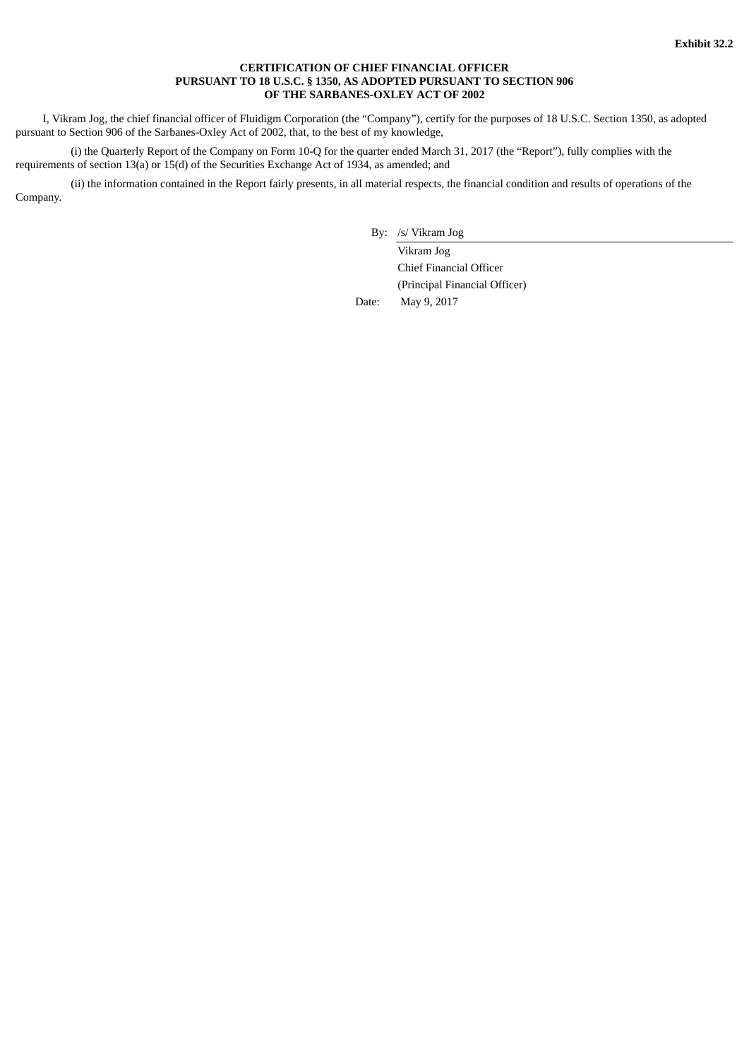**Exhibit 32.2**

**CERTIFICATION OF CHIEF FINANCIAL OFFICER PURSUANT TO 18 U.S.C. § 1350, AS ADOPTED PURSUANT TO SECTION 906 OF THE SARBANES-OXLEY ACT OF 2002**

I, Vikram Jog, the chief financial officer of Fluidigm Corporation (the "Company"), certify for the purposes of 18 U.S.C. Section 1350, as adopted pursuant to Section 906 of the Sarbanes-Oxley Act of 2002, that, to the best of my knowledge,

(i) the Quarterly Report of the Company on Form 10-Q for the quarter ended March 31, 2017 (the "Report"), fully complies with the requirements of section 13(a) or 15(d) of the Securities Exchange Act of 1934, as amended; and

(ii) the information contained in the Report fairly presents, in all material respects, the financial condition and results of operations of the Company.

By: /s/ Vikram Jog

Vikram Jog

Chief Financial Officer

(Principal Financial Officer)

Date: May 9, 2017